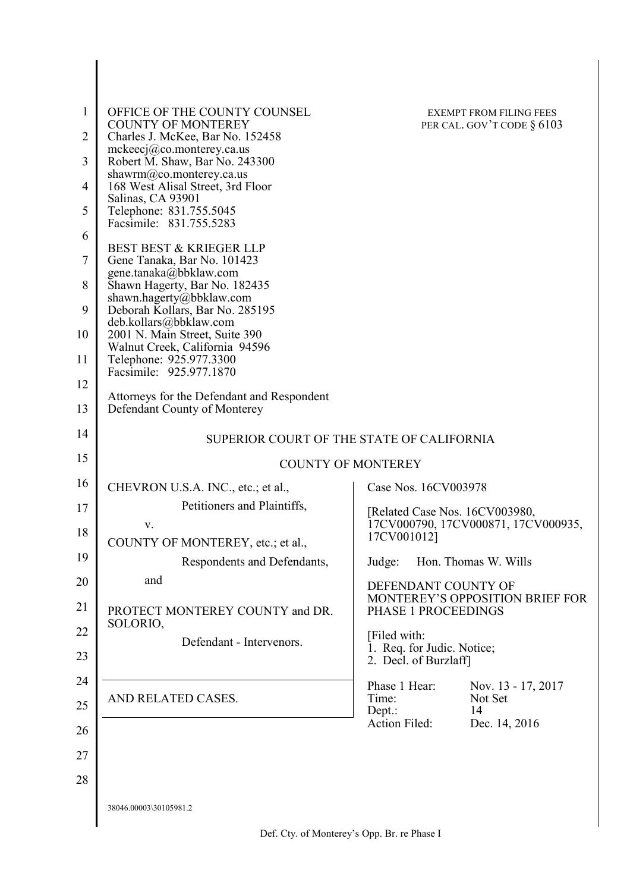OFFICE OF THE COUNTY COUNSEL
COUNTY OF MONTEREY
Charles J. McKee, Bar No. 152458
mckeecj@co.monterey.ca.us
Robert M. Shaw, Bar No. 243300
shawrm@co.monterey.ca.us
168 West Alisal Street, 3rd Floor
Salinas, CA 93901
Telephone: 831.755.5045
Facsimile: 831.755.5283

EXEMPT FROM FILING FEES
PER CAL. GOV'T CODE § 6103

BEST BEST & KRIEGER LLP
Gene Tanaka, Bar No. 101423
gene.tanaka@bbklaw.com
Shawn Hagerty, Bar No. 182435
shawn.hagerty@bbklaw.com
Deborah Kollars, Bar No. 285195
deb.kollars@bbklaw.com
2001 N. Main Street, Suite 390
Walnut Creek, California 94596
Telephone: 925.977.3300
Facsimile: 925.977.1870

Attorneys for the Defendant and Respondent
Defendant County of Monterey

SUPERIOR COURT OF THE STATE OF CALIFORNIA

COUNTY OF MONTEREY

| | |
|---|---|
| CHEVRON U.S.A. INC., etc.; et al.,<br>Petitioners and Plaintiffs,<br>v.<br>COUNTY OF MONTEREY, etc.; et al.,<br>Respondents and Defendants,<br>and<br>PROTECT MONTEREY COUNTY and DR. SOLORIO,<br>Defendant - Intervenors. | Case Nos. 16CV003978<br>[Related Case Nos. 16CV003980, 17CV000790, 17CV000871, 17CV000935, 17CV001012]<br>Judge: Hon. Thomas W. Wills<br>DEFENDANT COUNTY OF MONTEREY'S OPPOSITION BRIEF FOR PHASE 1 PROCEEDINGS<br>[Filed with:<br>1. Req. for Judic. Notice;<br>2. Decl. of Burzlaff] |
| AND RELATED CASES. | Phase 1 Hear: Nov. 13 - 17, 2017<br>Time: Not Set<br>Dept.: 14<br>Action Filed: Dec. 14, 2016 |

38046.00003\30105981.2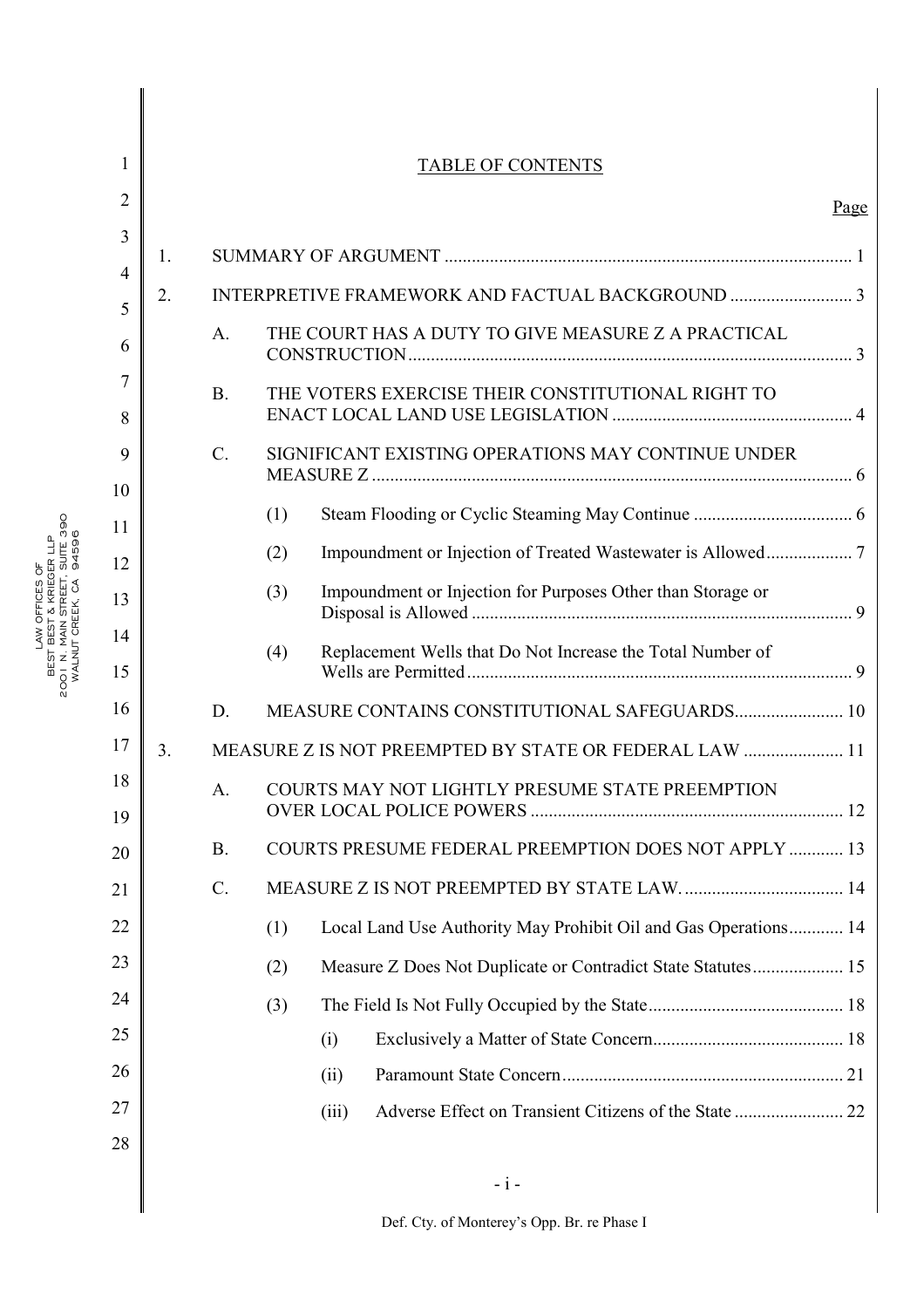# TABLE OF CONTENTS

| | Page |
|---|---|
| 1. SUMMARY OF ARGUMENT | 1 |
| 2. INTERPRETIVE FRAMEWORK AND FACTUAL BACKGROUND | 3 |
| A. THE COURT HAS A DUTY TO GIVE MEASURE Z A PRACTICAL CONSTRUCTION | 3 |
| B. THE VOTERS EXERCISE THEIR CONSTITUTIONAL RIGHT TO ENACT LOCAL LAND USE LEGISLATION | 4 |
| C. SIGNIFICANT EXISTING OPERATIONS MAY CONTINUE UNDER MEASURE Z | 6 |
| (1) Steam Flooding or Cyclic Steaming May Continue | 6 |
| (2) Impoundment or Injection of Treated Wastewater is Allowed | 7 |
| (3) Impoundment or Injection for Purposes Other than Storage or Disposal is Allowed | 9 |
| (4) Replacement Wells that Do Not Increase the Total Number of Wells are Permitted | 9 |
| D. MEASURE CONTAINS CONSTITUTIONAL SAFEGUARDS | 10 |
| 3. MEASURE Z IS NOT PREEMPTED BY STATE OR FEDERAL LAW | 11 |
| A. COURTS MAY NOT LIGHTLY PRESUME STATE PREEMPTION OVER LOCAL POLICE POWERS | 12 |
| B. COURTS PRESUME FEDERAL PREEMPTION DOES NOT APPLY | 13 |
| C. MEASURE Z IS NOT PREEMPTED BY STATE LAW. | 14 |
| (1) Local Land Use Authority May Prohibit Oil and Gas Operations | 14 |
| (2) Measure Z Does Not Duplicate or Contradict State Statutes | 15 |
| (3) The Field Is Not Fully Occupied by the State | 18 |
| (i) Exclusively a Matter of State Concern | 18 |
| (ii) Paramount State Concern | 21 |
| (iii) Adverse Effect on Transient Citizens of the State | 22 |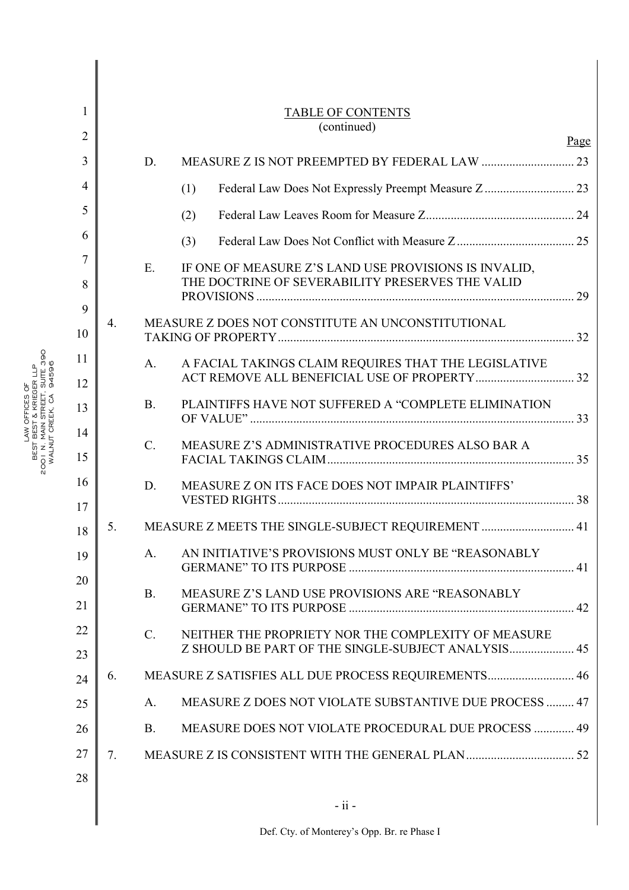# TABLE OF CONTENTS
(continued)

Page

- D. MEASURE Z IS NOT PREEMPTED BY FEDERAL LAW .............................. 23
  - (1) Federal Law Does Not Expressly Preempt Measure Z ............................ 23
  - (2) Federal Law Leaves Room for Measure Z................................................ 24
  - (3) Federal Law Does Not Conflict with Measure Z ...................................... 25
- E. IF ONE OF MEASURE Z'S LAND USE PROVISIONS IS INVALID, THE DOCTRINE OF SEVERABILITY PRESERVES THE VALID PROVISIONS ...................................................................................................... 29

4. MEASURE Z DOES NOT CONSTITUTE AN UNCONSTITUTIONAL TAKING OF PROPERTY ............................................................................................... 32
   - A. A FACIAL TAKINGS CLAIM REQUIRES THAT THE LEGISLATIVE ACT REMOVE ALL BENEFICIAL USE OF PROPERTY................................ 32
   - B. PLAINTIFFS HAVE NOT SUFFERED A "COMPLETE ELIMINATION OF VALUE" ......................................................................................................... 33
   - C. MEASURE Z'S ADMINISTRATIVE PROCEDURES ALSO BAR A FACIAL TAKINGS CLAIM ............................................................................... 35
   - D. MEASURE Z ON ITS FACE DOES NOT IMPAIR PLAINTIFFS' VESTED RIGHTS ............................................................................................... 38
5. MEASURE Z MEETS THE SINGLE-SUBJECT REQUIREMENT .............................. 41
   - A. AN INITIATIVE'S PROVISIONS MUST ONLY BE "REASONABLY GERMANE" TO ITS PURPOSE ........................................................................ 41
   - B. MEASURE Z'S LAND USE PROVISIONS ARE "REASONABLY GERMANE" TO ITS PURPOSE ........................................................................ 42
   - C. NEITHER THE PROPRIETY NOR THE COMPLEXITY OF MEASURE Z SHOULD BE PART OF THE SINGLE-SUBJECT ANALYSIS..................... 45
6. MEASURE Z SATISFIES ALL DUE PROCESS REQUIREMENTS............................ 46
   - A. MEASURE Z DOES NOT VIOLATE SUBSTANTIVE DUE PROCESS ......... 47
   - B. MEASURE DOES NOT VIOLATE PROCEDURAL DUE PROCESS ............. 49
7. MEASURE Z IS CONSISTENT WITH THE GENERAL PLAN................................... 52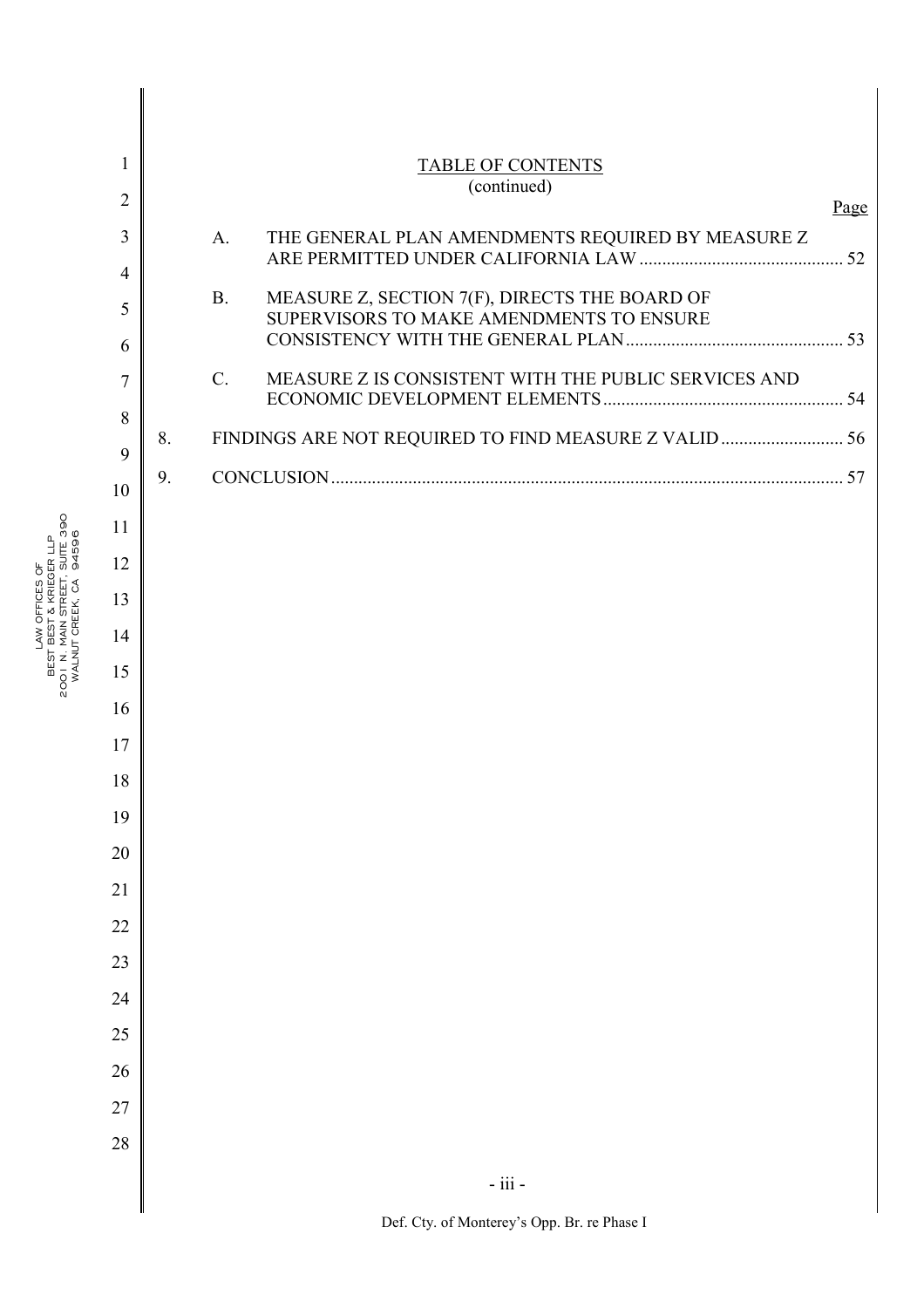## TABLE OF CONTENTS
(continued)

| | | Page |
|---|---|---|
| A. | THE GENERAL PLAN AMENDMENTS REQUIRED BY MEASURE Z ARE PERMITTED UNDER CALIFORNIA LAW | 52 |
| B. | MEASURE Z, SECTION 7(F), DIRECTS THE BOARD OF SUPERVISORS TO MAKE AMENDMENTS TO ENSURE CONSISTENCY WITH THE GENERAL PLAN | 53 |
| C. | MEASURE Z IS CONSISTENT WITH THE PUBLIC SERVICES AND ECONOMIC DEVELOPMENT ELEMENTS | 54 |
| 8. | FINDINGS ARE NOT REQUIRED TO FIND MEASURE Z VALID | 56 |
| 9. | CONCLUSION | 57 |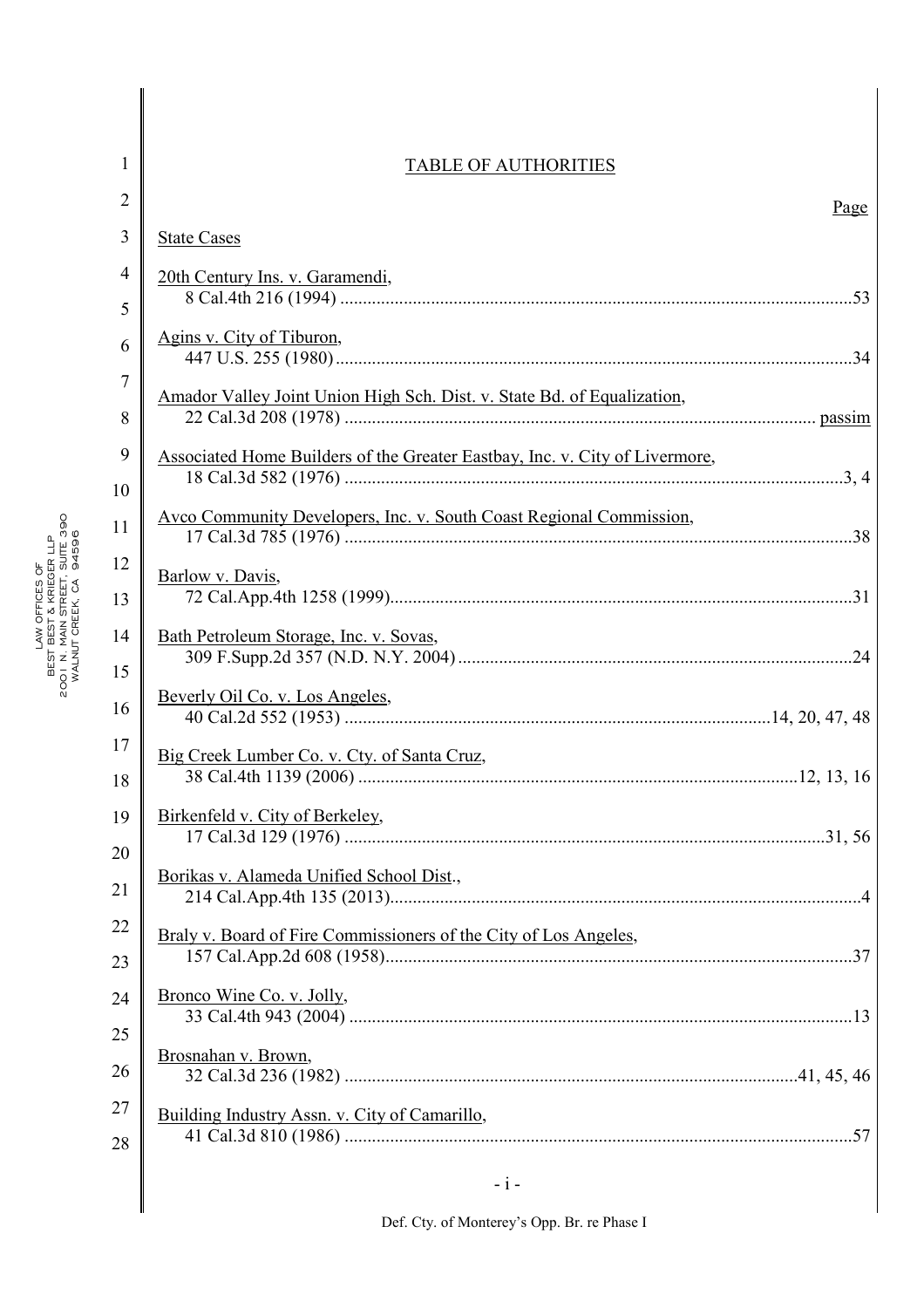# TABLE OF AUTHORITIES

Page

State Cases

20th Century Ins. v. Garamendi,
8 Cal.4th 216 (1994) ..........53

Agins v. City of Tiburon,
447 U.S. 255 (1980) ..........34

Amador Valley Joint Union High Sch. Dist. v. State Bd. of Equalization,
22 Cal.3d 208 (1978) .......... passim

Associated Home Builders of the Greater Eastbay, Inc. v. City of Livermore,
18 Cal.3d 582 (1976) ..........3, 4

Avco Community Developers, Inc. v. South Coast Regional Commission,
17 Cal.3d 785 (1976) ..........38

Barlow v. Davis,
72 Cal.App.4th 1258 (1999) ..........31

Bath Petroleum Storage, Inc. v. Sovas,
309 F.Supp.2d 357 (N.D. N.Y. 2004) ..........24

Beverly Oil Co. v. Los Angeles,
40 Cal.2d 552 (1953) ..........14, 20, 47, 48

Big Creek Lumber Co. v. Cty. of Santa Cruz,
38 Cal.4th 1139 (2006) ..........12, 13, 16

Birkenfeld v. City of Berkeley,
17 Cal.3d 129 (1976) ..........31, 56

Borikas v. Alameda Unified School Dist.,
214 Cal.App.4th 135 (2013) ..........4

Braly v. Board of Fire Commissioners of the City of Los Angeles,
157 Cal.App.2d 608 (1958) ..........37

Bronco Wine Co. v. Jolly,
33 Cal.4th 943 (2004) ..........13

Brosnahan v. Brown,
32 Cal.3d 236 (1982) ..........41, 45, 46

Building Industry Assn. v. City of Camarillo,
41 Cal.3d 810 (1986) ..........57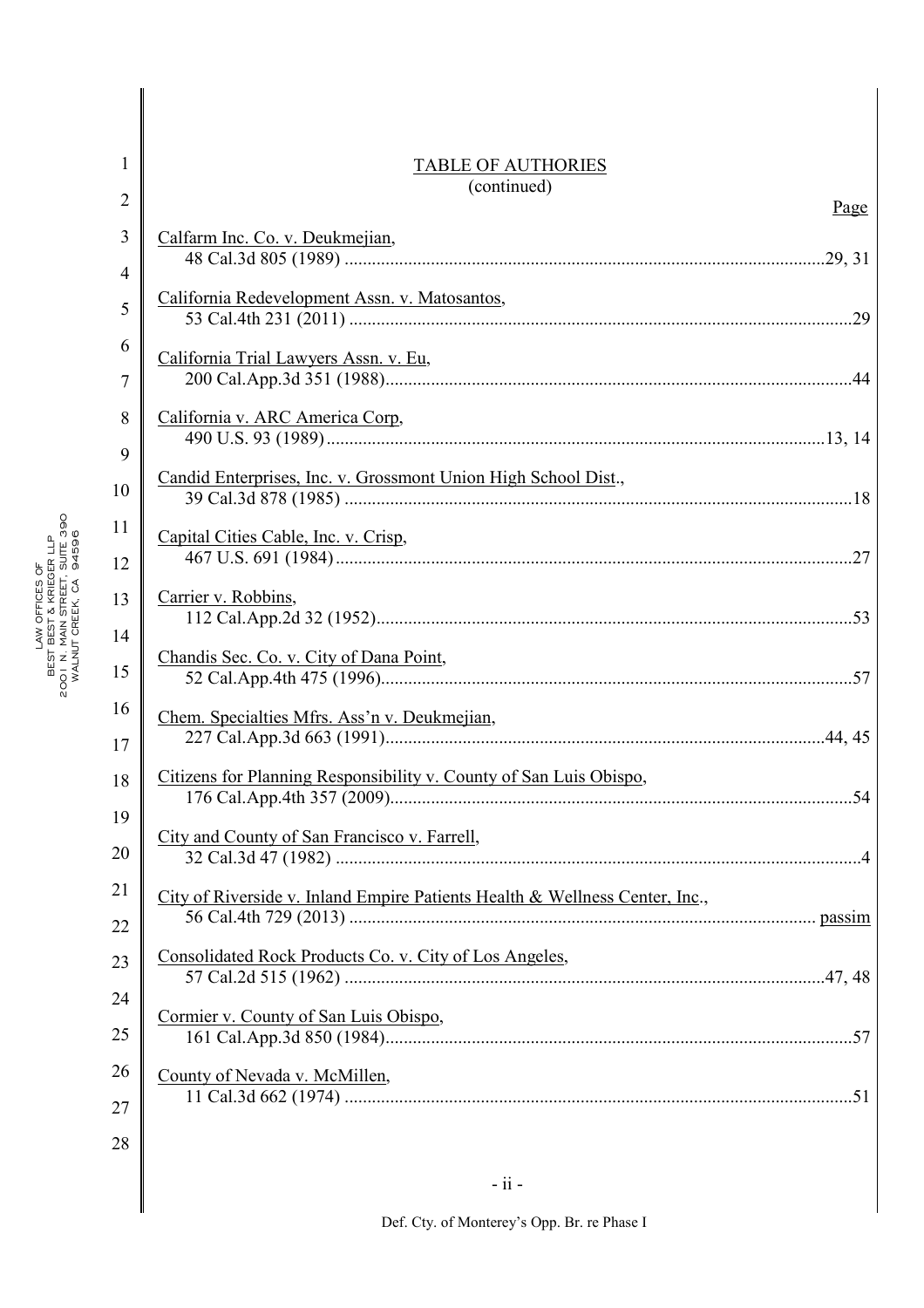TABLE OF AUTHORIES
(continued)

Page

Calfarm Inc. Co. v. Deukmejian,
48 Cal.3d 805 (1989) ....................................................................................................29, 31

California Redevelopment Assn. v. Matosantos,
53 Cal.4th 231 (2011) ..........................................................................................................29

California Trial Lawyers Assn. v. Eu,
200 Cal.App.3d 351 (1988)..................................................................................................44

California v. ARC America Corp,
490 U.S. 93 (1989)........................................................................................................13, 14

Candid Enterprises, Inc. v. Grossmont Union High School Dist.,
39 Cal.3d 878 (1985) ...........................................................................................................18

Capital Cities Cable, Inc. v. Crisp,
467 U.S. 691 (1984)..............................................................................................................27

Carrier v. Robbins,
112 Cal.App.2d 32 (1952).....................................................................................................53

Chandis Sec. Co. v. City of Dana Point,
52 Cal.App.4th 475 (1996)....................................................................................................57

Chem. Specialties Mfrs. Ass'n v. Deukmejian,
227 Cal.App.3d 663 (1991)............................................................................................44, 45

Citizens for Planning Responsibility v. County of San Luis Obispo,
176 Cal.App.4th 357 (2009)..................................................................................................54

City and County of San Francisco v. Farrell,
32 Cal.3d 47 (1982) ................................................................................................................4

City of Riverside v. Inland Empire Patients Health & Wellness Center, Inc.,
56 Cal.4th 729 (2013) ................................................................................................... passim

Consolidated Rock Products Co. v. City of Los Angeles,
57 Cal.2d 515 (1962) .......................................................................................................47, 48

Cormier v. County of San Luis Obispo,
161 Cal.App.3d 850 (1984)...................................................................................................57

County of Nevada v. McMillen,
11 Cal.3d 662 (1974) ............................................................................................................51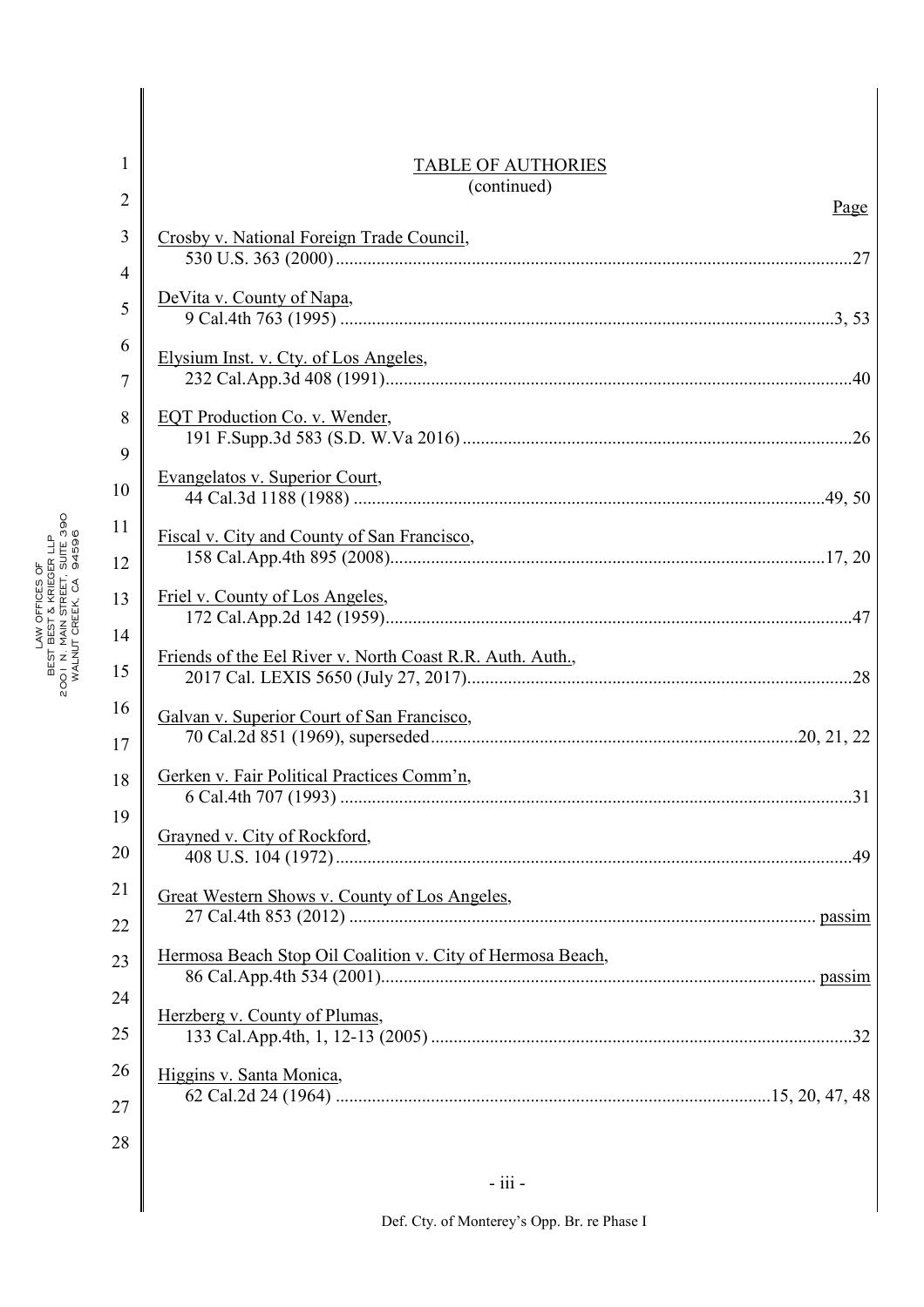## TABLE OF AUTHORIES

(continued)

| | Page |
|---|---|
| Crosby v. National Foreign Trade Council, 530 U.S. 363 (2000) | 27 |
| DeVita v. County of Napa, 9 Cal.4th 763 (1995) | 3, 53 |
| Elysium Inst. v. Cty. of Los Angeles, 232 Cal.App.3d 408 (1991) | 40 |
| EQT Production Co. v. Wender, 191 F.Supp.3d 583 (S.D. W.Va 2016) | 26 |
| Evangelatos v. Superior Court, 44 Cal.3d 1188 (1988) | 49, 50 |
| Fiscal v. City and County of San Francisco, 158 Cal.App.4th 895 (2008) | 17, 20 |
| Friel v. County of Los Angeles, 172 Cal.App.2d 142 (1959) | 47 |
| Friends of the Eel River v. North Coast R.R. Auth. Auth., 2017 Cal. LEXIS 5650 (July 27, 2017) | 28 |
| Galvan v. Superior Court of San Francisco, 70 Cal.2d 851 (1969), superseded | 20, 21, 22 |
| Gerken v. Fair Political Practices Comm'n, 6 Cal.4th 707 (1993) | 31 |
| Grayned v. City of Rockford, 408 U.S. 104 (1972) | 49 |
| Great Western Shows v. County of Los Angeles, 27 Cal.4th 853 (2012) | passim |
| Hermosa Beach Stop Oil Coalition v. City of Hermosa Beach, 86 Cal.App.4th 534 (2001) | passim |
| Herzberg v. County of Plumas, 133 Cal.App.4th, 1, 12-13 (2005) | 32 |
| Higgins v. Santa Monica, 62 Cal.2d 24 (1964) | 15, 20, 47, 48 |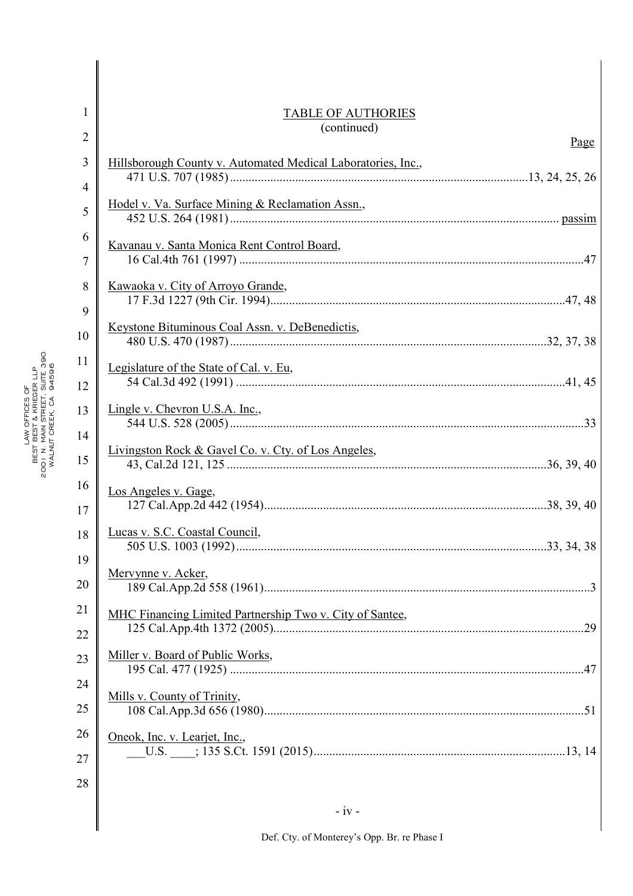TABLE OF AUTHORIES
(continued)

Page

Hillsborough County v. Automated Medical Laboratories, Inc.,
471 U.S. 707 (1985) ........ 13, 24, 25, 26

Hodel v. Va. Surface Mining & Reclamation Assn.,
452 U.S. 264 (1981) ........ passim

Kavanau v. Santa Monica Rent Control Board,
16 Cal.4th 761 (1997) ........ 47

Kawaoka v. City of Arroyo Grande,
17 F.3d 1227 (9th Cir. 1994) ........ 47, 48

Keystone Bituminous Coal Assn. v. DeBenedictis,
480 U.S. 470 (1987) ........ 32, 37, 38

Legislature of the State of Cal. v. Eu,
54 Cal.3d 492 (1991) ........ 41, 45

Lingle v. Chevron U.S.A. Inc.,
544 U.S. 528 (2005) ........ 33

Livingston Rock & Gavel Co. v. Cty. of Los Angeles,
43, Cal.2d 121, 125 ........ 36, 39, 40

Los Angeles v. Gage,
127 Cal.App.2d 442 (1954) ........ 38, 39, 40

Lucas v. S.C. Coastal Council,
505 U.S. 1003 (1992) ........ 33, 34, 38

Mervynne v. Acker,
189 Cal.App.2d 558 (1961) ........ 3

MHC Financing Limited Partnership Two v. City of Santee,
125 Cal.App.4th 1372 (2005) ........ 29

Miller v. Board of Public Works,
195 Cal. 477 (1925) ........ 47

Mills v. County of Trinity,
108 Cal.App.3d 656 (1980) ........ 51

Oneok, Inc. v. Learjet, Inc.,
\_\_\_U.S. \_\_\_\_; 135 S.Ct. 1591 (2015) ........ 13, 14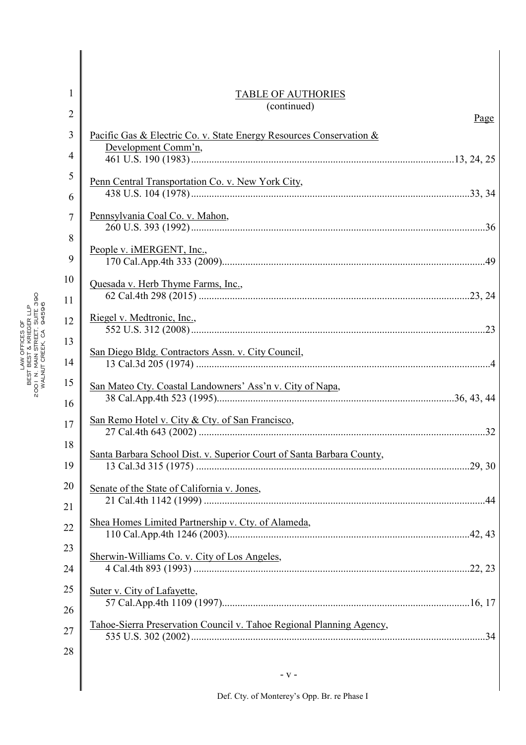TABLE OF AUTHORIES
(continued)

Page

Pacific Gas & Electric Co. v. State Energy Resources Conservation & Development Comm'n,
461 U.S. 190 (1983) .................................................................................................... 13, 24, 25

Penn Central Transportation Co. v. New York City,
438 U.S. 104 (1978) .......................................................................................................... 33, 34

Pennsylvania Coal Co. v. Mahon,
260 U.S. 393 (1992) ................................................................................................................ 36

People v. iMERGENT, Inc.,
170 Cal.App.4th 333 (2009) ..................................................................................................... 49

Quesada v. Herb Thyme Farms, Inc.,
62 Cal.4th 298 (2015) ........................................................................................................ 23, 24

Riegel v. Medtronic, Inc.,
552 U.S. 312 (2008) ................................................................................................................ 23

San Diego Bldg. Contractors Assn. v. City Council,
13 Cal.3d 205 (1974) ................................................................................................................. 4

San Mateo Cty. Coastal Landowners' Ass'n v. City of Napa,
38 Cal.App.4th 523 (1995) .......................................................................................... 36, 43, 44

San Remo Hotel v. City & Cty. of San Francisco,
27 Cal.4th 643 (2002) ............................................................................................................. 32

Santa Barbara School Dist. v. Superior Court of Santa Barbara County,
13 Cal.3d 315 (1975) ........................................................................................................ 29, 30

Senate of the State of California v. Jones,
21 Cal.4th 1142 (1999) ........................................................................................................... 44

Shea Homes Limited Partnership v. Cty. of Alameda,
110 Cal.App.4th 1246 (2003) ............................................................................................ 42, 43

Sherwin-Williams Co. v. City of Los Angeles,
4 Cal.4th 893 (1993) .......................................................................................................... 22, 23

Suter v. City of Lafayette,
57 Cal.App.4th 1109 (1997) ............................................................................................... 16, 17

Tahoe-Sierra Preservation Council v. Tahoe Regional Planning Agency,
535 U.S. 302 (2002) ................................................................................................................ 34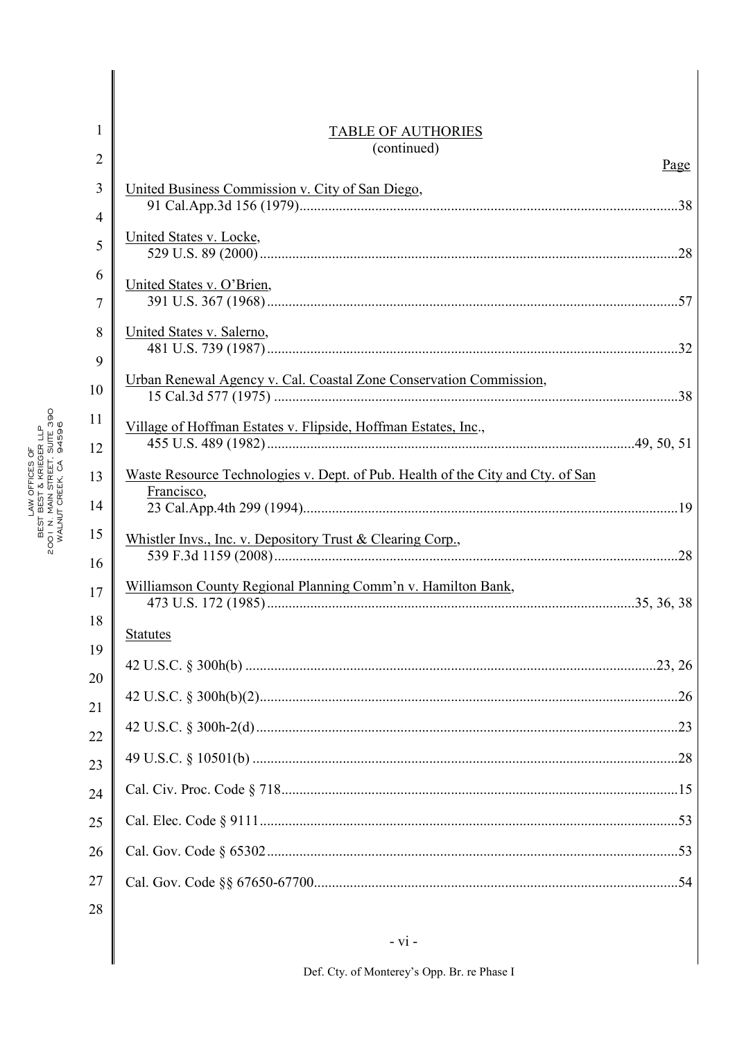## TABLE OF AUTHORIES
(continued)

Page

United Business Commission v. City of San Diego,
91 Cal.App.3d 156 (1979) ........................................................................................................38

United States v. Locke,
529 U.S. 89 (2000) ....................................................................................................................28

United States v. O'Brien,
391 U.S. 367 (1968) ..................................................................................................................57

United States v. Salerno,
481 U.S. 739 (1987) ..................................................................................................................32

Urban Renewal Agency v. Cal. Coastal Zone Conservation Commission,
15 Cal.3d 577 (1975) ................................................................................................................38

Village of Hoffman Estates v. Flipside, Hoffman Estates, Inc.,
455 U.S. 489 (1982) ..................................................................................................49, 50, 51

Waste Resource Technologies v. Dept. of Pub. Health of the City and Cty. of San Francisco,
23 Cal.App.4th 299 (1994) .......................................................................................................19

Whistler Invs., Inc. v. Depository Trust & Clearing Corp.,
539 F.3d 1159 (2008) ................................................................................................................28

Williamson County Regional Planning Comm'n v. Hamilton Bank,
473 U.S. 172 (1985) ..................................................................................................35, 36, 38

**Statutes**

42 U.S.C. § 300h(b) .............................................................................................................23, 26

42 U.S.C. § 300h(b)(2) ................................................................................................................26

42 U.S.C. § 300h-2(d) .................................................................................................................23

49 U.S.C. § 10501(b) ..................................................................................................................28

Cal. Civ. Proc. Code § 718 ..........................................................................................................15

Cal. Elec. Code § 9111 .................................................................................................................53

Cal. Gov. Code § 65302 ...............................................................................................................53

Cal. Gov. Code §§ 67650-67700 ..................................................................................................54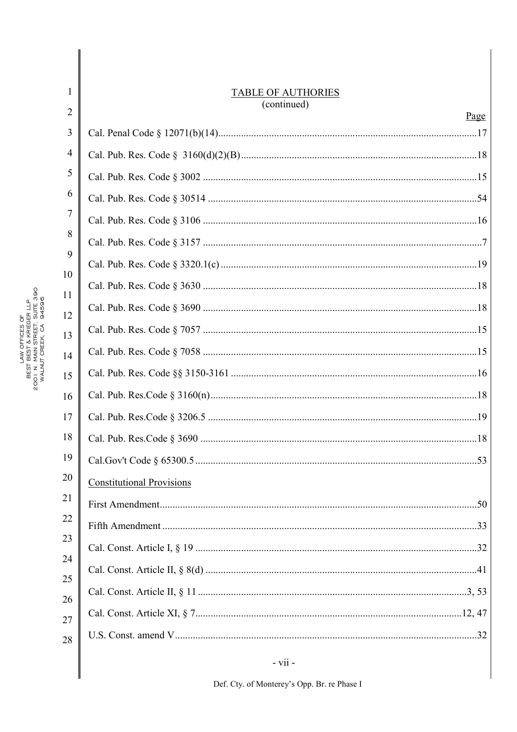## TABLE OF AUTHORIES
(continued)

| | Page |
|---|---|
| Cal. Penal Code § 12071(b)(14) | 17 |
| Cal. Pub. Res. Code § 3160(d)(2)(B) | 18 |
| Cal. Pub. Res. Code § 3002 | 15 |
| Cal. Pub. Res. Code § 30514 | 54 |
| Cal. Pub. Res. Code § 3106 | 16 |
| Cal. Pub. Res. Code § 3157 | 7 |
| Cal. Pub. Res. Code § 3320.1(c) | 19 |
| Cal. Pub. Res. Code § 3630 | 18 |
| Cal. Pub. Res. Code § 3690 | 18 |
| Cal. Pub. Res. Code § 7057 | 15 |
| Cal. Pub. Res. Code § 7058 | 15 |
| Cal. Pub. Res. Code §§ 3150-3161 | 16 |
| Cal. Pub. Res.Code § 3160(n) | 18 |
| Cal. Pub. Res.Code § 3206.5 | 19 |
| Cal. Pub. Res.Code § 3690 | 18 |
| Cal.Gov't Code § 65300.5 | 53 |

### Constitutional Provisions

| | |
|---|---|
| First Amendment | 50 |
| Fifth Amendment | 33 |
| Cal. Const. Article I, § 19 | 32 |
| Cal. Const. Article II, § 8(d) | 41 |
| Cal. Const. Article II, § 11 | 3, 53 |
| Cal. Const. Article XI, § 7 | 12, 47 |
| U.S. Const. amend V | 32 |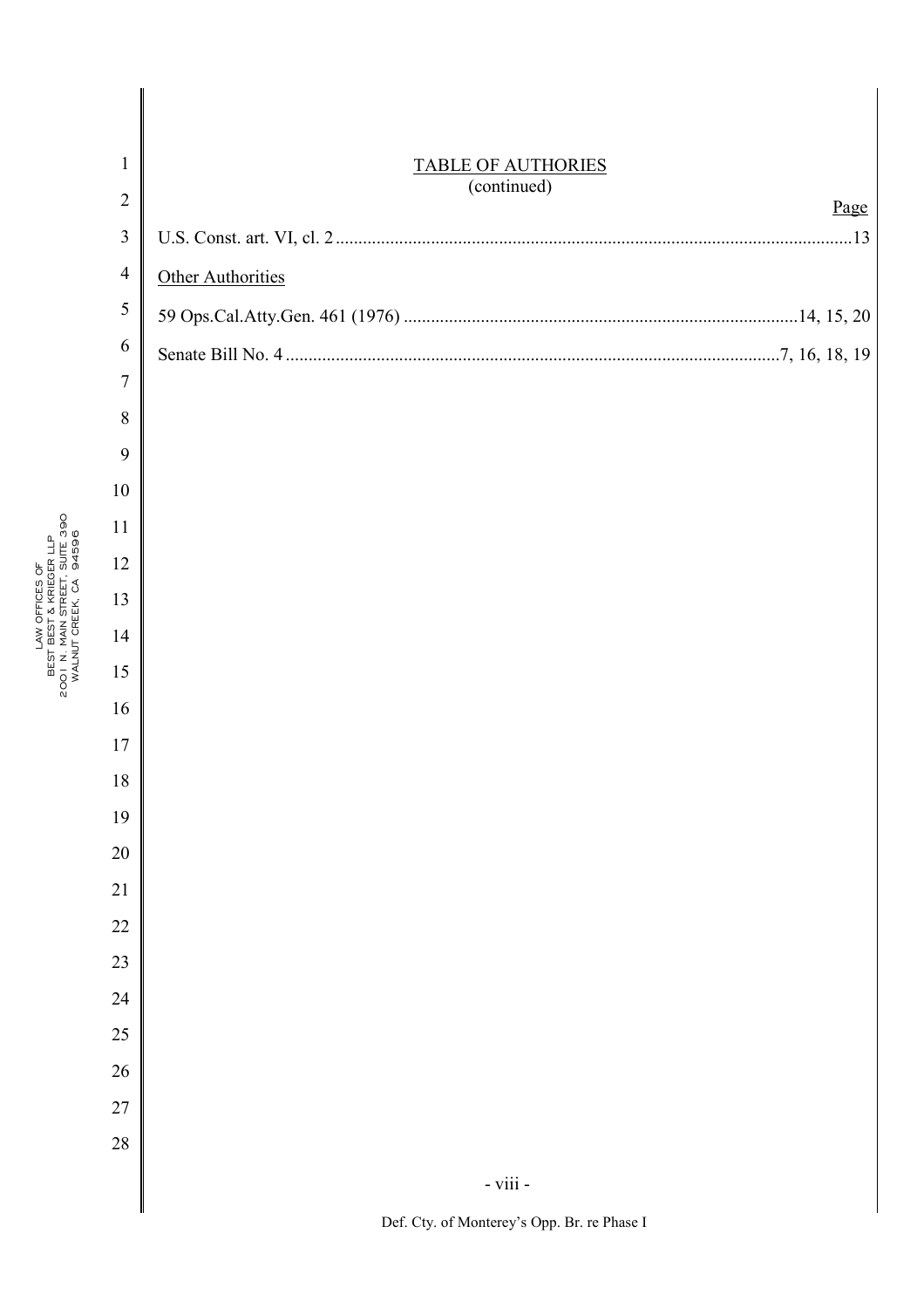# TABLE OF AUTHORIES
(continued)

Page

U.S. Const. art. VI, cl. 2 .....13

Other Authorities

59 Ops.Cal.Atty.Gen. 461 (1976) .....14, 15, 20

Senate Bill No. 4 .....7, 16, 18, 19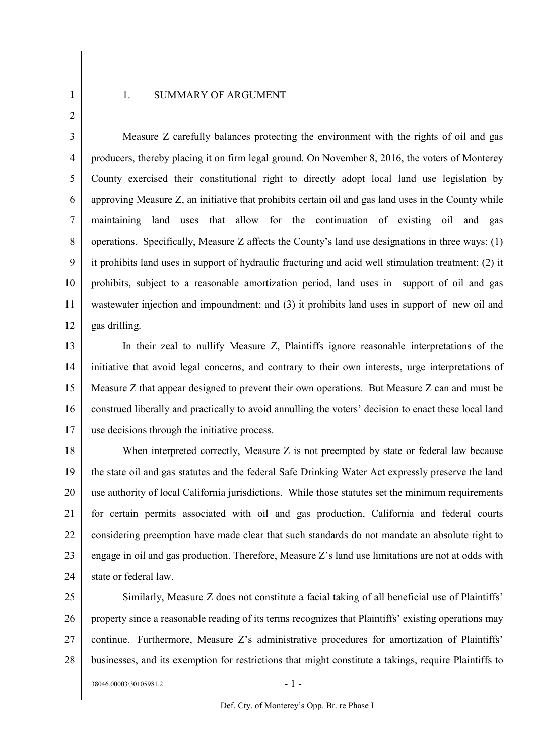## 1. SUMMARY OF ARGUMENT

Measure Z carefully balances protecting the environment with the rights of oil and gas producers, thereby placing it on firm legal ground. On November 8, 2016, the voters of Monterey County exercised their constitutional right to directly adopt local land use legislation by approving Measure Z, an initiative that prohibits certain oil and gas land uses in the County while maintaining land uses that allow for the continuation of existing oil and gas operations. Specifically, Measure Z affects the County's land use designations in three ways: (1) it prohibits land uses in support of hydraulic fracturing and acid well stimulation treatment; (2) it prohibits, subject to a reasonable amortization period, land uses in support of oil and gas wastewater injection and impoundment; and (3) it prohibits land uses in support of new oil and gas drilling.

In their zeal to nullify Measure Z, Plaintiffs ignore reasonable interpretations of the initiative that avoid legal concerns, and contrary to their own interests, urge interpretations of Measure Z that appear designed to prevent their own operations. But Measure Z can and must be construed liberally and practically to avoid annulling the voters' decision to enact these local land use decisions through the initiative process.

When interpreted correctly, Measure Z is not preempted by state or federal law because the state oil and gas statutes and the federal Safe Drinking Water Act expressly preserve the land use authority of local California jurisdictions. While those statutes set the minimum requirements for certain permits associated with oil and gas production, California and federal courts considering preemption have made clear that such standards do not mandate an absolute right to engage in oil and gas production. Therefore, Measure Z's land use limitations are not at odds with state or federal law.

Similarly, Measure Z does not constitute a facial taking of all beneficial use of Plaintiffs' property since a reasonable reading of its terms recognizes that Plaintiffs' existing operations may continue. Furthermore, Measure Z's administrative procedures for amortization of Plaintiffs' businesses, and its exemption for restrictions that might constitute a takings, require Plaintiffs to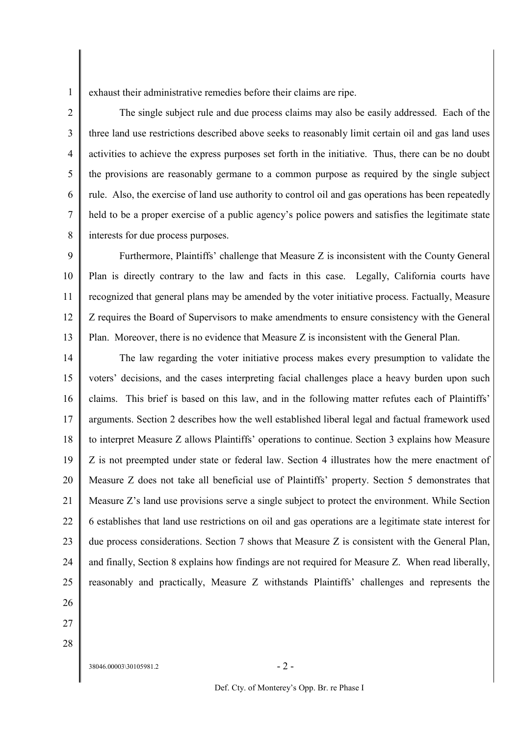exhaust their administrative remedies before their claims are ripe.

The single subject rule and due process claims may also be easily addressed. Each of the three land use restrictions described above seeks to reasonably limit certain oil and gas land uses activities to achieve the express purposes set forth in the initiative. Thus, there can be no doubt the provisions are reasonably germane to a common purpose as required by the single subject rule. Also, the exercise of land use authority to control oil and gas operations has been repeatedly held to be a proper exercise of a public agency's police powers and satisfies the legitimate state interests for due process purposes.

Furthermore, Plaintiffs' challenge that Measure Z is inconsistent with the County General Plan is directly contrary to the law and facts in this case. Legally, California courts have recognized that general plans may be amended by the voter initiative process. Factually, Measure Z requires the Board of Supervisors to make amendments to ensure consistency with the General Plan. Moreover, there is no evidence that Measure Z is inconsistent with the General Plan.

The law regarding the voter initiative process makes every presumption to validate the voters' decisions, and the cases interpreting facial challenges place a heavy burden upon such claims. This brief is based on this law, and in the following matter refutes each of Plaintiffs' arguments. Section 2 describes how the well established liberal legal and factual framework used to interpret Measure Z allows Plaintiffs' operations to continue. Section 3 explains how Measure Z is not preempted under state or federal law. Section 4 illustrates how the mere enactment of Measure Z does not take all beneficial use of Plaintiffs' property. Section 5 demonstrates that Measure Z's land use provisions serve a single subject to protect the environment. While Section 6 establishes that land use restrictions on oil and gas operations are a legitimate state interest for due process considerations. Section 7 shows that Measure Z is consistent with the General Plan, and finally, Section 8 explains how findings are not required for Measure Z. When read liberally, reasonably and practically, Measure Z withstands Plaintiffs' challenges and represents the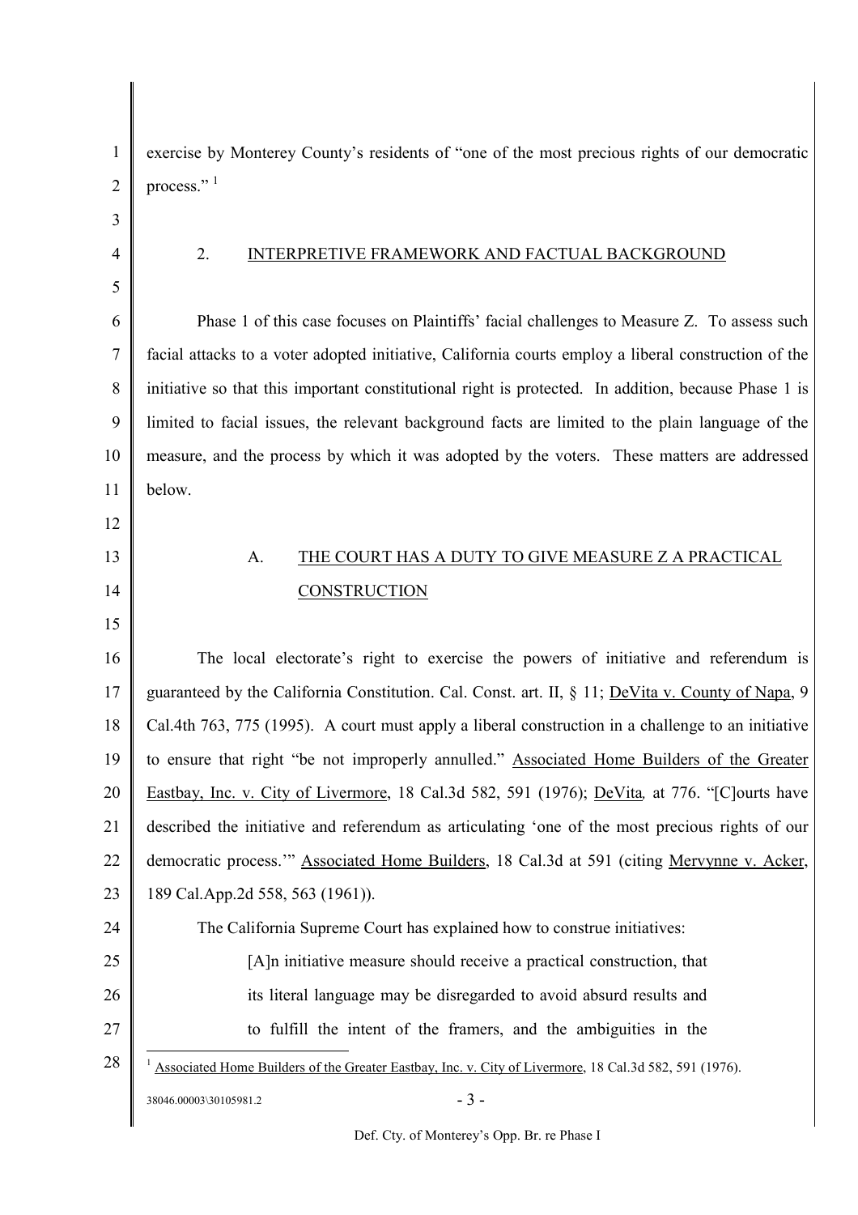exercise by Monterey County's residents of "one of the most precious rights of our democratic process." [1]

## 2. INTERPRETIVE FRAMEWORK AND FACTUAL BACKGROUND

Phase 1 of this case focuses on Plaintiffs' facial challenges to Measure Z. To assess such facial attacks to a voter adopted initiative, California courts employ a liberal construction of the initiative so that this important constitutional right is protected. In addition, because Phase 1 is limited to facial issues, the relevant background facts are limited to the plain language of the measure, and the process by which it was adopted by the voters. These matters are addressed below.

### A. THE COURT HAS A DUTY TO GIVE MEASURE Z A PRACTICAL CONSTRUCTION

The local electorate's right to exercise the powers of initiative and referendum is guaranteed by the California Constitution. Cal. Const. art. II, § 11; DeVita v. County of Napa, 9 Cal.4th 763, 775 (1995). A court must apply a liberal construction in a challenge to an initiative to ensure that right "be not improperly annulled." Associated Home Builders of the Greater Eastbay, Inc. v. City of Livermore, 18 Cal.3d 582, 591 (1976); *DeVita*, at 776. "[C]ourts have described the initiative and referendum as articulating 'one of the most precious rights of our democratic process.'" Associated Home Builders, 18 Cal.3d at 591 (citing Mervynne v. Acker, 189 Cal.App.2d 558, 563 (1961)).

The California Supreme Court has explained how to construe initiatives:

> [A]n initiative measure should receive a practical construction, that its literal language may be disregarded to avoid absurd results and to fulfill the intent of the framers, and the ambiguities in the

---

[1] Associated Home Builders of the Greater Eastbay, Inc. v. City of Livermore, 18 Cal.3d 582, 591 (1976).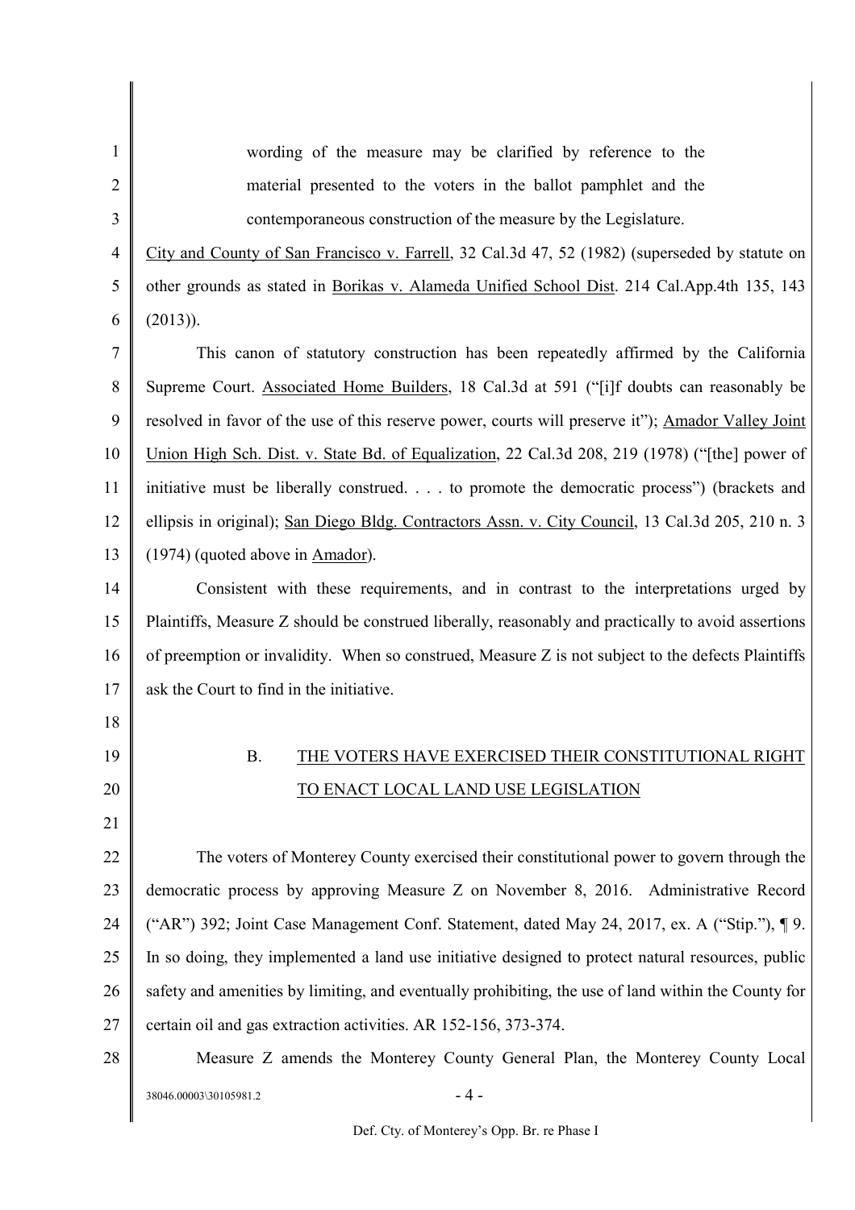> wording of the measure may be clarified by reference to the material presented to the voters in the ballot pamphlet and the contemporaneous construction of the measure by the Legislature.

City and County of San Francisco v. Farrell, 32 Cal.3d 47, 52 (1982) (superseded by statute on other grounds as stated in Borikas v. Alameda Unified School Dist. 214 Cal.App.4th 135, 143 (2013)).

This canon of statutory construction has been repeatedly affirmed by the California Supreme Court. Associated Home Builders, 18 Cal.3d at 591 ("[i]f doubts can reasonably be resolved in favor of the use of this reserve power, courts will preserve it"); Amador Valley Joint Union High Sch. Dist. v. State Bd. of Equalization, 22 Cal.3d 208, 219 (1978) ("[the] power of initiative must be liberally construed. . . . to promote the democratic process") (brackets and ellipsis in original); San Diego Bldg. Contractors Assn. v. City Council, 13 Cal.3d 205, 210 n. 3 (1974) (quoted above in Amador).

Consistent with these requirements, and in contrast to the interpretations urged by Plaintiffs, Measure Z should be construed liberally, reasonably and practically to avoid assertions of preemption or invalidity. When so construed, Measure Z is not subject to the defects Plaintiffs ask the Court to find in the initiative.

## B. THE VOTERS HAVE EXERCISED THEIR CONSTITUTIONAL RIGHT TO ENACT LOCAL LAND USE LEGISLATION

The voters of Monterey County exercised their constitutional power to govern through the democratic process by approving Measure Z on November 8, 2016. Administrative Record ("AR") 392; Joint Case Management Conf. Statement, dated May 24, 2017, ex. A ("Stip."), ¶ 9. In so doing, they implemented a land use initiative designed to protect natural resources, public safety and amenities by limiting, and eventually prohibiting, the use of land within the County for certain oil and gas extraction activities. AR 152-156, 373-374.

Measure Z amends the Monterey County General Plan, the Monterey County Local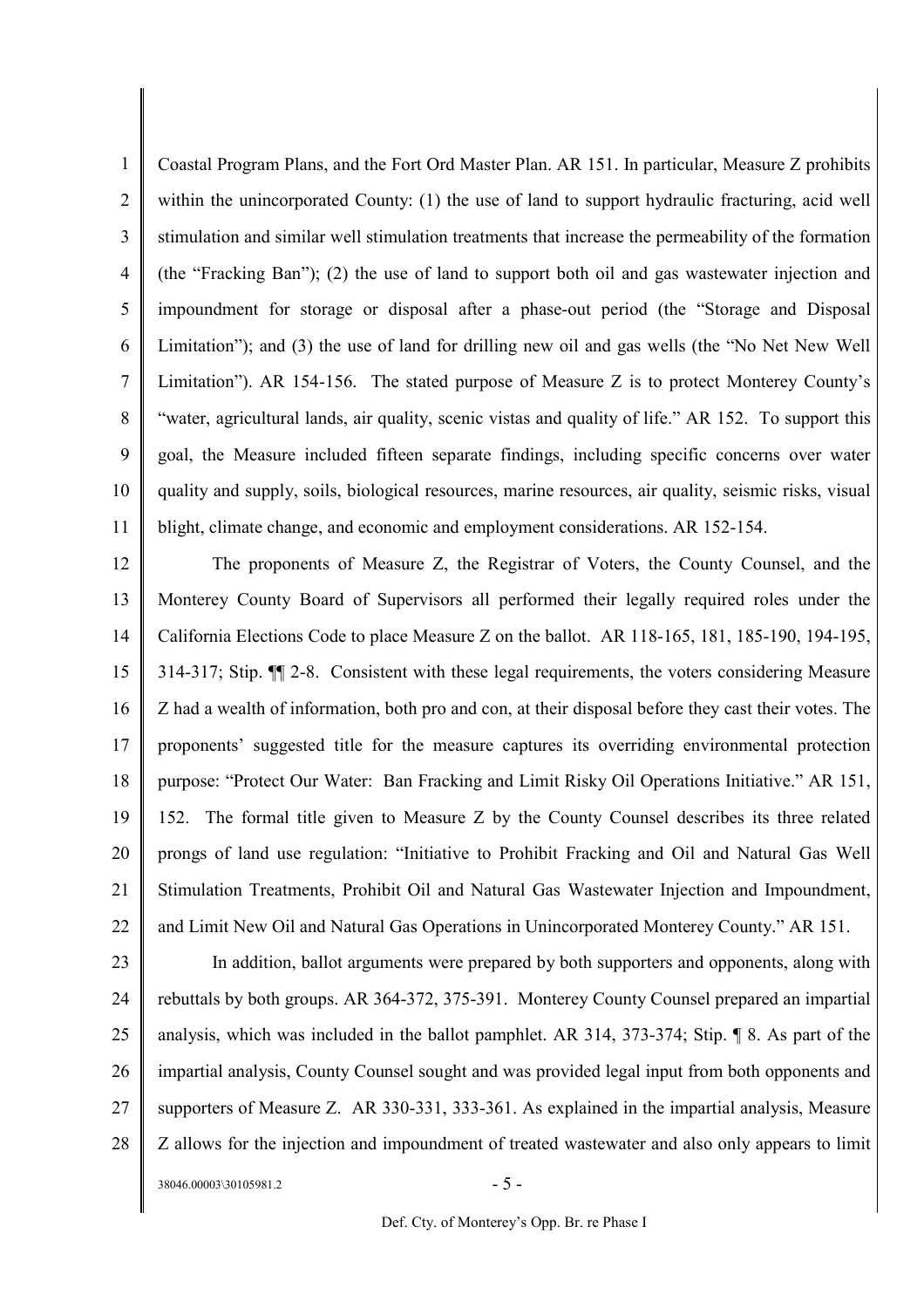Coastal Program Plans, and the Fort Ord Master Plan. AR 151. In particular, Measure Z prohibits within the unincorporated County: (1) the use of land to support hydraulic fracturing, acid well stimulation and similar well stimulation treatments that increase the permeability of the formation (the "Fracking Ban"); (2) the use of land to support both oil and gas wastewater injection and impoundment for storage or disposal after a phase-out period (the "Storage and Disposal Limitation"); and (3) the use of land for drilling new oil and gas wells (the "No Net New Well Limitation"). AR 154-156. The stated purpose of Measure Z is to protect Monterey County's "water, agricultural lands, air quality, scenic vistas and quality of life." AR 152. To support this goal, the Measure included fifteen separate findings, including specific concerns over water quality and supply, soils, biological resources, marine resources, air quality, seismic risks, visual blight, climate change, and economic and employment considerations. AR 152-154.

The proponents of Measure Z, the Registrar of Voters, the County Counsel, and the Monterey County Board of Supervisors all performed their legally required roles under the California Elections Code to place Measure Z on the ballot. AR 118-165, 181, 185-190, 194-195, 314-317; Stip. ¶¶ 2-8. Consistent with these legal requirements, the voters considering Measure Z had a wealth of information, both pro and con, at their disposal before they cast their votes. The proponents' suggested title for the measure captures its overriding environmental protection purpose: "Protect Our Water: Ban Fracking and Limit Risky Oil Operations Initiative." AR 151, 152. The formal title given to Measure Z by the County Counsel describes its three related prongs of land use regulation: "Initiative to Prohibit Fracking and Oil and Natural Gas Well Stimulation Treatments, Prohibit Oil and Natural Gas Wastewater Injection and Impoundment, and Limit New Oil and Natural Gas Operations in Unincorporated Monterey County." AR 151.

In addition, ballot arguments were prepared by both supporters and opponents, along with rebuttals by both groups. AR 364-372, 375-391. Monterey County Counsel prepared an impartial analysis, which was included in the ballot pamphlet. AR 314, 373-374; Stip. ¶ 8. As part of the impartial analysis, County Counsel sought and was provided legal input from both opponents and supporters of Measure Z. AR 330-331, 333-361. As explained in the impartial analysis, Measure Z allows for the injection and impoundment of treated wastewater and also only appears to limit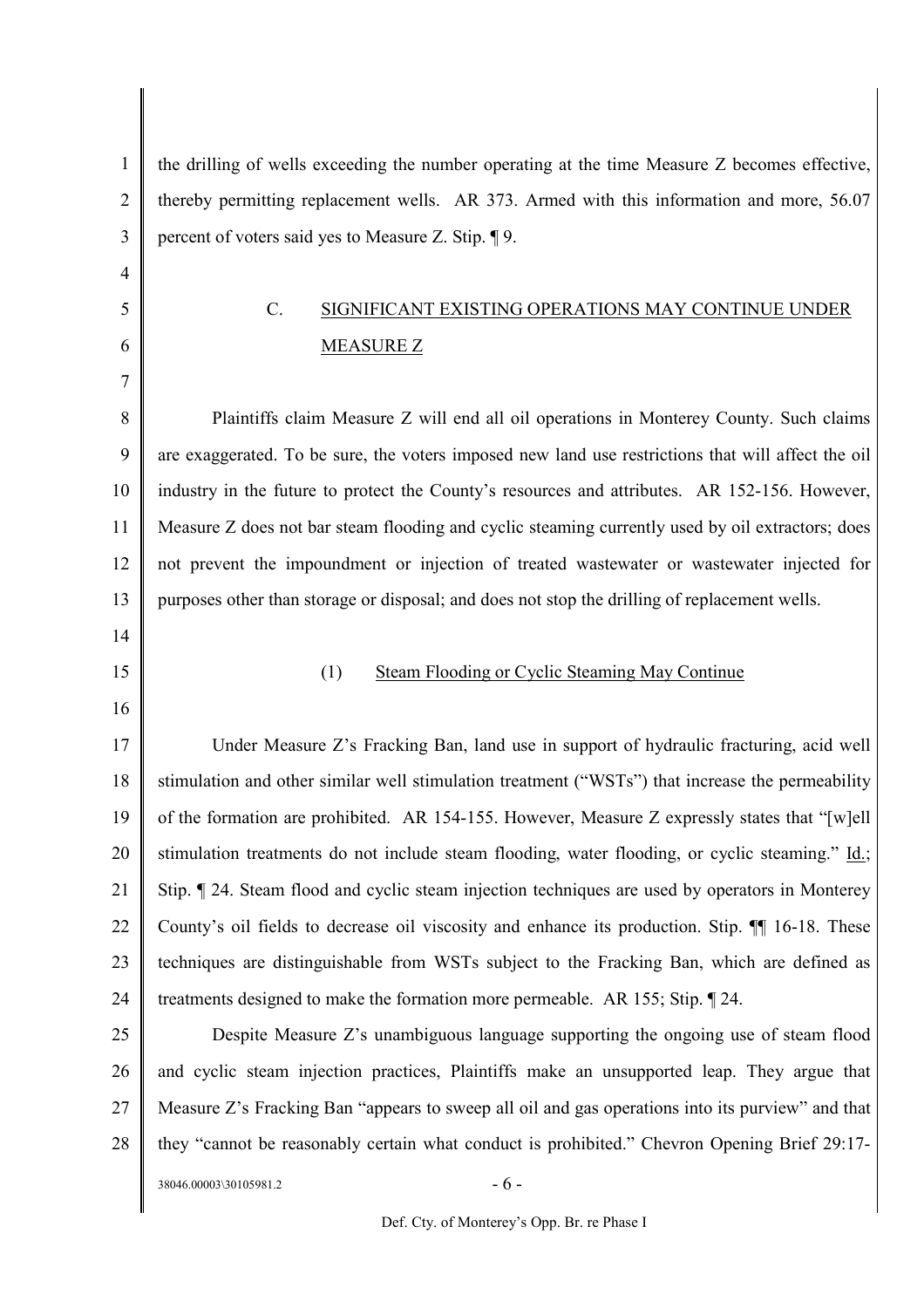the drilling of wells exceeding the number operating at the time Measure Z becomes effective, thereby permitting replacement wells. AR 373. Armed with this information and more, 56.07 percent of voters said yes to Measure Z. Stip. ¶ 9.

### C. SIGNIFICANT EXISTING OPERATIONS MAY CONTINUE UNDER MEASURE Z

Plaintiffs claim Measure Z will end all oil operations in Monterey County. Such claims are exaggerated. To be sure, the voters imposed new land use restrictions that will affect the oil industry in the future to protect the County's resources and attributes. AR 152-156. However, Measure Z does not bar steam flooding and cyclic steaming currently used by oil extractors; does not prevent the impoundment or injection of treated wastewater or wastewater injected for purposes other than storage or disposal; and does not stop the drilling of replacement wells.

#### (1) Steam Flooding or Cyclic Steaming May Continue

Under Measure Z's Fracking Ban, land use in support of hydraulic fracturing, acid well stimulation and other similar well stimulation treatment ("WSTs") that increase the permeability of the formation are prohibited. AR 154-155. However, Measure Z expressly states that "[w]ell stimulation treatments do not include steam flooding, water flooding, or cyclic steaming." Id.; Stip. ¶ 24. Steam flood and cyclic steam injection techniques are used by operators in Monterey County's oil fields to decrease oil viscosity and enhance its production. Stip. ¶¶ 16-18. These techniques are distinguishable from WSTs subject to the Fracking Ban, which are defined as treatments designed to make the formation more permeable. AR 155; Stip. ¶ 24.

Despite Measure Z's unambiguous language supporting the ongoing use of steam flood and cyclic steam injection practices, Plaintiffs make an unsupported leap. They argue that Measure Z's Fracking Ban "appears to sweep all oil and gas operations into its purview" and that they "cannot be reasonably certain what conduct is prohibited." Chevron Opening Brief 29:17-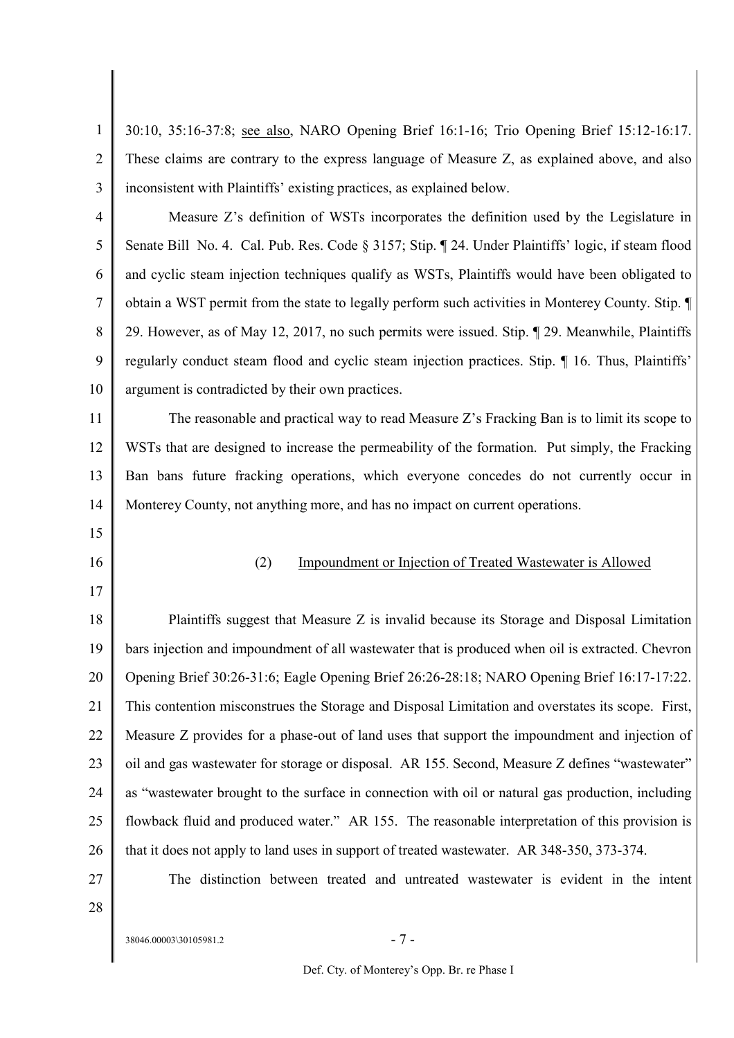30:10, 35:16-37:8; see also, NARO Opening Brief 16:1-16; Trio Opening Brief 15:12-16:17. These claims are contrary to the express language of Measure Z, as explained above, and also inconsistent with Plaintiffs' existing practices, as explained below.

Measure Z's definition of WSTs incorporates the definition used by the Legislature in Senate Bill No. 4. Cal. Pub. Res. Code § 3157; Stip. ¶ 24. Under Plaintiffs' logic, if steam flood and cyclic steam injection techniques qualify as WSTs, Plaintiffs would have been obligated to obtain a WST permit from the state to legally perform such activities in Monterey County. Stip. ¶ 29. However, as of May 12, 2017, no such permits were issued. Stip. ¶ 29. Meanwhile, Plaintiffs regularly conduct steam flood and cyclic steam injection practices. Stip. ¶ 16. Thus, Plaintiffs' argument is contradicted by their own practices.

The reasonable and practical way to read Measure Z's Fracking Ban is to limit its scope to WSTs that are designed to increase the permeability of the formation. Put simply, the Fracking Ban bans future fracking operations, which everyone concedes do not currently occur in Monterey County, not anything more, and has no impact on current operations.

(2) Impoundment or Injection of Treated Wastewater is Allowed

Plaintiffs suggest that Measure Z is invalid because its Storage and Disposal Limitation bars injection and impoundment of all wastewater that is produced when oil is extracted. Chevron Opening Brief 30:26-31:6; Eagle Opening Brief 26:26-28:18; NARO Opening Brief 16:17-17:22. This contention misconstrues the Storage and Disposal Limitation and overstates its scope. First, Measure Z provides for a phase-out of land uses that support the impoundment and injection of oil and gas wastewater for storage or disposal. AR 155. Second, Measure Z defines "wastewater" as "wastewater brought to the surface in connection with oil or natural gas production, including flowback fluid and produced water." AR 155. The reasonable interpretation of this provision is that it does not apply to land uses in support of treated wastewater. AR 348-350, 373-374.

The distinction between treated and untreated wastewater is evident in the intent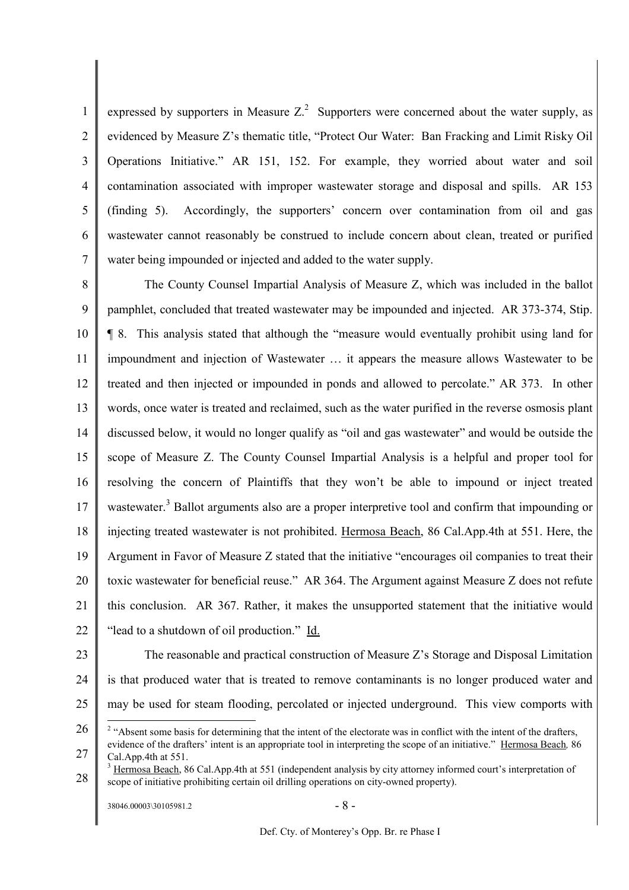expressed by supporters in Measure Z.[2] Supporters were concerned about the water supply, as evidenced by Measure Z's thematic title, "Protect Our Water: Ban Fracking and Limit Risky Oil Operations Initiative." AR 151, 152. For example, they worried about water and soil contamination associated with improper wastewater storage and disposal and spills. AR 153 (finding 5). Accordingly, the supporters' concern over contamination from oil and gas wastewater cannot reasonably be construed to include concern about clean, treated or purified water being impounded or injected and added to the water supply.

The County Counsel Impartial Analysis of Measure Z, which was included in the ballot pamphlet, concluded that treated wastewater may be impounded and injected. AR 373-374, Stip. ¶ 8. This analysis stated that although the "measure would eventually prohibit using land for impoundment and injection of Wastewater … it appears the measure allows Wastewater to be treated and then injected or impounded in ponds and allowed to percolate." AR 373. In other words, once water is treated and reclaimed, such as the water purified in the reverse osmosis plant discussed below, it would no longer qualify as "oil and gas wastewater" and would be outside the scope of Measure Z. The County Counsel Impartial Analysis is a helpful and proper tool for resolving the concern of Plaintiffs that they won't be able to impound or inject treated wastewater.[3] Ballot arguments also are a proper interpretive tool and confirm that impounding or injecting treated wastewater is not prohibited. Hermosa Beach, 86 Cal.App.4th at 551. Here, the Argument in Favor of Measure Z stated that the initiative "encourages oil companies to treat their toxic wastewater for beneficial reuse." AR 364. The Argument against Measure Z does not refute this conclusion. AR 367. Rather, it makes the unsupported statement that the initiative would "lead to a shutdown of oil production." Id.

The reasonable and practical construction of Measure Z's Storage and Disposal Limitation is that produced water that is treated to remove contaminants is no longer produced water and may be used for steam flooding, percolated or injected underground. This view comports with

---

[2] "Absent some basis for determining that the intent of the electorate was in conflict with the intent of the drafters, evidence of the drafters' intent is an appropriate tool in interpreting the scope of an initiative." Hermosa Beach, 86 Cal.App.4th at 551.

[3] Hermosa Beach, 86 Cal.App.4th at 551 (independent analysis by city attorney informed court's interpretation of scope of initiative prohibiting certain oil drilling operations on city-owned property).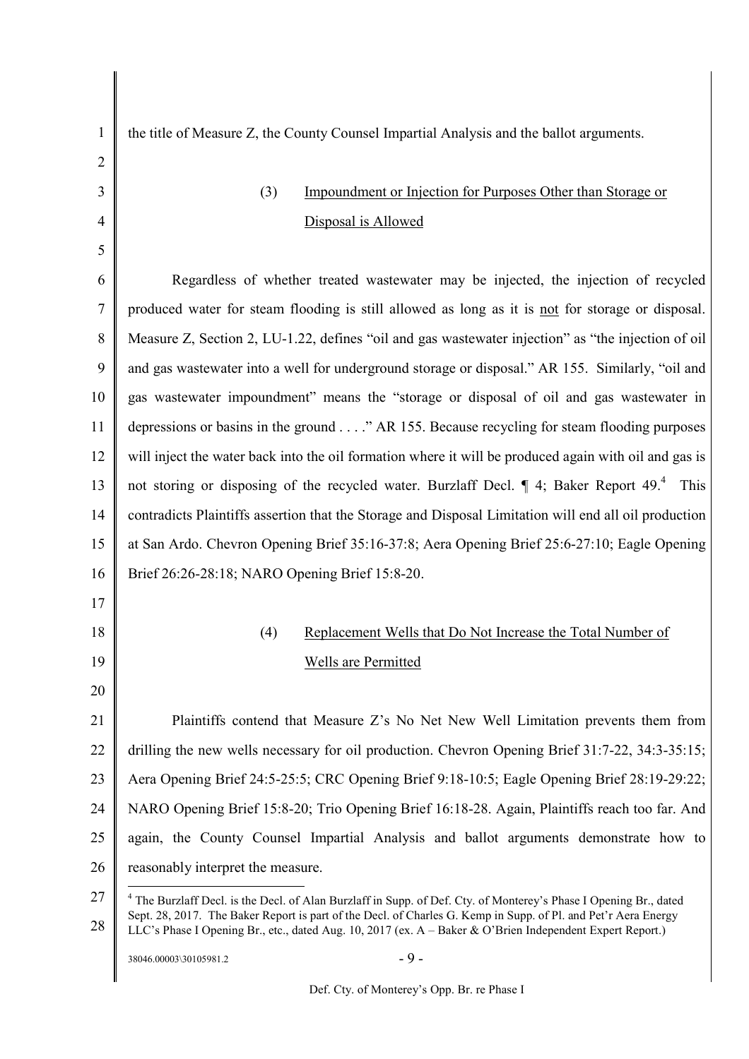the title of Measure Z, the County Counsel Impartial Analysis and the ballot arguments.

(3) Impoundment or Injection for Purposes Other than Storage or Disposal is Allowed

Regardless of whether treated wastewater may be injected, the injection of recycled produced water for steam flooding is still allowed as long as it is not for storage or disposal. Measure Z, Section 2, LU-1.22, defines "oil and gas wastewater injection" as "the injection of oil and gas wastewater into a well for underground storage or disposal." AR 155. Similarly, "oil and gas wastewater impoundment" means the "storage or disposal of oil and gas wastewater in depressions or basins in the ground . . . ." AR 155. Because recycling for steam flooding purposes will inject the water back into the oil formation where it will be produced again with oil and gas is not storing or disposing of the recycled water. Burzlaff Decl. ¶ 4; Baker Report 49.[4] This contradicts Plaintiffs assertion that the Storage and Disposal Limitation will end all oil production at San Ardo. Chevron Opening Brief 35:16-37:8; Aera Opening Brief 25:6-27:10; Eagle Opening Brief 26:26-28:18; NARO Opening Brief 15:8-20.

(4) Replacement Wells that Do Not Increase the Total Number of Wells are Permitted

Plaintiffs contend that Measure Z's No Net New Well Limitation prevents them from drilling the new wells necessary for oil production. Chevron Opening Brief 31:7-22, 34:3-35:15; Aera Opening Brief 24:5-25:5; CRC Opening Brief 9:18-10:5; Eagle Opening Brief 28:19-29:22; NARO Opening Brief 15:8-20; Trio Opening Brief 16:18-28. Again, Plaintiffs reach too far. And again, the County Counsel Impartial Analysis and ballot arguments demonstrate how to reasonably interpret the measure.

[4] The Burzlaff Decl. is the Decl. of Alan Burzlaff in Supp. of Def. Cty. of Monterey's Phase I Opening Br., dated Sept. 28, 2017. The Baker Report is part of the Decl. of Charles G. Kemp in Supp. of Pl. and Pet'r Aera Energy LLC's Phase I Opening Br., etc., dated Aug. 10, 2017 (ex. A – Baker & O'Brien Independent Expert Report.)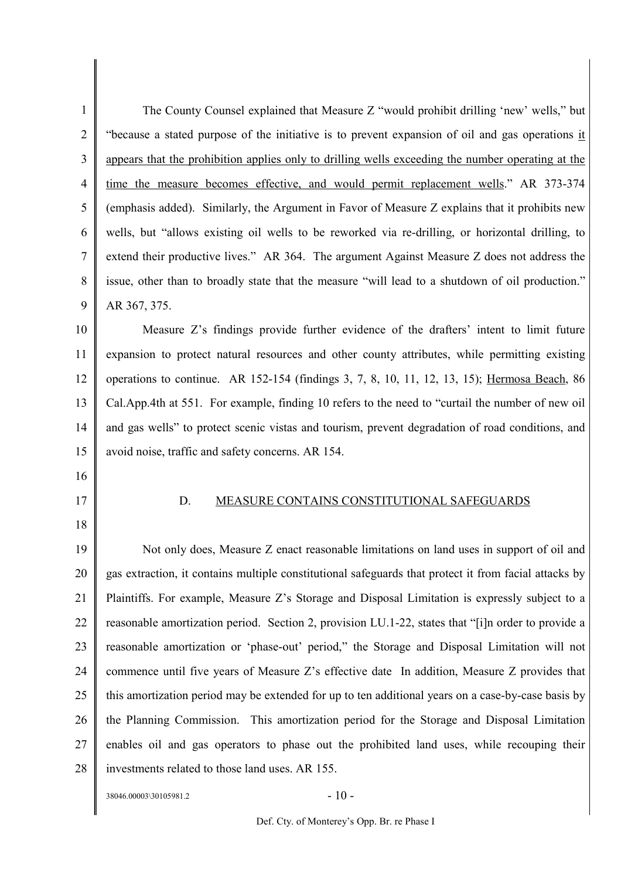The County Counsel explained that Measure Z "would prohibit drilling 'new' wells," but "because a stated purpose of the initiative is to prevent expansion of oil and gas operations it appears that the prohibition applies only to drilling wells exceeding the number operating at the time the measure becomes effective, and would permit replacement wells." AR 373-374 (emphasis added). Similarly, the Argument in Favor of Measure Z explains that it prohibits new wells, but "allows existing oil wells to be reworked via re-drilling, or horizontal drilling, to extend their productive lives." AR 364. The argument Against Measure Z does not address the issue, other than to broadly state that the measure "will lead to a shutdown of oil production." AR 367, 375.

Measure Z's findings provide further evidence of the drafters' intent to limit future expansion to protect natural resources and other county attributes, while permitting existing operations to continue. AR 152-154 (findings 3, 7, 8, 10, 11, 12, 13, 15); Hermosa Beach, 86 Cal.App.4th at 551. For example, finding 10 refers to the need to "curtail the number of new oil and gas wells" to protect scenic vistas and tourism, prevent degradation of road conditions, and avoid noise, traffic and safety concerns. AR 154.

### D. MEASURE CONTAINS CONSTITUTIONAL SAFEGUARDS

Not only does, Measure Z enact reasonable limitations on land uses in support of oil and gas extraction, it contains multiple constitutional safeguards that protect it from facial attacks by Plaintiffs. For example, Measure Z's Storage and Disposal Limitation is expressly subject to a reasonable amortization period. Section 2, provision LU.1-22, states that "[i]n order to provide a reasonable amortization or 'phase-out' period," the Storage and Disposal Limitation will not commence until five years of Measure Z's effective date In addition, Measure Z provides that this amortization period may be extended for up to ten additional years on a case-by-case basis by the Planning Commission. This amortization period for the Storage and Disposal Limitation enables oil and gas operators to phase out the prohibited land uses, while recouping their investments related to those land uses. AR 155.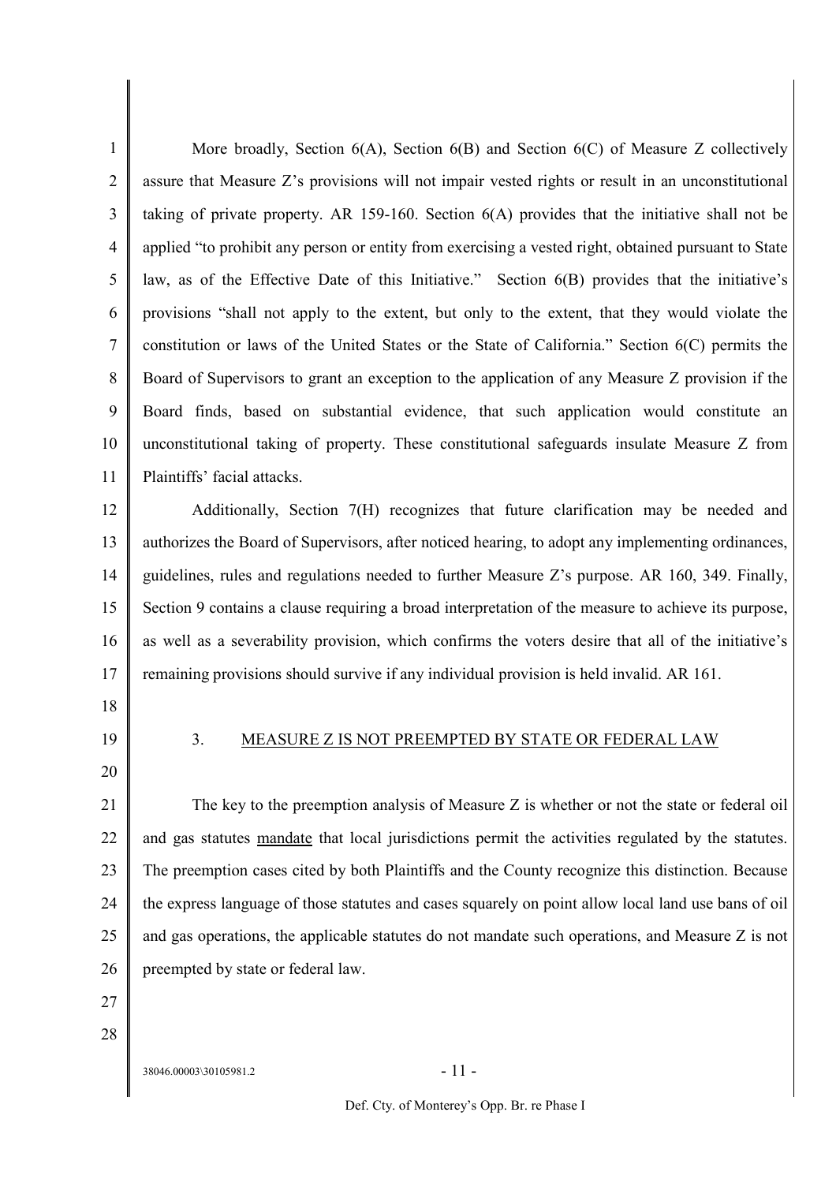More broadly, Section 6(A), Section 6(B) and Section 6(C) of Measure Z collectively assure that Measure Z's provisions will not impair vested rights or result in an unconstitutional taking of private property. AR 159-160. Section 6(A) provides that the initiative shall not be applied "to prohibit any person or entity from exercising a vested right, obtained pursuant to State law, as of the Effective Date of this Initiative." Section 6(B) provides that the initiative's provisions "shall not apply to the extent, but only to the extent, that they would violate the constitution or laws of the United States or the State of California." Section 6(C) permits the Board of Supervisors to grant an exception to the application of any Measure Z provision if the Board finds, based on substantial evidence, that such application would constitute an unconstitutional taking of property. These constitutional safeguards insulate Measure Z from Plaintiffs' facial attacks.

Additionally, Section 7(H) recognizes that future clarification may be needed and authorizes the Board of Supervisors, after noticed hearing, to adopt any implementing ordinances, guidelines, rules and regulations needed to further Measure Z's purpose. AR 160, 349. Finally, Section 9 contains a clause requiring a broad interpretation of the measure to achieve its purpose, as well as a severability provision, which confirms the voters desire that all of the initiative's remaining provisions should survive if any individual provision is held invalid. AR 161.

### 3. MEASURE Z IS NOT PREEMPTED BY STATE OR FEDERAL LAW

The key to the preemption analysis of Measure Z is whether or not the state or federal oil and gas statutes mandate that local jurisdictions permit the activities regulated by the statutes. The preemption cases cited by both Plaintiffs and the County recognize this distinction. Because the express language of those statutes and cases squarely on point allow local land use bans of oil and gas operations, the applicable statutes do not mandate such operations, and Measure Z is not preempted by state or federal law.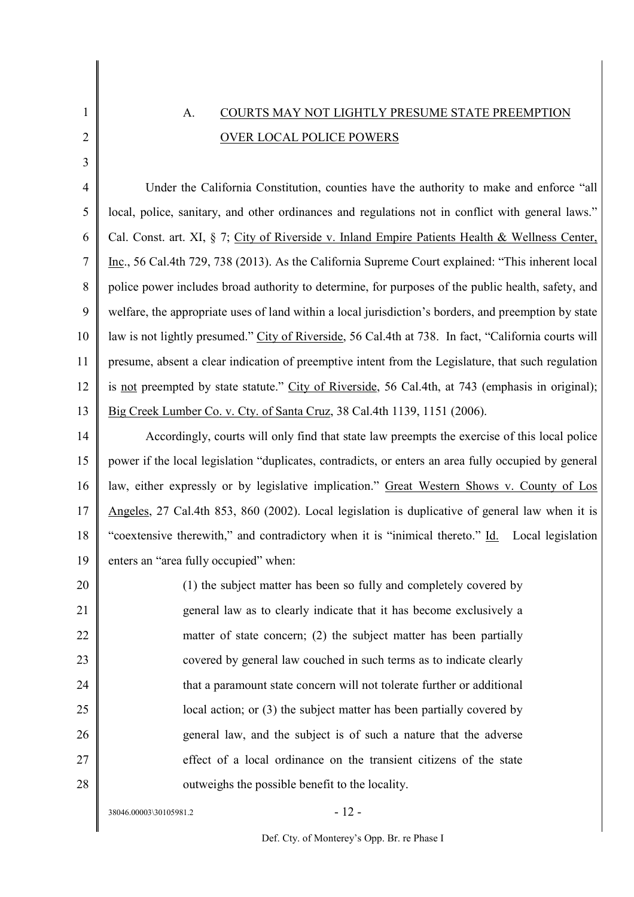## A. COURTS MAY NOT LIGHTLY PRESUME STATE PREEMPTION OVER LOCAL POLICE POWERS

Under the California Constitution, counties have the authority to make and enforce "all local, police, sanitary, and other ordinances and regulations not in conflict with general laws." Cal. Const. art. XI, § 7; City of Riverside v. Inland Empire Patients Health & Wellness Center, Inc., 56 Cal.4th 729, 738 (2013). As the California Supreme Court explained: "This inherent local police power includes broad authority to determine, for purposes of the public health, safety, and welfare, the appropriate uses of land within a local jurisdiction's borders, and preemption by state law is not lightly presumed." City of Riverside, 56 Cal.4th at 738. In fact, "California courts will presume, absent a clear indication of preemptive intent from the Legislature, that such regulation is not preempted by state statute." City of Riverside, 56 Cal.4th, at 743 (emphasis in original); Big Creek Lumber Co. v. Cty. of Santa Cruz, 38 Cal.4th 1139, 1151 (2006).

Accordingly, courts will only find that state law preempts the exercise of this local police power if the local legislation "duplicates, contradicts, or enters an area fully occupied by general law, either expressly or by legislative implication." Great Western Shows v. County of Los Angeles, 27 Cal.4th 853, 860 (2002). Local legislation is duplicative of general law when it is "coextensive therewith," and contradictory when it is "inimical thereto." Id. Local legislation enters an "area fully occupied" when:

> (1) the subject matter has been so fully and completely covered by general law as to clearly indicate that it has become exclusively a matter of state concern; (2) the subject matter has been partially covered by general law couched in such terms as to indicate clearly that a paramount state concern will not tolerate further or additional local action; or (3) the subject matter has been partially covered by general law, and the subject is of such a nature that the adverse effect of a local ordinance on the transient citizens of the state outweighs the possible benefit to the locality.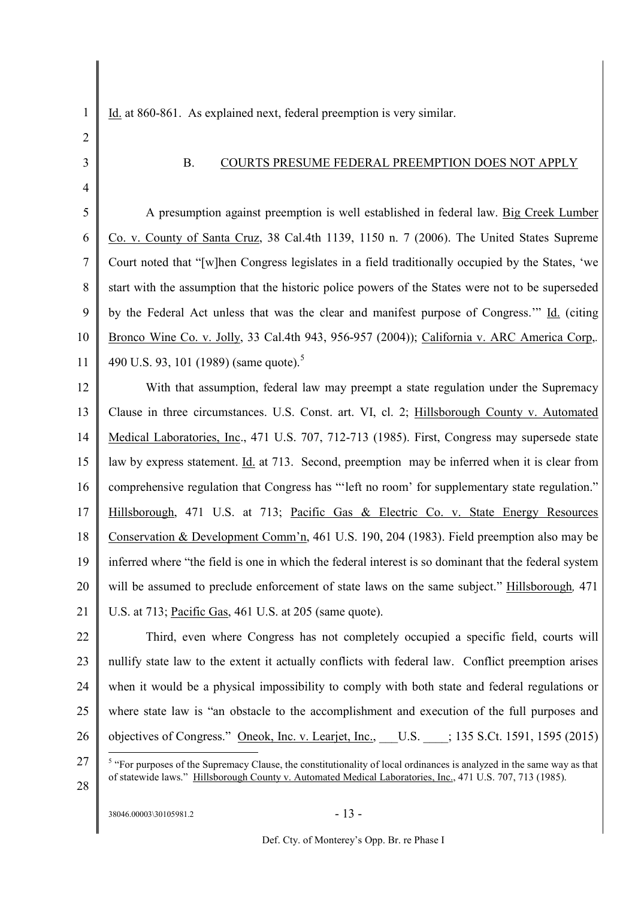Id. at 860-861. As explained next, federal preemption is very similar.

## B. COURTS PRESUME FEDERAL PREEMPTION DOES NOT APPLY

A presumption against preemption is well established in federal law. Big Creek Lumber Co. v. County of Santa Cruz, 38 Cal.4th 1139, 1150 n. 7 (2006). The United States Supreme Court noted that "[w]hen Congress legislates in a field traditionally occupied by the States, 'we start with the assumption that the historic police powers of the States were not to be superseded by the Federal Act unless that was the clear and manifest purpose of Congress.'" Id. (citing Bronco Wine Co. v. Jolly, 33 Cal.4th 943, 956-957 (2004)); California v. ARC America Corp,. 490 U.S. 93, 101 (1989) (same quote).[5]

With that assumption, federal law may preempt a state regulation under the Supremacy Clause in three circumstances. U.S. Const. art. VI, cl. 2; Hillsborough County v. Automated Medical Laboratories, Inc., 471 U.S. 707, 712-713 (1985). First, Congress may supersede state law by express statement. Id. at 713. Second, preemption may be inferred when it is clear from comprehensive regulation that Congress has "'left no room' for supplementary state regulation." Hillsborough, 471 U.S. at 713; Pacific Gas & Electric Co. v. State Energy Resources Conservation & Development Comm'n, 461 U.S. 190, 204 (1983). Field preemption also may be inferred where "the field is one in which the federal interest is so dominant that the federal system will be assumed to preclude enforcement of state laws on the same subject." Hillsborough*,* 471 U.S. at 713; Pacific Gas, 461 U.S. at 205 (same quote).

Third, even where Congress has not completely occupied a specific field, courts will nullify state law to the extent it actually conflicts with federal law. Conflict preemption arises when it would be a physical impossibility to comply with both state and federal regulations or where state law is "an obstacle to the accomplishment and execution of the full purposes and objectives of Congress." Oneok, Inc. v. Learjet, Inc., ___U.S. ____; 135 S.Ct. 1591, 1595 (2015)

[5] "For purposes of the Supremacy Clause, the constitutionality of local ordinances is analyzed in the same way as that of statewide laws." Hillsborough County v. Automated Medical Laboratories, Inc., 471 U.S. 707, 713 (1985).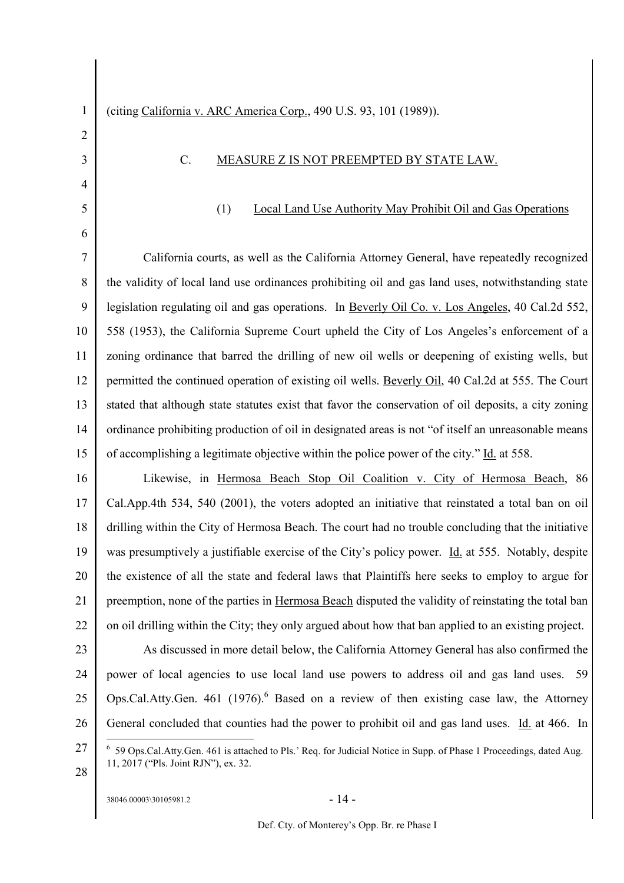(citing California v. ARC America Corp., 490 U.S. 93, 101 (1989)).

### C. MEASURE Z IS NOT PREEMPTED BY STATE LAW.

#### (1) Local Land Use Authority May Prohibit Oil and Gas Operations

California courts, as well as the California Attorney General, have repeatedly recognized the validity of local land use ordinances prohibiting oil and gas land uses, notwithstanding state legislation regulating oil and gas operations. In Beverly Oil Co. v. Los Angeles, 40 Cal.2d 552, 558 (1953), the California Supreme Court upheld the City of Los Angeles's enforcement of a zoning ordinance that barred the drilling of new oil wells or deepening of existing wells, but permitted the continued operation of existing oil wells. Beverly Oil, 40 Cal.2d at 555. The Court stated that although state statutes exist that favor the conservation of oil deposits, a city zoning ordinance prohibiting production of oil in designated areas is not "of itself an unreasonable means of accomplishing a legitimate objective within the police power of the city." Id. at 558.

Likewise, in Hermosa Beach Stop Oil Coalition v. City of Hermosa Beach, 86 Cal.App.4th 534, 540 (2001), the voters adopted an initiative that reinstated a total ban on oil drilling within the City of Hermosa Beach. The court had no trouble concluding that the initiative was presumptively a justifiable exercise of the City's policy power. Id. at 555. Notably, despite the existence of all the state and federal laws that Plaintiffs here seeks to employ to argue for preemption, none of the parties in Hermosa Beach disputed the validity of reinstating the total ban on oil drilling within the City; they only argued about how that ban applied to an existing project.

As discussed in more detail below, the California Attorney General has also confirmed the power of local agencies to use local land use powers to address oil and gas land uses. 59 Ops.Cal.Atty.Gen. 461 (1976).[6] Based on a review of then existing case law, the Attorney General concluded that counties had the power to prohibit oil and gas land uses. Id. at 466. In

[6] 59 Ops.Cal.Atty.Gen. 461 is attached to Pls.' Req. for Judicial Notice in Supp. of Phase 1 Proceedings, dated Aug. 11, 2017 ("Pls. Joint RJN"), ex. 32.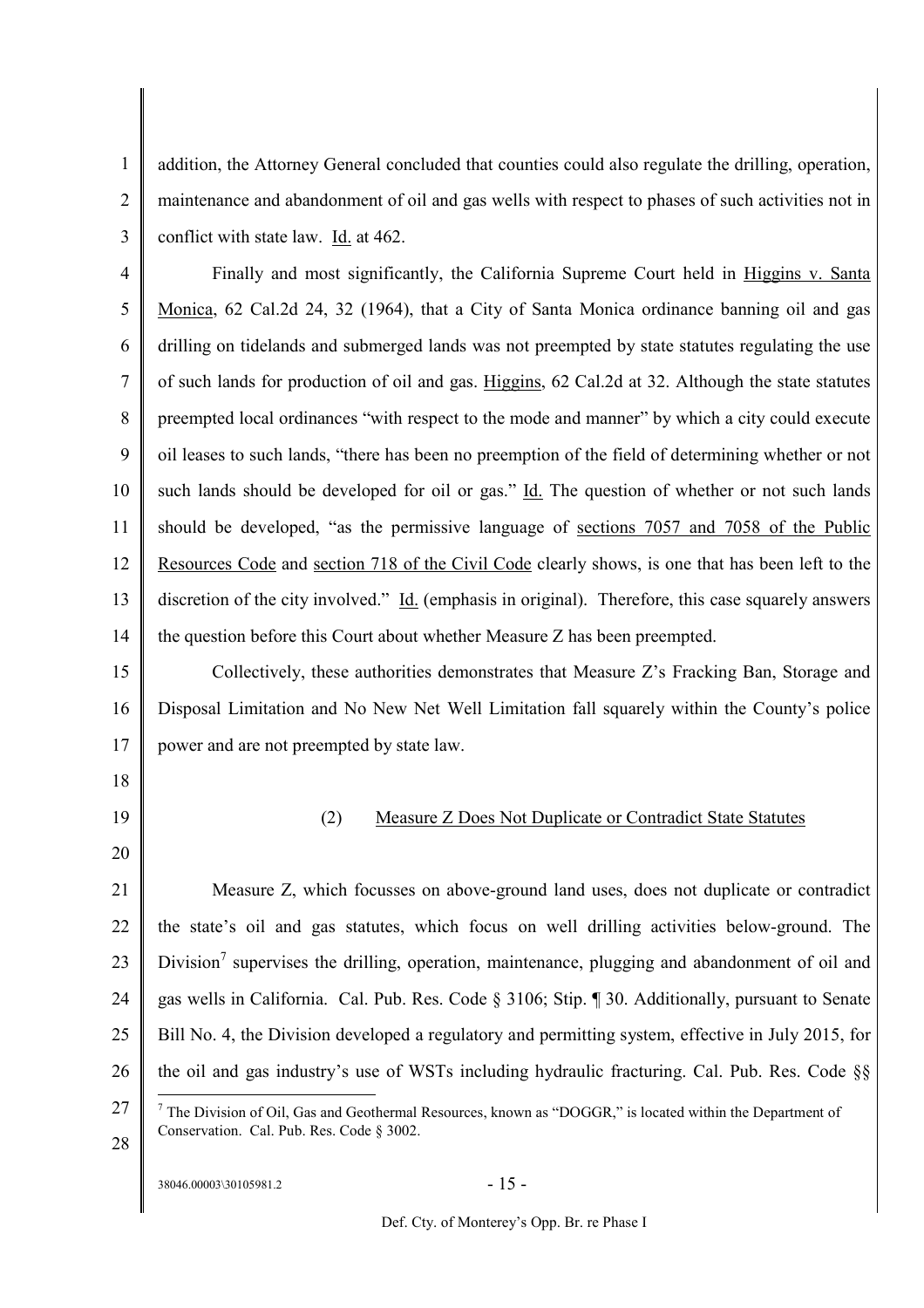addition, the Attorney General concluded that counties could also regulate the drilling, operation, maintenance and abandonment of oil and gas wells with respect to phases of such activities not in conflict with state law. Id. at 462.

Finally and most significantly, the California Supreme Court held in Higgins v. Santa Monica, 62 Cal.2d 24, 32 (1964), that a City of Santa Monica ordinance banning oil and gas drilling on tidelands and submerged lands was not preempted by state statutes regulating the use of such lands for production of oil and gas. Higgins, 62 Cal.2d at 32. Although the state statutes preempted local ordinances "with respect to the mode and manner" by which a city could execute oil leases to such lands, "there has been no preemption of the field of determining whether or not such lands should be developed for oil or gas." Id. The question of whether or not such lands should be developed, "as the permissive language of sections 7057 and 7058 of the Public Resources Code and section 718 of the Civil Code clearly shows, is one that has been left to the discretion of the city involved." Id. (emphasis in original). Therefore, this case squarely answers the question before this Court about whether Measure Z has been preempted.

Collectively, these authorities demonstrates that Measure Z's Fracking Ban, Storage and Disposal Limitation and No New Net Well Limitation fall squarely within the County's police power and are not preempted by state law.

(2) Measure Z Does Not Duplicate or Contradict State Statutes

Measure Z, which focusses on above-ground land uses, does not duplicate or contradict the state's oil and gas statutes, which focus on well drilling activities below-ground. The Division[7] supervises the drilling, operation, maintenance, plugging and abandonment of oil and gas wells in California. Cal. Pub. Res. Code § 3106; Stip. ¶ 30. Additionally, pursuant to Senate Bill No. 4, the Division developed a regulatory and permitting system, effective in July 2015, for the oil and gas industry's use of WSTs including hydraulic fracturing. Cal. Pub. Res. Code §§

[7] The Division of Oil, Gas and Geothermal Resources, known as "DOGGR," is located within the Department of Conservation. Cal. Pub. Res. Code § 3002.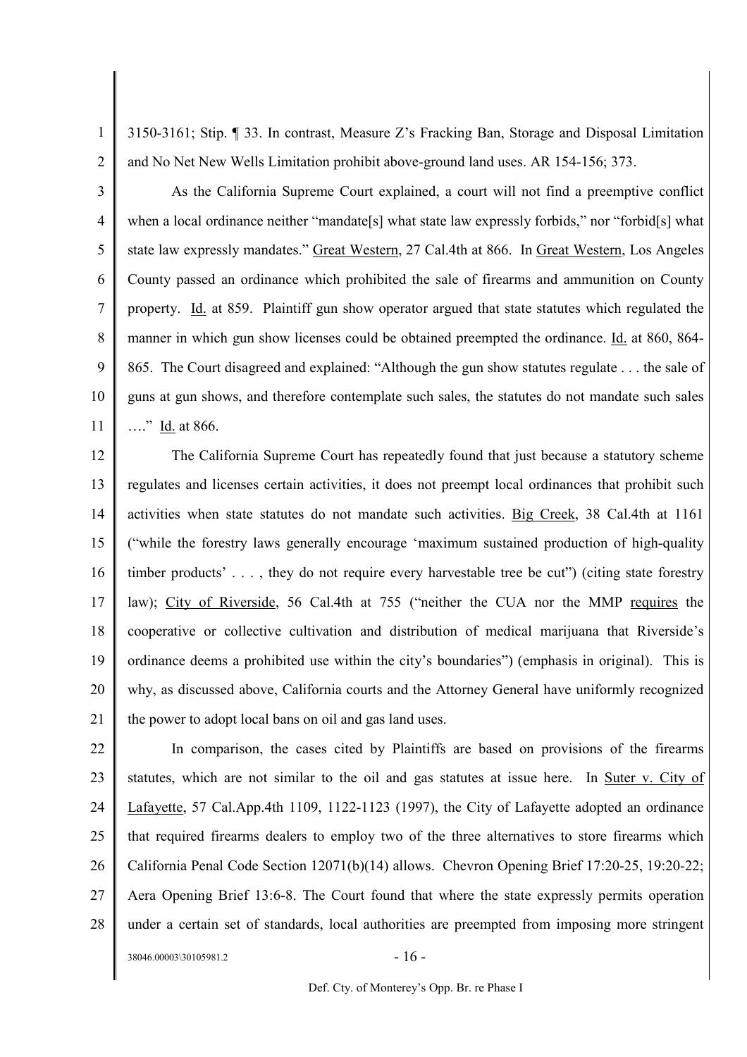3150-3161; Stip. ¶ 33. In contrast, Measure Z's Fracking Ban, Storage and Disposal Limitation and No Net New Wells Limitation prohibit above-ground land uses. AR 154-156; 373.

As the California Supreme Court explained, a court will not find a preemptive conflict when a local ordinance neither "mandate[s] what state law expressly forbids," nor "forbid[s] what state law expressly mandates." Great Western, 27 Cal.4th at 866. In Great Western, Los Angeles County passed an ordinance which prohibited the sale of firearms and ammunition on County property. Id. at 859. Plaintiff gun show operator argued that state statutes which regulated the manner in which gun show licenses could be obtained preempted the ordinance. Id. at 860, 864-865. The Court disagreed and explained: "Although the gun show statutes regulate . . . the sale of guns at gun shows, and therefore contemplate such sales, the statutes do not mandate such sales …." Id. at 866.

The California Supreme Court has repeatedly found that just because a statutory scheme regulates and licenses certain activities, it does not preempt local ordinances that prohibit such activities when state statutes do not mandate such activities. Big Creek, 38 Cal.4th at 1161 ("while the forestry laws generally encourage 'maximum sustained production of high-quality timber products' . . . , they do not require every harvestable tree be cut") (citing state forestry law); City of Riverside, 56 Cal.4th at 755 ("neither the CUA nor the MMP requires the cooperative or collective cultivation and distribution of medical marijuana that Riverside's ordinance deems a prohibited use within the city's boundaries") (emphasis in original). This is why, as discussed above, California courts and the Attorney General have uniformly recognized the power to adopt local bans on oil and gas land uses.

In comparison, the cases cited by Plaintiffs are based on provisions of the firearms statutes, which are not similar to the oil and gas statutes at issue here. In Suter v. City of Lafayette, 57 Cal.App.4th 1109, 1122-1123 (1997), the City of Lafayette adopted an ordinance that required firearms dealers to employ two of the three alternatives to store firearms which California Penal Code Section 12071(b)(14) allows. Chevron Opening Brief 17:20-25, 19:20-22; Aera Opening Brief 13:6-8. The Court found that where the state expressly permits operation under a certain set of standards, local authorities are preempted from imposing more stringent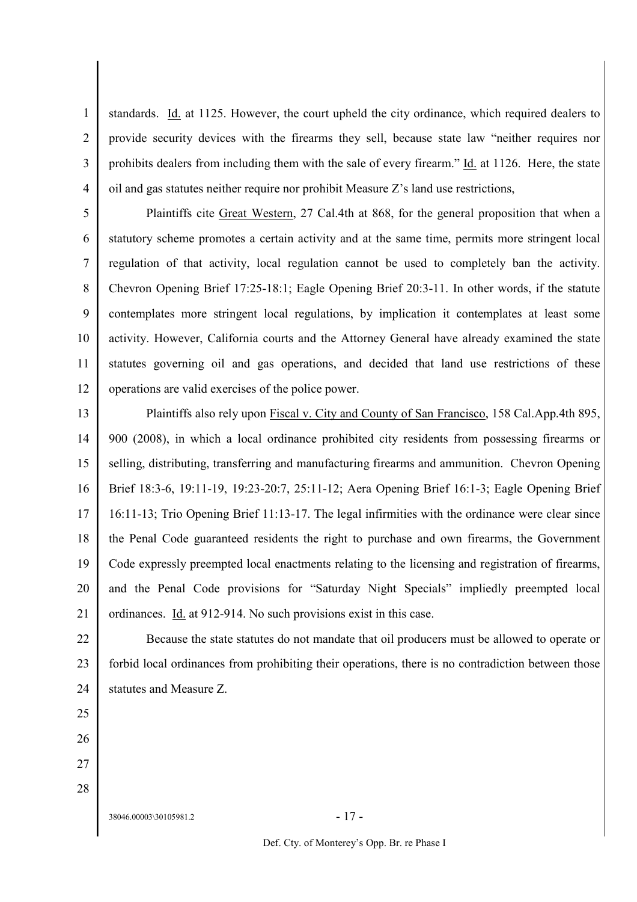standards. Id. at 1125. However, the court upheld the city ordinance, which required dealers to provide security devices with the firearms they sell, because state law "neither requires nor prohibits dealers from including them with the sale of every firearm." Id. at 1126. Here, the state oil and gas statutes neither require nor prohibit Measure Z's land use restrictions,

Plaintiffs cite Great Western, 27 Cal.4th at 868, for the general proposition that when a statutory scheme promotes a certain activity and at the same time, permits more stringent local regulation of that activity, local regulation cannot be used to completely ban the activity. Chevron Opening Brief 17:25-18:1; Eagle Opening Brief 20:3-11. In other words, if the statute contemplates more stringent local regulations, by implication it contemplates at least some activity. However, California courts and the Attorney General have already examined the state statutes governing oil and gas operations, and decided that land use restrictions of these operations are valid exercises of the police power.

Plaintiffs also rely upon Fiscal v. City and County of San Francisco, 158 Cal.App.4th 895, 900 (2008), in which a local ordinance prohibited city residents from possessing firearms or selling, distributing, transferring and manufacturing firearms and ammunition. Chevron Opening Brief 18:3-6, 19:11-19, 19:23-20:7, 25:11-12; Aera Opening Brief 16:1-3; Eagle Opening Brief 16:11-13; Trio Opening Brief 11:13-17. The legal infirmities with the ordinance were clear since the Penal Code guaranteed residents the right to purchase and own firearms, the Government Code expressly preempted local enactments relating to the licensing and registration of firearms, and the Penal Code provisions for "Saturday Night Specials" impliedly preempted local ordinances. Id. at 912-914. No such provisions exist in this case.

Because the state statutes do not mandate that oil producers must be allowed to operate or forbid local ordinances from prohibiting their operations, there is no contradiction between those statutes and Measure Z.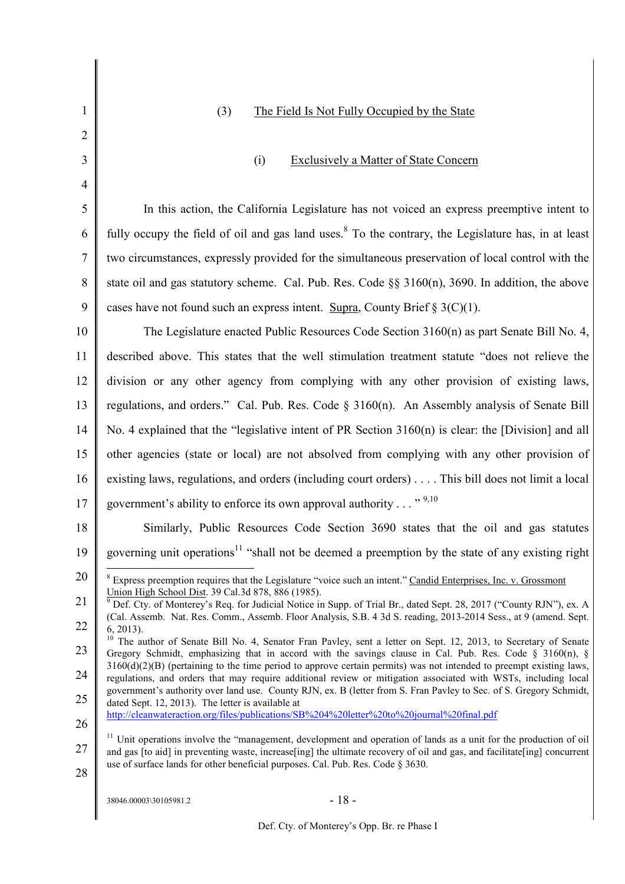### (3) The Field Is Not Fully Occupied by the State

#### (i) Exclusively a Matter of State Concern

In this action, the California Legislature has not voiced an express preemptive intent to fully occupy the field of oil and gas land uses.[8] To the contrary, the Legislature has, in at least two circumstances, expressly provided for the simultaneous preservation of local control with the state oil and gas statutory scheme. Cal. Pub. Res. Code §§ 3160(n), 3690. In addition, the above cases have not found such an express intent. Supra, County Brief § 3(C)(1).

The Legislature enacted Public Resources Code Section 3160(n) as part Senate Bill No. 4, described above. This states that the well stimulation treatment statute "does not relieve the division or any other agency from complying with any other provision of existing laws, regulations, and orders." Cal. Pub. Res. Code § 3160(n). An Assembly analysis of Senate Bill No. 4 explained that the "legislative intent of PR Section 3160(n) is clear: the [Division] and all other agencies (state or local) are not absolved from complying with any other provision of existing laws, regulations, and orders (including court orders) . . . . This bill does not limit a local government's ability to enforce its own approval authority . . . "[9,10]

Similarly, Public Resources Code Section 3690 states that the oil and gas statutes governing unit operations[11] "shall not be deemed a preemption by the state of any existing right

---

[8] Express preemption requires that the Legislature "voice such an intent." Candid Enterprises, Inc. v. Grossmont Union High School Dist. 39 Cal.3d 878, 886 (1985).

[9] Def. Cty. of Monterey's Req. for Judicial Notice in Supp. of Trial Br., dated Sept. 28, 2017 ("County RJN"), ex. A (Cal. Assemb. Nat. Res. Comm., Assemb. Floor Analysis, S.B. 4 3d S. reading, 2013-2014 Sess., at 9 (amend. Sept. 6, 2013).

[10] The author of Senate Bill No. 4, Senator Fran Pavley, sent a letter on Sept. 12, 2013, to Secretary of Senate Gregory Schmidt, emphasizing that in accord with the savings clause in Cal. Pub. Res. Code § 3160(n), § 3160(d)(2)(B) (pertaining to the time period to approve certain permits) was not intended to preempt existing laws, regulations, and orders that may require additional review or mitigation associated with WSTs, including local government's authority over land use. County RJN, ex. B (letter from S. Fran Pavley to Sec. of S. Gregory Schmidt, dated Sept. 12, 2013). The letter is available at http://cleanwateraction.org/files/publications/SB%204%20letter%20to%20journal%20final.pdf

[11] Unit operations involve the "management, development and operation of lands as a unit for the production of oil and gas [to aid] in preventing waste, increase[ing] the ultimate recovery of oil and gas, and facilitate[ing] concurrent use of surface lands for other beneficial purposes. Cal. Pub. Res. Code § 3630.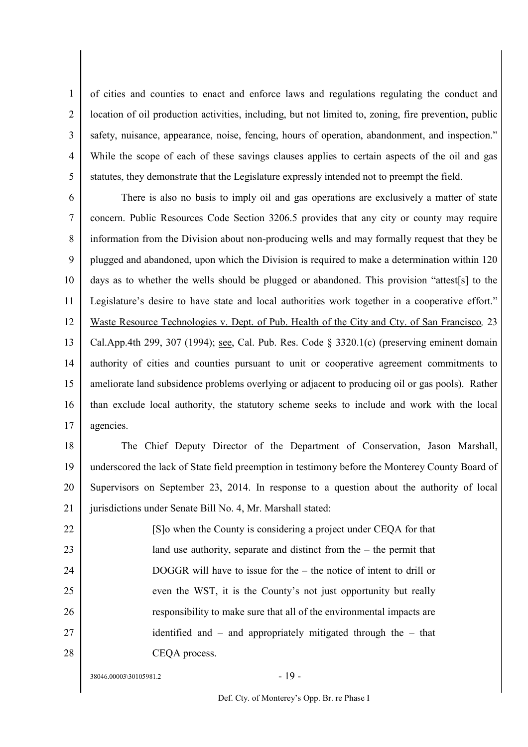of cities and counties to enact and enforce laws and regulations regulating the conduct and location of oil production activities, including, but not limited to, zoning, fire prevention, public safety, nuisance, appearance, noise, fencing, hours of operation, abandonment, and inspection." While the scope of each of these savings clauses applies to certain aspects of the oil and gas statutes, they demonstrate that the Legislature expressly intended not to preempt the field.

There is also no basis to imply oil and gas operations are exclusively a matter of state concern. Public Resources Code Section 3206.5 provides that any city or county may require information from the Division about non-producing wells and may formally request that they be plugged and abandoned, upon which the Division is required to make a determination within 120 days as to whether the wells should be plugged or abandoned. This provision "attest[s] to the Legislature's desire to have state and local authorities work together in a cooperative effort." Waste Resource Technologies v. Dept. of Pub. Health of the City and Cty. of San Francisco, 23 Cal.App.4th 299, 307 (1994); see, Cal. Pub. Res. Code § 3320.1(c) (preserving eminent domain authority of cities and counties pursuant to unit or cooperative agreement commitments to ameliorate land subsidence problems overlying or adjacent to producing oil or gas pools). Rather than exclude local authority, the statutory scheme seeks to include and work with the local agencies.

The Chief Deputy Director of the Department of Conservation, Jason Marshall, underscored the lack of State field preemption in testimony before the Monterey County Board of Supervisors on September 23, 2014. In response to a question about the authority of local jurisdictions under Senate Bill No. 4, Mr. Marshall stated:

> [S]o when the County is considering a project under CEQA for that land use authority, separate and distinct from the – the permit that DOGGR will have to issue for the – the notice of intent to drill or even the WST, it is the County's not just opportunity but really responsibility to make sure that all of the environmental impacts are identified and – and appropriately mitigated through the – that CEQA process.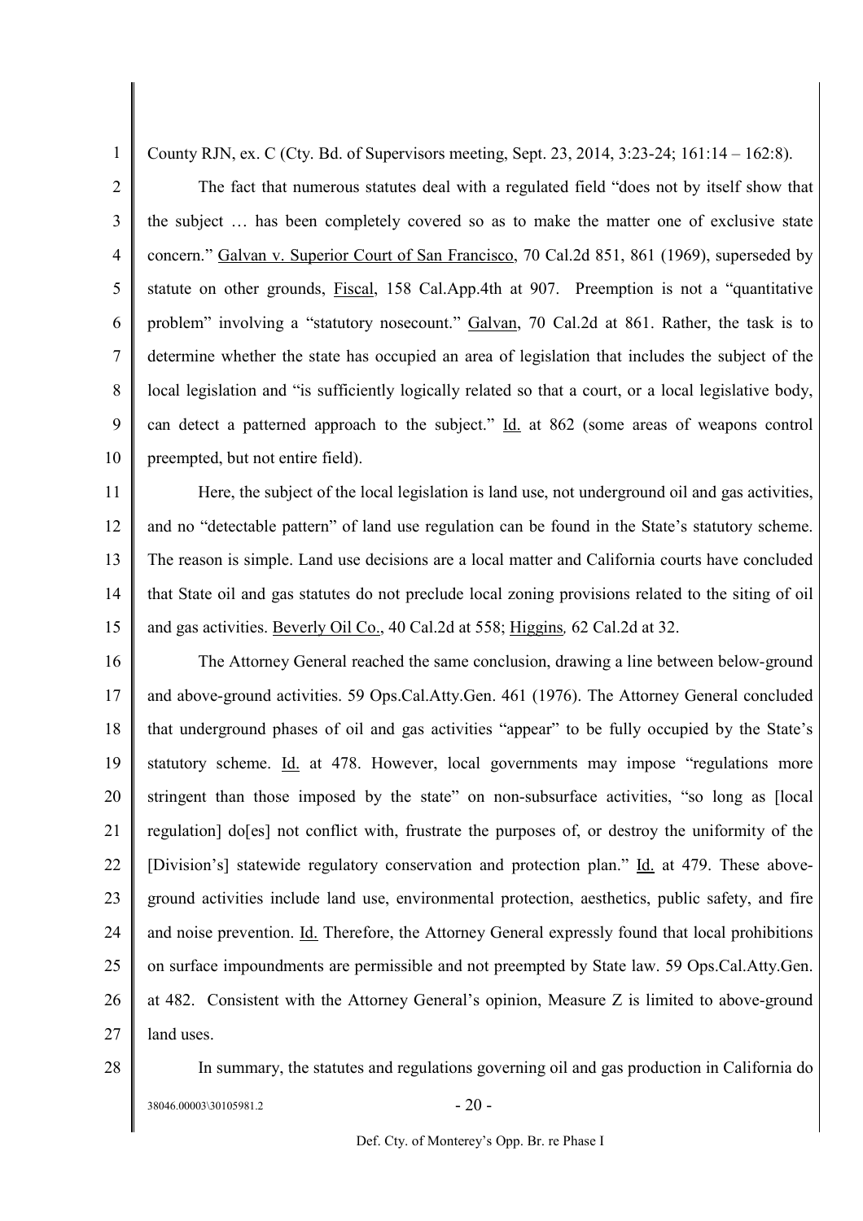County RJN, ex. C (Cty. Bd. of Supervisors meeting, Sept. 23, 2014, 3:23-24; 161:14 – 162:8).

The fact that numerous statutes deal with a regulated field "does not by itself show that the subject … has been completely covered so as to make the matter one of exclusive state concern." Galvan v. Superior Court of San Francisco, 70 Cal.2d 851, 861 (1969), superseded by statute on other grounds, Fiscal, 158 Cal.App.4th at 907. Preemption is not a "quantitative problem" involving a "statutory nosecount." Galvan, 70 Cal.2d at 861. Rather, the task is to determine whether the state has occupied an area of legislation that includes the subject of the local legislation and "is sufficiently logically related so that a court, or a local legislative body, can detect a patterned approach to the subject." Id. at 862 (some areas of weapons control preempted, but not entire field).

Here, the subject of the local legislation is land use, not underground oil and gas activities, and no "detectable pattern" of land use regulation can be found in the State's statutory scheme. The reason is simple. Land use decisions are a local matter and California courts have concluded that State oil and gas statutes do not preclude local zoning provisions related to the siting of oil and gas activities. Beverly Oil Co., 40 Cal.2d at 558; Higgins, 62 Cal.2d at 32.

The Attorney General reached the same conclusion, drawing a line between below-ground and above-ground activities. 59 Ops.Cal.Atty.Gen. 461 (1976). The Attorney General concluded that underground phases of oil and gas activities "appear" to be fully occupied by the State's statutory scheme. Id. at 478. However, local governments may impose "regulations more stringent than those imposed by the state" on non-subsurface activities, "so long as [local regulation] do[es] not conflict with, frustrate the purposes of, or destroy the uniformity of the [Division's] statewide regulatory conservation and protection plan." Id. at 479. These above-ground activities include land use, environmental protection, aesthetics, public safety, and fire and noise prevention. Id. Therefore, the Attorney General expressly found that local prohibitions on surface impoundments are permissible and not preempted by State law. 59 Ops.Cal.Atty.Gen. at 482. Consistent with the Attorney General's opinion, Measure Z is limited to above-ground land uses.

In summary, the statutes and regulations governing oil and gas production in California do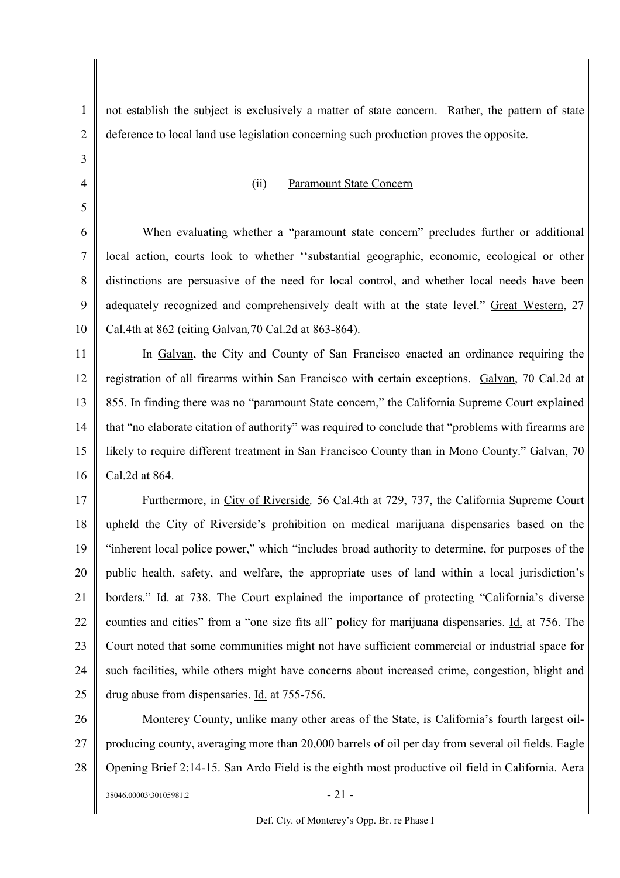not establish the subject is exclusively a matter of state concern. Rather, the pattern of state deference to local land use legislation concerning such production proves the opposite.

(ii) Paramount State Concern

When evaluating whether a "paramount state concern" precludes further or additional local action, courts look to whether ''substantial geographic, economic, ecological or other distinctions are persuasive of the need for local control, and whether local needs have been adequately recognized and comprehensively dealt with at the state level." Great Western, 27 Cal.4th at 862 (citing Galvan, 70 Cal.2d at 863-864).

In Galvan, the City and County of San Francisco enacted an ordinance requiring the registration of all firearms within San Francisco with certain exceptions. Galvan, 70 Cal.2d at 855. In finding there was no "paramount State concern," the California Supreme Court explained that "no elaborate citation of authority" was required to conclude that "problems with firearms are likely to require different treatment in San Francisco County than in Mono County." Galvan, 70 Cal.2d at 864.

Furthermore, in *City of Riverside*, 56 Cal.4th at 729, 737, the California Supreme Court upheld the City of Riverside's prohibition on medical marijuana dispensaries based on the "inherent local police power," which "includes broad authority to determine, for purposes of the public health, safety, and welfare, the appropriate uses of land within a local jurisdiction's borders." Id. at 738. The Court explained the importance of protecting "California's diverse counties and cities" from a "one size fits all" policy for marijuana dispensaries. Id. at 756. The Court noted that some communities might not have sufficient commercial or industrial space for such facilities, while others might have concerns about increased crime, congestion, blight and drug abuse from dispensaries. Id. at 755-756.

Monterey County, unlike many other areas of the State, is California's fourth largest oil-producing county, averaging more than 20,000 barrels of oil per day from several oil fields. Eagle Opening Brief 2:14-15. San Ardo Field is the eighth most productive oil field in California. Aera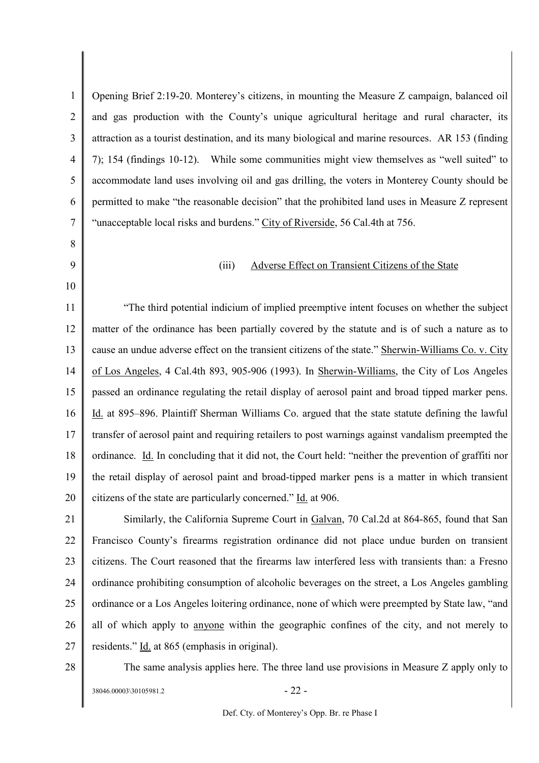Opening Brief 2:19-20. Monterey's citizens, in mounting the Measure Z campaign, balanced oil and gas production with the County's unique agricultural heritage and rural character, its attraction as a tourist destination, and its many biological and marine resources. AR 153 (finding 7); 154 (findings 10-12). While some communities might view themselves as "well suited" to accommodate land uses involving oil and gas drilling, the voters in Monterey County should be permitted to make "the reasonable decision" that the prohibited land uses in Measure Z represent "unacceptable local risks and burdens." City of Riverside, 56 Cal.4th at 756.

(iii) Adverse Effect on Transient Citizens of the State

"The third potential indicium of implied preemptive intent focuses on whether the subject matter of the ordinance has been partially covered by the statute and is of such a nature as to cause an undue adverse effect on the transient citizens of the state." Sherwin-Williams Co. v. City of Los Angeles, 4 Cal.4th 893, 905-906 (1993). In Sherwin-Williams, the City of Los Angeles passed an ordinance regulating the retail display of aerosol paint and broad tipped marker pens. Id. at 895–896. Plaintiff Sherman Williams Co. argued that the state statute defining the lawful transfer of aerosol paint and requiring retailers to post warnings against vandalism preempted the ordinance. Id. In concluding that it did not, the Court held: "neither the prevention of graffiti nor the retail display of aerosol paint and broad-tipped marker pens is a matter in which transient citizens of the state are particularly concerned." Id. at 906.

Similarly, the California Supreme Court in Galvan, 70 Cal.2d at 864-865, found that San Francisco County's firearms registration ordinance did not place undue burden on transient citizens. The Court reasoned that the firearms law interfered less with transients than: a Fresno ordinance prohibiting consumption of alcoholic beverages on the street, a Los Angeles gambling ordinance or a Los Angeles loitering ordinance, none of which were preempted by State law, "and all of which apply to anyone within the geographic confines of the city, and not merely to residents." Id. at 865 (emphasis in original).

The same analysis applies here. The three land use provisions in Measure Z apply only to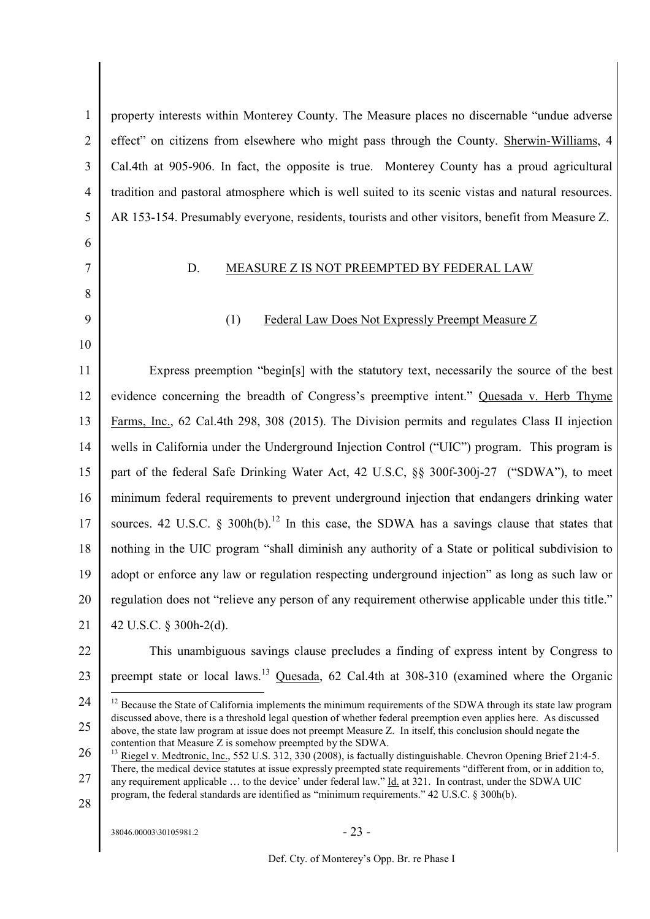property interests within Monterey County. The Measure places no discernable "undue adverse effect" on citizens from elsewhere who might pass through the County. Sherwin-Williams, 4 Cal.4th at 905-906. In fact, the opposite is true. Monterey County has a proud agricultural tradition and pastoral atmosphere which is well suited to its scenic vistas and natural resources. AR 153-154. Presumably everyone, residents, tourists and other visitors, benefit from Measure Z.

## D. MEASURE Z IS NOT PREEMPTED BY FEDERAL LAW

### (1) Federal Law Does Not Expressly Preempt Measure Z

Express preemption "begin[s] with the statutory text, necessarily the source of the best evidence concerning the breadth of Congress's preemptive intent." Quesada v. Herb Thyme Farms, Inc., 62 Cal.4th 298, 308 (2015). The Division permits and regulates Class II injection wells in California under the Underground Injection Control ("UIC") program. This program is part of the federal Safe Drinking Water Act, 42 U.S.C, §§ 300f-300j-27 ("SDWA"), to meet minimum federal requirements to prevent underground injection that endangers drinking water sources. 42 U.S.C. § 300h(b).[12] In this case, the SDWA has a savings clause that states that nothing in the UIC program "shall diminish any authority of a State or political subdivision to adopt or enforce any law or regulation respecting underground injection" as long as such law or regulation does not "relieve any person of any requirement otherwise applicable under this title." 42 U.S.C. § 300h-2(d).

This unambiguous savings clause precludes a finding of express intent by Congress to preempt state or local laws.[13] Quesada, 62 Cal.4th at 308-310 (examined where the Organic

---

[12] Because the State of California implements the minimum requirements of the SDWA through its state law program discussed above, there is a threshold legal question of whether federal preemption even applies here. As discussed above, the state law program at issue does not preempt Measure Z. In itself, this conclusion should negate the contention that Measure Z is somehow preempted by the SDWA.

[13] Riegel v. Medtronic, Inc., 552 U.S. 312, 330 (2008), is factually distinguishable. Chevron Opening Brief 21:4-5. There, the medical device statutes at issue expressly preempted state requirements "different from, or in addition to, any requirement applicable … to the device' under federal law." Id. at 321. In contrast, under the SDWA UIC program, the federal standards are identified as "minimum requirements." 42 U.S.C. § 300h(b).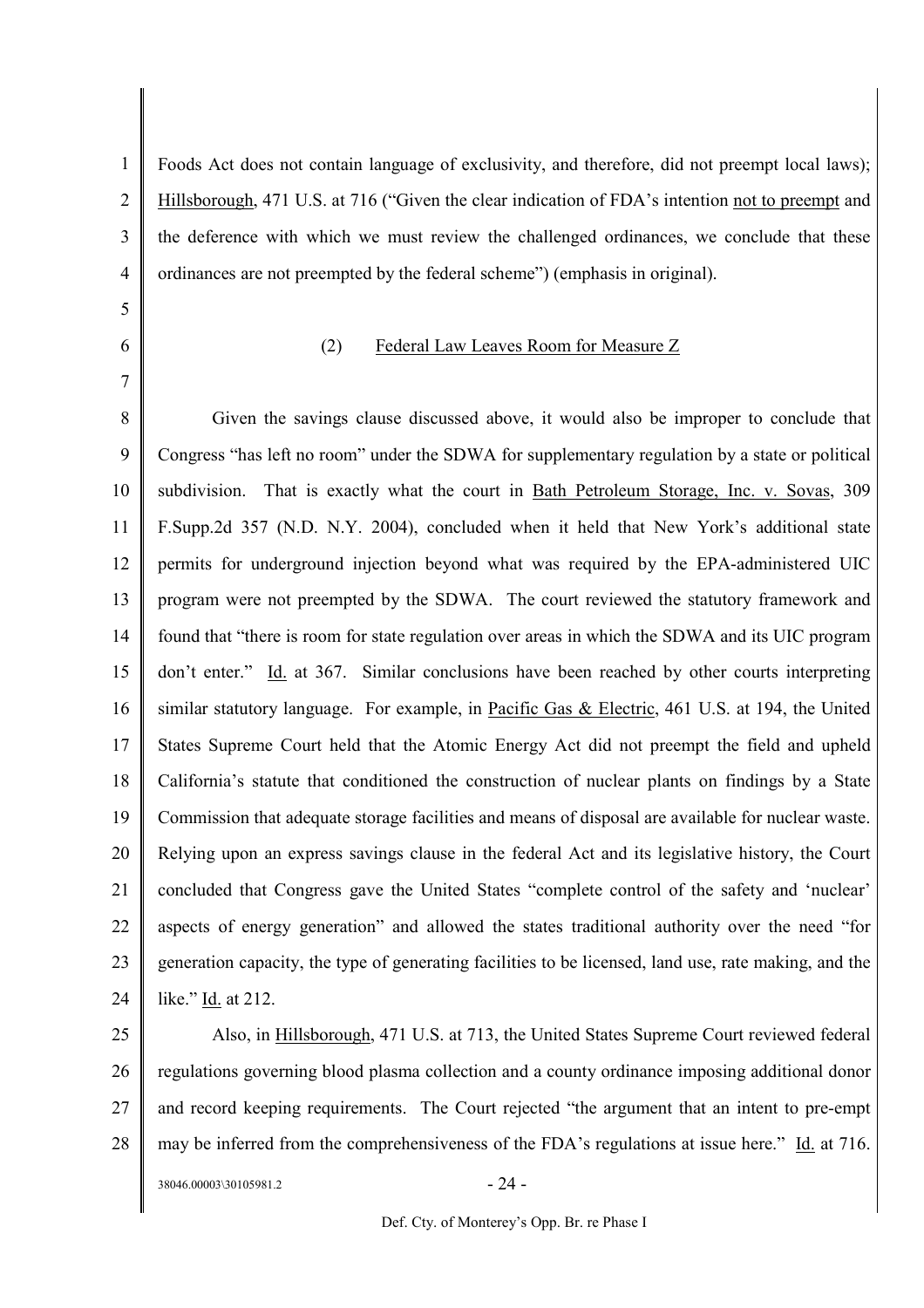Foods Act does not contain language of exclusivity, and therefore, did not preempt local laws); Hillsborough, 471 U.S. at 716 ("Given the clear indication of FDA's intention not to preempt and the deference with which we must review the challenged ordinances, we conclude that these ordinances are not preempted by the federal scheme") (emphasis in original).

(2) Federal Law Leaves Room for Measure Z

Given the savings clause discussed above, it would also be improper to conclude that Congress "has left no room" under the SDWA for supplementary regulation by a state or political subdivision. That is exactly what the court in Bath Petroleum Storage, Inc. v. Sovas, 309 F.Supp.2d 357 (N.D. N.Y. 2004), concluded when it held that New York's additional state permits for underground injection beyond what was required by the EPA-administered UIC program were not preempted by the SDWA. The court reviewed the statutory framework and found that "there is room for state regulation over areas in which the SDWA and its UIC program don't enter." Id. at 367. Similar conclusions have been reached by other courts interpreting similar statutory language. For example, in Pacific Gas & Electric, 461 U.S. at 194, the United States Supreme Court held that the Atomic Energy Act did not preempt the field and upheld California's statute that conditioned the construction of nuclear plants on findings by a State Commission that adequate storage facilities and means of disposal are available for nuclear waste. Relying upon an express savings clause in the federal Act and its legislative history, the Court concluded that Congress gave the United States "complete control of the safety and 'nuclear' aspects of energy generation" and allowed the states traditional authority over the need "for generation capacity, the type of generating facilities to be licensed, land use, rate making, and the like." Id. at 212.

Also, in Hillsborough, 471 U.S. at 713, the United States Supreme Court reviewed federal regulations governing blood plasma collection and a county ordinance imposing additional donor and record keeping requirements. The Court rejected "the argument that an intent to pre-empt may be inferred from the comprehensiveness of the FDA's regulations at issue here." Id. at 716.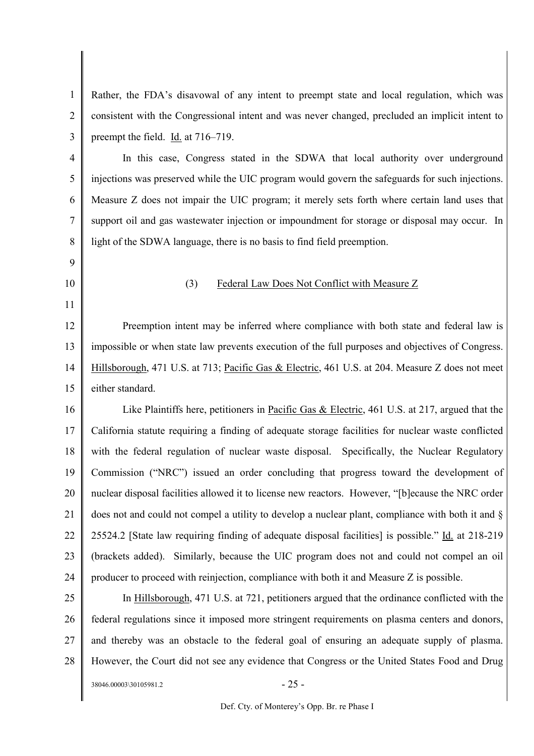Rather, the FDA's disavowal of any intent to preempt state and local regulation, which was consistent with the Congressional intent and was never changed, precluded an implicit intent to preempt the field. Id. at 716–719.

In this case, Congress stated in the SDWA that local authority over underground injections was preserved while the UIC program would govern the safeguards for such injections. Measure Z does not impair the UIC program; it merely sets forth where certain land uses that support oil and gas wastewater injection or impoundment for storage or disposal may occur. In light of the SDWA language, there is no basis to find field preemption.

(3) Federal Law Does Not Conflict with Measure Z

Preemption intent may be inferred where compliance with both state and federal law is impossible or when state law prevents execution of the full purposes and objectives of Congress. Hillsborough, 471 U.S. at 713; Pacific Gas & Electric, 461 U.S. at 204. Measure Z does not meet either standard.

Like Plaintiffs here, petitioners in Pacific Gas & Electric, 461 U.S. at 217, argued that the California statute requiring a finding of adequate storage facilities for nuclear waste conflicted with the federal regulation of nuclear waste disposal. Specifically, the Nuclear Regulatory Commission ("NRC") issued an order concluding that progress toward the development of nuclear disposal facilities allowed it to license new reactors. However, "[b]ecause the NRC order does not and could not compel a utility to develop a nuclear plant, compliance with both it and § 25524.2 [State law requiring finding of adequate disposal facilities] is possible." Id. at 218-219 (brackets added). Similarly, because the UIC program does not and could not compel an oil producer to proceed with reinjection, compliance with both it and Measure Z is possible.

In Hillsborough, 471 U.S. at 721, petitioners argued that the ordinance conflicted with the federal regulations since it imposed more stringent requirements on plasma centers and donors, and thereby was an obstacle to the federal goal of ensuring an adequate supply of plasma. However, the Court did not see any evidence that Congress or the United States Food and Drug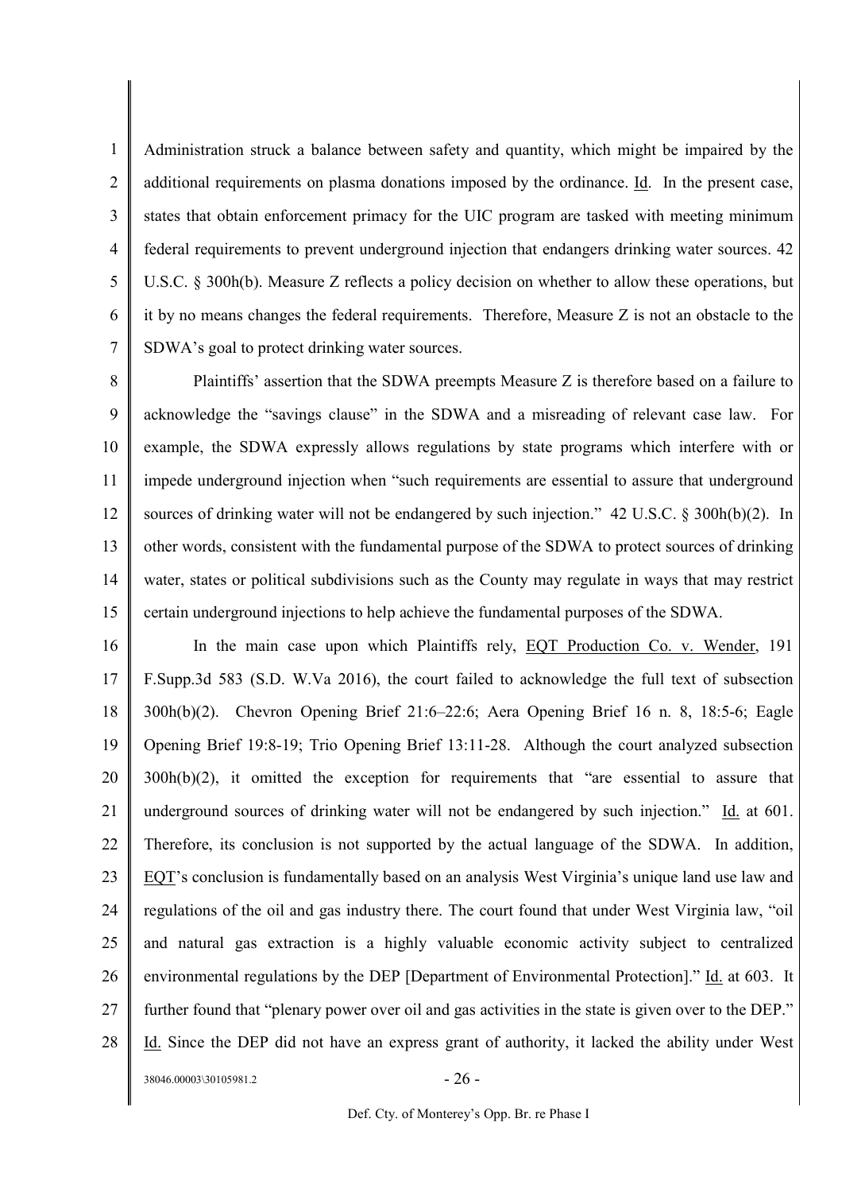Administration struck a balance between safety and quantity, which might be impaired by the additional requirements on plasma donations imposed by the ordinance. Id. In the present case, states that obtain enforcement primacy for the UIC program are tasked with meeting minimum federal requirements to prevent underground injection that endangers drinking water sources. 42 U.S.C. § 300h(b). Measure Z reflects a policy decision on whether to allow these operations, but it by no means changes the federal requirements. Therefore, Measure Z is not an obstacle to the SDWA's goal to protect drinking water sources.

Plaintiffs' assertion that the SDWA preempts Measure Z is therefore based on a failure to acknowledge the "savings clause" in the SDWA and a misreading of relevant case law. For example, the SDWA expressly allows regulations by state programs which interfere with or impede underground injection when "such requirements are essential to assure that underground sources of drinking water will not be endangered by such injection." 42 U.S.C. § 300h(b)(2). In other words, consistent with the fundamental purpose of the SDWA to protect sources of drinking water, states or political subdivisions such as the County may regulate in ways that may restrict certain underground injections to help achieve the fundamental purposes of the SDWA.

In the main case upon which Plaintiffs rely, EQT Production Co. v. Wender, 191 F.Supp.3d 583 (S.D. W.Va 2016), the court failed to acknowledge the full text of subsection 300h(b)(2). Chevron Opening Brief 21:6–22:6; Aera Opening Brief 16 n. 8, 18:5-6; Eagle Opening Brief 19:8-19; Trio Opening Brief 13:11-28. Although the court analyzed subsection 300h(b)(2), it omitted the exception for requirements that "are essential to assure that underground sources of drinking water will not be endangered by such injection." Id. at 601. Therefore, its conclusion is not supported by the actual language of the SDWA. In addition, EQT's conclusion is fundamentally based on an analysis West Virginia's unique land use law and regulations of the oil and gas industry there. The court found that under West Virginia law, "oil and natural gas extraction is a highly valuable economic activity subject to centralized environmental regulations by the DEP [Department of Environmental Protection]." Id. at 603. It further found that "plenary power over oil and gas activities in the state is given over to the DEP." Id. Since the DEP did not have an express grant of authority, it lacked the ability under West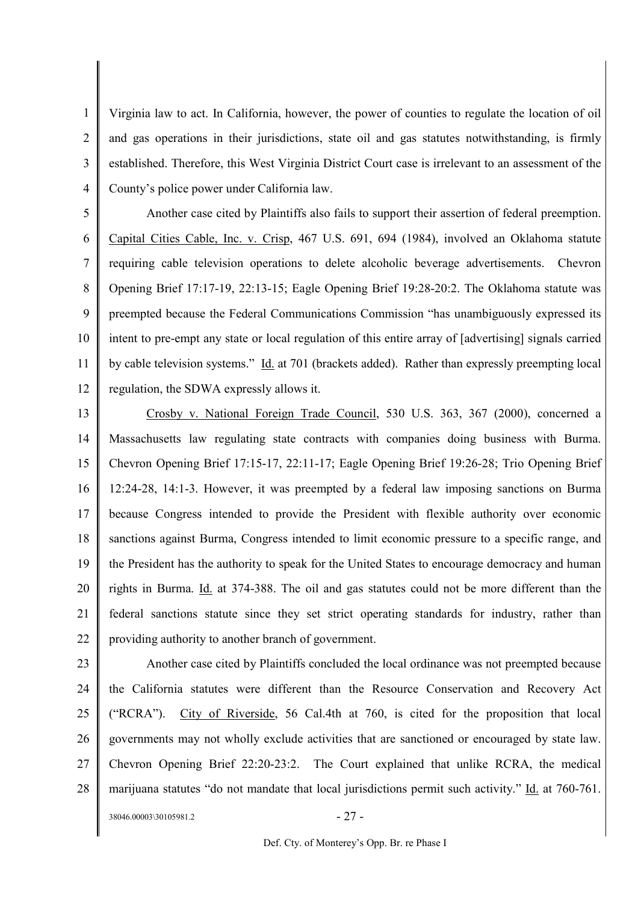Virginia law to act. In California, however, the power of counties to regulate the location of oil and gas operations in their jurisdictions, state oil and gas statutes notwithstanding, is firmly established. Therefore, this West Virginia District Court case is irrelevant to an assessment of the County's police power under California law.

Another case cited by Plaintiffs also fails to support their assertion of federal preemption. Capital Cities Cable, Inc. v. Crisp, 467 U.S. 691, 694 (1984), involved an Oklahoma statute requiring cable television operations to delete alcoholic beverage advertisements. Chevron Opening Brief 17:17-19, 22:13-15; Eagle Opening Brief 19:28-20:2. The Oklahoma statute was preempted because the Federal Communications Commission "has unambiguously expressed its intent to pre-empt any state or local regulation of this entire array of [advertising] signals carried by cable television systems." Id. at 701 (brackets added). Rather than expressly preempting local regulation, the SDWA expressly allows it.

Crosby v. National Foreign Trade Council, 530 U.S. 363, 367 (2000), concerned a Massachusetts law regulating state contracts with companies doing business with Burma. Chevron Opening Brief 17:15-17, 22:11-17; Eagle Opening Brief 19:26-28; Trio Opening Brief 12:24-28, 14:1-3. However, it was preempted by a federal law imposing sanctions on Burma because Congress intended to provide the President with flexible authority over economic sanctions against Burma, Congress intended to limit economic pressure to a specific range, and the President has the authority to speak for the United States to encourage democracy and human rights in Burma. Id. at 374-388. The oil and gas statutes could not be more different than the federal sanctions statute since they set strict operating standards for industry, rather than providing authority to another branch of government.

Another case cited by Plaintiffs concluded the local ordinance was not preempted because the California statutes were different than the Resource Conservation and Recovery Act ("RCRA"). City of Riverside, 56 Cal.4th at 760, is cited for the proposition that local governments may not wholly exclude activities that are sanctioned or encouraged by state law. Chevron Opening Brief 22:20-23:2. The Court explained that unlike RCRA, the medical marijuana statutes "do not mandate that local jurisdictions permit such activity." Id. at 760-761.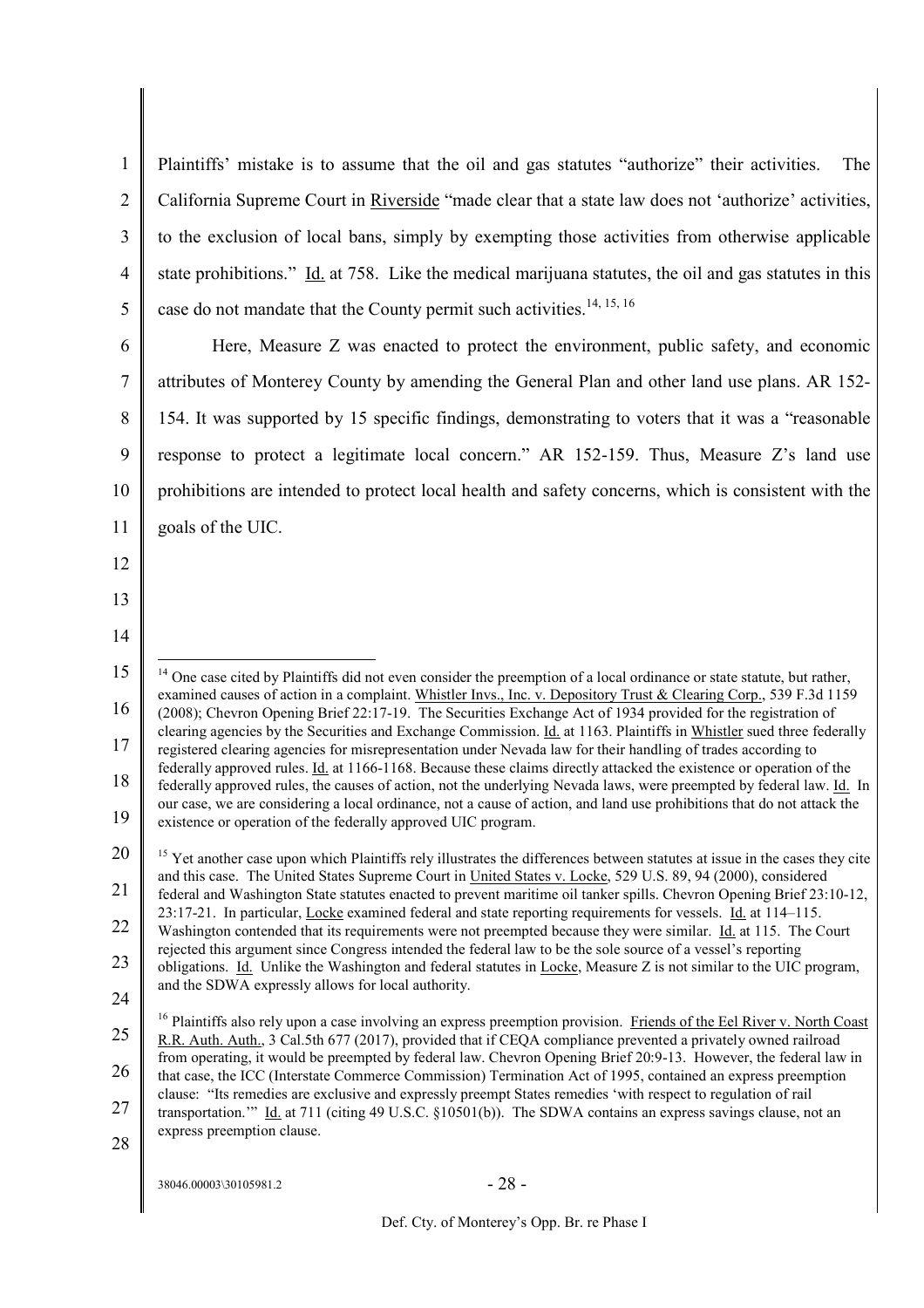Plaintiffs' mistake is to assume that the oil and gas statutes "authorize" their activities. The California Supreme Court in Riverside "made clear that a state law does not 'authorize' activities, to the exclusion of local bans, simply by exempting those activities from otherwise applicable state prohibitions." Id. at 758. Like the medical marijuana statutes, the oil and gas statutes in this case do not mandate that the County permit such activities.[14, 15, 16]

Here, Measure Z was enacted to protect the environment, public safety, and economic attributes of Monterey County by amending the General Plan and other land use plans. AR 152-154. It was supported by 15 specific findings, demonstrating to voters that it was a "reasonable response to protect a legitimate local concern." AR 152-159. Thus, Measure Z's land use prohibitions are intended to protect local health and safety concerns, which is consistent with the goals of the UIC.

---

[14] One case cited by Plaintiffs did not even consider the preemption of a local ordinance or state statute, but rather, examined causes of action in a complaint. Whistler Invs., Inc. v. Depository Trust & Clearing Corp., 539 F.3d 1159 (2008); Chevron Opening Brief 22:17-19. The Securities Exchange Act of 1934 provided for the registration of clearing agencies by the Securities and Exchange Commission. Id. at 1163. Plaintiffs in Whistler sued three federally registered clearing agencies for misrepresentation under Nevada law for their handling of trades according to federally approved rules. Id. at 1166-1168. Because these claims directly attacked the existence or operation of the federally approved rules, the causes of action, not the underlying Nevada laws, were preempted by federal law. Id. In our case, we are considering a local ordinance, not a cause of action, and land use prohibitions that do not attack the existence or operation of the federally approved UIC program.

[15] Yet another case upon which Plaintiffs rely illustrates the differences between statutes at issue in the cases they cite and this case. The United States Supreme Court in United States v. Locke, 529 U.S. 89, 94 (2000), considered federal and Washington State statutes enacted to prevent maritime oil tanker spills. Chevron Opening Brief 23:10-12, 23:17-21. In particular, Locke examined federal and state reporting requirements for vessels. Id. at 114–115. Washington contended that its requirements were not preempted because they were similar. Id. at 115. The Court rejected this argument since Congress intended the federal law to be the sole source of a vessel's reporting obligations. Id. Unlike the Washington and federal statutes in Locke, Measure Z is not similar to the UIC program, and the SDWA expressly allows for local authority.

[16] Plaintiffs also rely upon a case involving an express preemption provision. Friends of the Eel River v. North Coast R.R. Auth. Auth., 3 Cal.5th 677 (2017), provided that if CEQA compliance prevented a privately owned railroad from operating, it would be preempted by federal law. Chevron Opening Brief 20:9-13. However, the federal law in that case, the ICC (Interstate Commerce Commission) Termination Act of 1995, contained an express preemption clause: "Its remedies are exclusive and expressly preempt States remedies 'with respect to regulation of rail transportation.'" Id. at 711 (citing 49 U.S.C. §10501(b)). The SDWA contains an express savings clause, not an express preemption clause.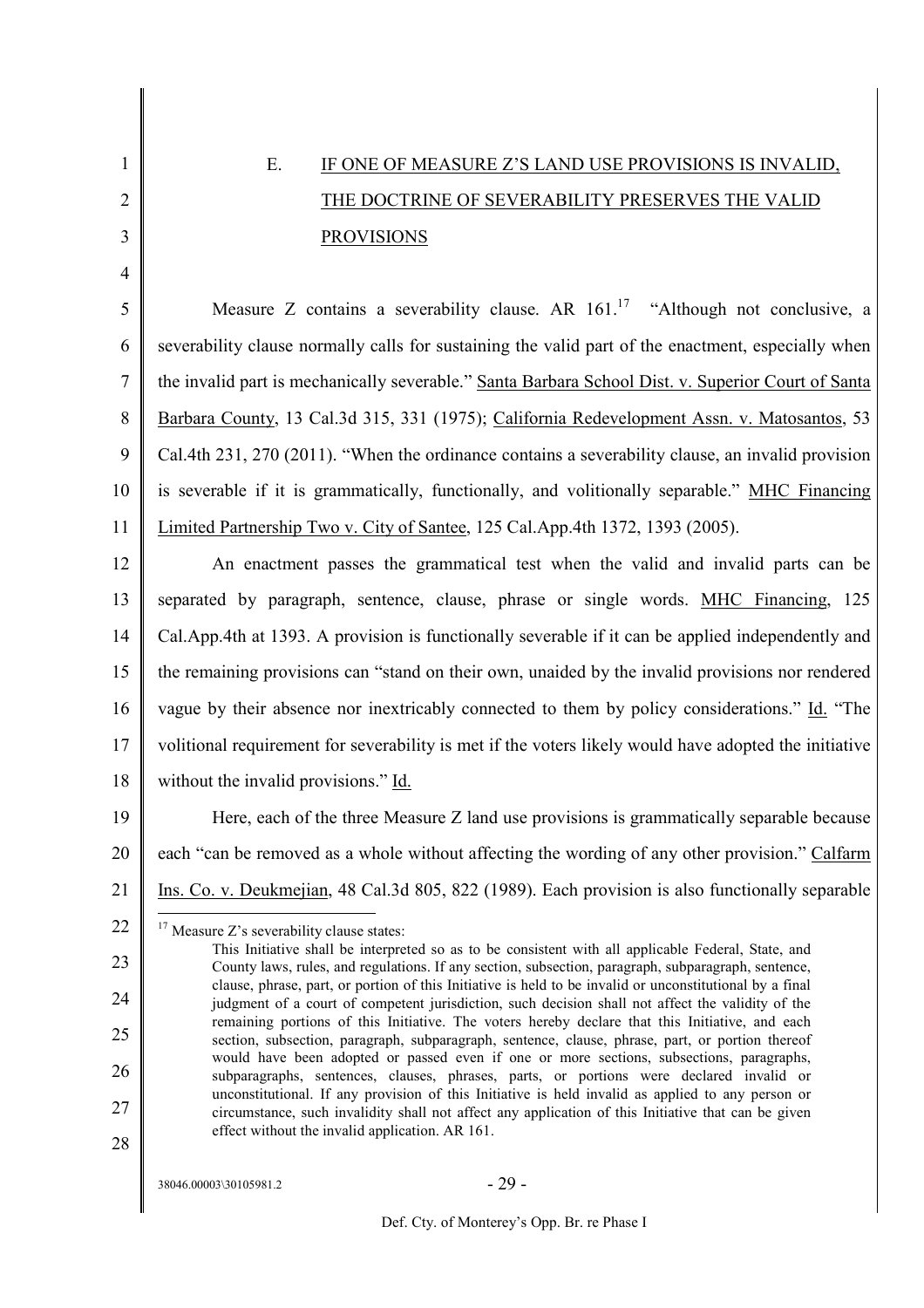### E. IF ONE OF MEASURE Z'S LAND USE PROVISIONS IS INVALID, THE DOCTRINE OF SEVERABILITY PRESERVES THE VALID PROVISIONS

Measure Z contains a severability clause. AR 161.[17] "Although not conclusive, a severability clause normally calls for sustaining the valid part of the enactment, especially when the invalid part is mechanically severable." Santa Barbara School Dist. v. Superior Court of Santa Barbara County, 13 Cal.3d 315, 331 (1975); California Redevelopment Assn. v. Matosantos, 53 Cal.4th 231, 270 (2011). "When the ordinance contains a severability clause, an invalid provision is severable if it is grammatically, functionally, and volitionally separable." MHC Financing Limited Partnership Two v. City of Santee, 125 Cal.App.4th 1372, 1393 (2005).

An enactment passes the grammatical test when the valid and invalid parts can be separated by paragraph, sentence, clause, phrase or single words. MHC Financing, 125 Cal.App.4th at 1393. A provision is functionally severable if it can be applied independently and the remaining provisions can "stand on their own, unaided by the invalid provisions nor rendered vague by their absence nor inextricably connected to them by policy considerations." Id. "The volitional requirement for severability is met if the voters likely would have adopted the initiative without the invalid provisions." Id.

Here, each of the three Measure Z land use provisions is grammatically separable because each "can be removed as a whole without affecting the wording of any other provision." Calfarm Ins. Co. v. Deukmejian, 48 Cal.3d 805, 822 (1989). Each provision is also functionally separable

---

[17] Measure Z's severability clause states:

> This Initiative shall be interpreted so as to be consistent with all applicable Federal, State, and County laws, rules, and regulations. If any section, subsection, paragraph, subparagraph, sentence, clause, phrase, part, or portion of this Initiative is held to be invalid or unconstitutional by a final judgment of a court of competent jurisdiction, such decision shall not affect the validity of the remaining portions of this Initiative. The voters hereby declare that this Initiative, and each section, subsection, paragraph, subparagraph, sentence, clause, phrase, part, or portion thereof would have been adopted or passed even if one or more sections, subsections, paragraphs, subparagraphs, sentences, clauses, phrases, parts, or portions were declared invalid or unconstitutional. If any provision of this Initiative is held invalid as applied to any person or circumstance, such invalidity shall not affect any application of this Initiative that can be given effect without the invalid application. AR 161.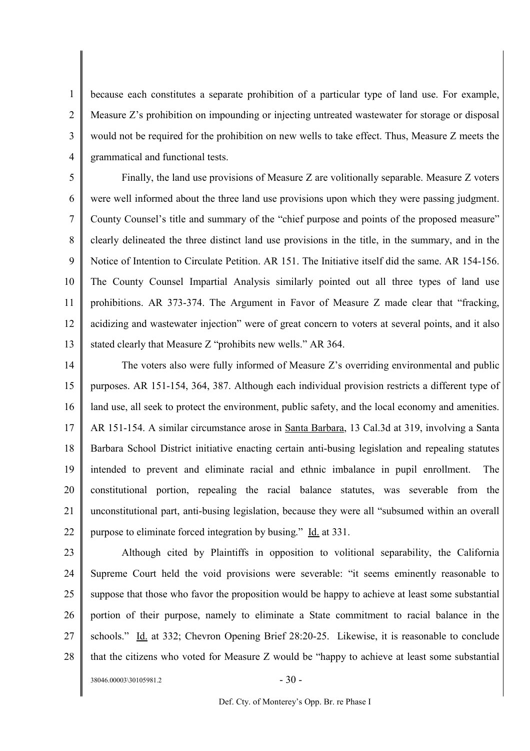because each constitutes a separate prohibition of a particular type of land use. For example, Measure Z's prohibition on impounding or injecting untreated wastewater for storage or disposal would not be required for the prohibition on new wells to take effect. Thus, Measure Z meets the grammatical and functional tests.

Finally, the land use provisions of Measure Z are volitionally separable. Measure Z voters were well informed about the three land use provisions upon which they were passing judgment. County Counsel's title and summary of the "chief purpose and points of the proposed measure" clearly delineated the three distinct land use provisions in the title, in the summary, and in the Notice of Intention to Circulate Petition. AR 151. The Initiative itself did the same. AR 154-156. The County Counsel Impartial Analysis similarly pointed out all three types of land use prohibitions. AR 373-374. The Argument in Favor of Measure Z made clear that "fracking, acidizing and wastewater injection" were of great concern to voters at several points, and it also stated clearly that Measure Z "prohibits new wells." AR 364.

The voters also were fully informed of Measure Z's overriding environmental and public purposes. AR 151-154, 364, 387. Although each individual provision restricts a different type of land use, all seek to protect the environment, public safety, and the local economy and amenities. AR 151-154. A similar circumstance arose in Santa Barbara, 13 Cal.3d at 319, involving a Santa Barbara School District initiative enacting certain anti-busing legislation and repealing statutes intended to prevent and eliminate racial and ethnic imbalance in pupil enrollment. The constitutional portion, repealing the racial balance statutes, was severable from the unconstitutional part, anti-busing legislation, because they were all "subsumed within an overall purpose to eliminate forced integration by busing." Id. at 331.

Although cited by Plaintiffs in opposition to volitional separability, the California Supreme Court held the void provisions were severable: "it seems eminently reasonable to suppose that those who favor the proposition would be happy to achieve at least some substantial portion of their purpose, namely to eliminate a State commitment to racial balance in the schools." Id. at 332; Chevron Opening Brief 28:20-25. Likewise, it is reasonable to conclude that the citizens who voted for Measure Z would be "happy to achieve at least some substantial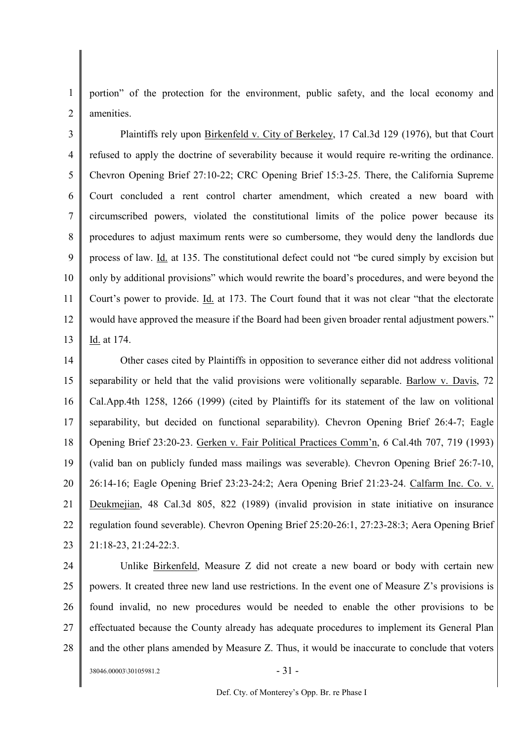portion" of the protection for the environment, public safety, and the local economy and amenities.

Plaintiffs rely upon Birkenfeld v. City of Berkeley, 17 Cal.3d 129 (1976), but that Court refused to apply the doctrine of severability because it would require re-writing the ordinance. Chevron Opening Brief 27:10-22; CRC Opening Brief 15:3-25. There, the California Supreme Court concluded a rent control charter amendment, which created a new board with circumscribed powers, violated the constitutional limits of the police power because its procedures to adjust maximum rents were so cumbersome, they would deny the landlords due process of law. Id. at 135. The constitutional defect could not "be cured simply by excision but only by additional provisions" which would rewrite the board's procedures, and were beyond the Court's power to provide. Id. at 173. The Court found that it was not clear "that the electorate would have approved the measure if the Board had been given broader rental adjustment powers." Id. at 174.

Other cases cited by Plaintiffs in opposition to severance either did not address volitional separability or held that the valid provisions were volitionally separable. Barlow v. Davis, 72 Cal.App.4th 1258, 1266 (1999) (cited by Plaintiffs for its statement of the law on volitional separability, but decided on functional separability). Chevron Opening Brief 26:4-7; Eagle Opening Brief 23:20-23. Gerken v. Fair Political Practices Comm'n, 6 Cal.4th 707, 719 (1993) (valid ban on publicly funded mass mailings was severable). Chevron Opening Brief 26:7-10, 26:14-16; Eagle Opening Brief 23:23-24:2; Aera Opening Brief 21:23-24. Calfarm Inc. Co. v. Deukmejian, 48 Cal.3d 805, 822 (1989) (invalid provision in state initiative on insurance regulation found severable). Chevron Opening Brief 25:20-26:1, 27:23-28:3; Aera Opening Brief 21:18-23, 21:24-22:3.

Unlike Birkenfeld, Measure Z did not create a new board or body with certain new powers. It created three new land use restrictions. In the event one of Measure Z's provisions is found invalid, no new procedures would be needed to enable the other provisions to be effectuated because the County already has adequate procedures to implement its General Plan and the other plans amended by Measure Z. Thus, it would be inaccurate to conclude that voters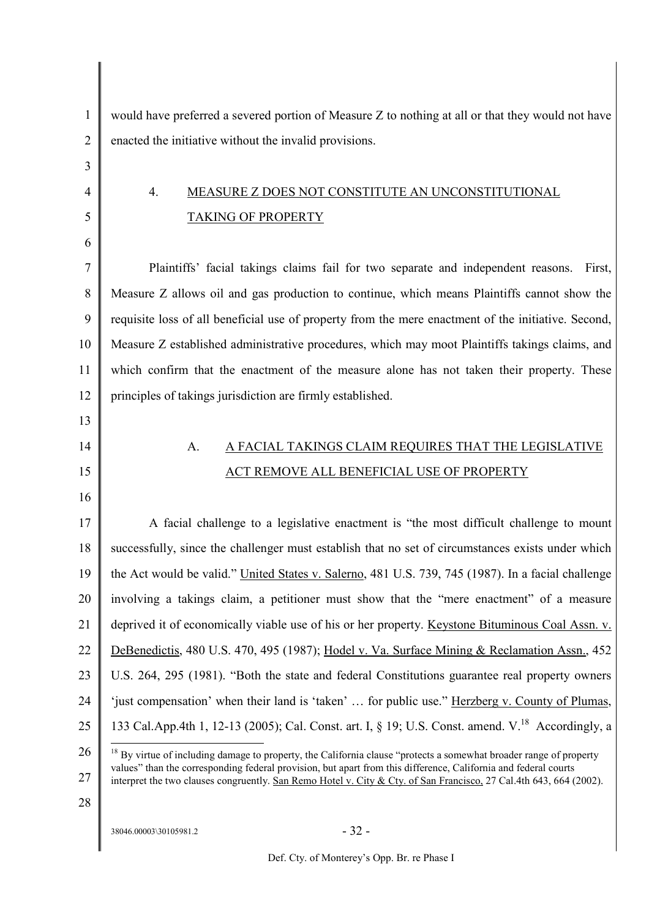would have preferred a severed portion of Measure Z to nothing at all or that they would not have enacted the initiative without the invalid provisions.

## 4. MEASURE Z DOES NOT CONSTITUTE AN UNCONSTITUTIONAL TAKING OF PROPERTY

Plaintiffs' facial takings claims fail for two separate and independent reasons. First, Measure Z allows oil and gas production to continue, which means Plaintiffs cannot show the requisite loss of all beneficial use of property from the mere enactment of the initiative. Second, Measure Z established administrative procedures, which may moot Plaintiffs takings claims, and which confirm that the enactment of the measure alone has not taken their property. These principles of takings jurisdiction are firmly established.

### A. A FACIAL TAKINGS CLAIM REQUIRES THAT THE LEGISLATIVE ACT REMOVE ALL BENEFICIAL USE OF PROPERTY

A facial challenge to a legislative enactment is "the most difficult challenge to mount successfully, since the challenger must establish that no set of circumstances exists under which the Act would be valid." United States v. Salerno, 481 U.S. 739, 745 (1987). In a facial challenge involving a takings claim, a petitioner must show that the "mere enactment" of a measure deprived it of economically viable use of his or her property. Keystone Bituminous Coal Assn. v. DeBenedictis, 480 U.S. 470, 495 (1987); Hodel v. Va. Surface Mining & Reclamation Assn., 452 U.S. 264, 295 (1981). "Both the state and federal Constitutions guarantee real property owners 'just compensation' when their land is 'taken' … for public use." Herzberg v. County of Plumas, 133 Cal.App.4th 1, 12-13 (2005); Cal. Const. art. I, § 19; U.S. Const. amend. V.[18] Accordingly, a

[18] By virtue of including damage to property, the California clause "protects a somewhat broader range of property values" than the corresponding federal provision, but apart from this difference, California and federal courts interpret the two clauses congruently. San Remo Hotel v. City & Cty. of San Francisco, 27 Cal.4th 643, 664 (2002).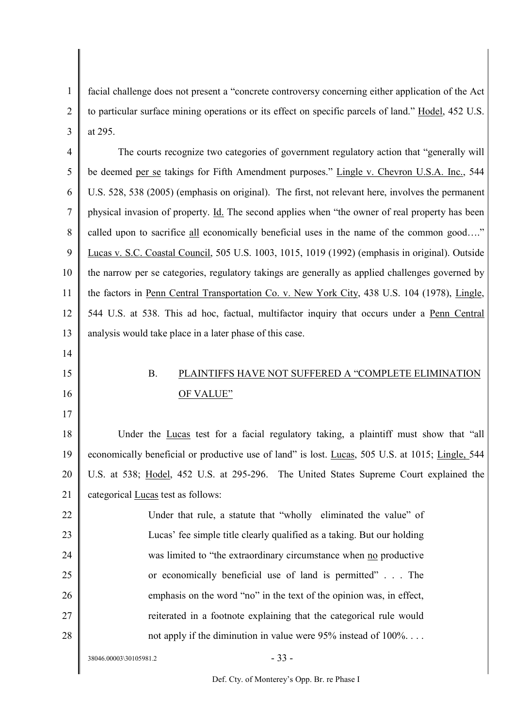facial challenge does not present a "concrete controversy concerning either application of the Act to particular surface mining operations or its effect on specific parcels of land." Hodel, 452 U.S. at 295.

The courts recognize two categories of government regulatory action that "generally will be deemed *per se* takings for Fifth Amendment purposes." Lingle v. Chevron U.S.A. Inc., 544 U.S. 528, 538 (2005) (emphasis on original). The first, not relevant here, involves the permanent physical invasion of property. Id. The second applies when "the owner of real property has been called upon to sacrifice *all* economically beneficial uses in the name of the common good…." Lucas v. S.C. Coastal Council, 505 U.S. 1003, 1015, 1019 (1992) (emphasis in original). Outside the narrow per se categories, regulatory takings are generally as applied challenges governed by the factors in Penn Central Transportation Co. v. New York City, 438 U.S. 104 (1978), Lingle, 544 U.S. at 538. This ad hoc, factual, multifactor inquiry that occurs under a Penn Central analysis would take place in a later phase of this case.

### B. PLAINTIFFS HAVE NOT SUFFERED A "COMPLETE ELIMINATION OF VALUE"

Under the Lucas test for a facial regulatory taking, a plaintiff must show that "all economically beneficial or productive use of land" is lost. Lucas, 505 U.S. at 1015; Lingle, 544 U.S. at 538; Hodel, 452 U.S. at 295-296. The United States Supreme Court explained the categorical Lucas test as follows:

> Under that rule, a statute that "wholly eliminated the value" of Lucas' fee simple title clearly qualified as a taking. But our holding was limited to "the extraordinary circumstance when *no* productive or economically beneficial use of land is permitted" . . . The emphasis on the word "no" in the text of the opinion was, in effect, reiterated in a footnote explaining that the categorical rule would not apply if the diminution in value were 95% instead of 100%. . . .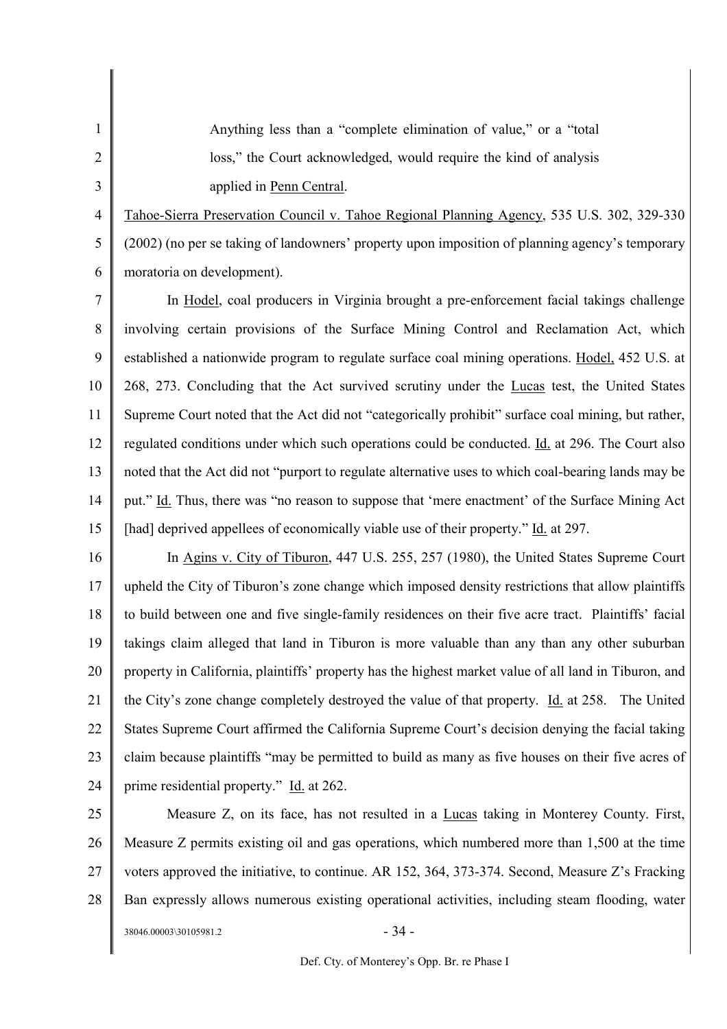> Anything less than a "complete elimination of value," or a "total loss," the Court acknowledged, would require the kind of analysis applied in Penn Central.

Tahoe-Sierra Preservation Council v. Tahoe Regional Planning Agency, 535 U.S. 302, 329-330 (2002) (no per se taking of landowners' property upon imposition of planning agency's temporary moratoria on development).

In Hodel, coal producers in Virginia brought a pre-enforcement facial takings challenge involving certain provisions of the Surface Mining Control and Reclamation Act, which established a nationwide program to regulate surface coal mining operations. Hodel, 452 U.S. at 268, 273. Concluding that the Act survived scrutiny under the Lucas test, the United States Supreme Court noted that the Act did not "categorically prohibit" surface coal mining, but rather, regulated conditions under which such operations could be conducted. Id. at 296. The Court also noted that the Act did not "purport to regulate alternative uses to which coal-bearing lands may be put." Id. Thus, there was "no reason to suppose that 'mere enactment' of the Surface Mining Act [had] deprived appellees of economically viable use of their property." Id. at 297.

In Agins v. City of Tiburon, 447 U.S. 255, 257 (1980), the United States Supreme Court upheld the City of Tiburon's zone change which imposed density restrictions that allow plaintiffs to build between one and five single-family residences on their five acre tract. Plaintiffs' facial takings claim alleged that land in Tiburon is more valuable than any than any other suburban property in California, plaintiffs' property has the highest market value of all land in Tiburon, and the City's zone change completely destroyed the value of that property. Id. at 258. The United States Supreme Court affirmed the California Supreme Court's decision denying the facial taking claim because plaintiffs "may be permitted to build as many as five houses on their five acres of prime residential property." Id. at 262.

Measure Z, on its face, has not resulted in a Lucas taking in Monterey County. First, Measure Z permits existing oil and gas operations, which numbered more than 1,500 at the time voters approved the initiative, to continue. AR 152, 364, 373-374. Second, Measure Z's Fracking Ban expressly allows numerous existing operational activities, including steam flooding, water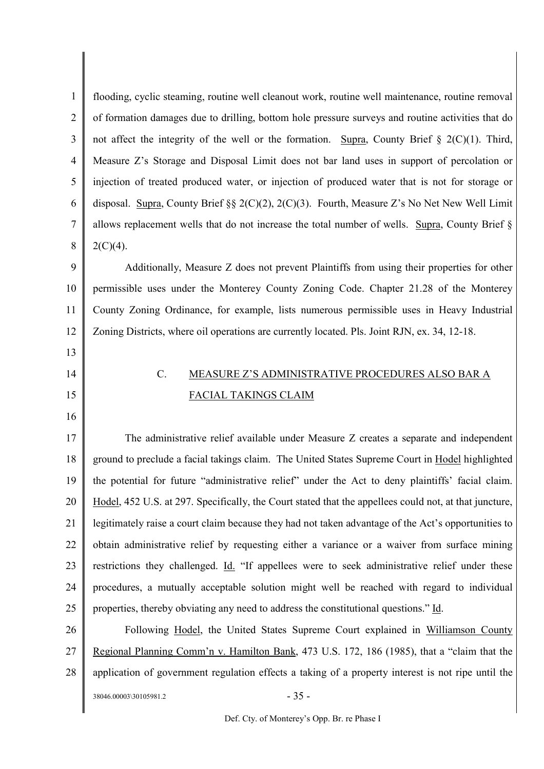flooding, cyclic steaming, routine well cleanout work, routine well maintenance, routine removal of formation damages due to drilling, bottom hole pressure surveys and routine activities that do not affect the integrity of the well or the formation. Supra, County Brief § 2(C)(1). Third, Measure Z's Storage and Disposal Limit does not bar land uses in support of percolation or injection of treated produced water, or injection of produced water that is not for storage or disposal. Supra, County Brief §§ 2(C)(2), 2(C)(3). Fourth, Measure Z's No Net New Well Limit allows replacement wells that do not increase the total number of wells. Supra, County Brief § 2(C)(4).

Additionally, Measure Z does not prevent Plaintiffs from using their properties for other permissible uses under the Monterey County Zoning Code. Chapter 21.28 of the Monterey County Zoning Ordinance, for example, lists numerous permissible uses in Heavy Industrial Zoning Districts, where oil operations are currently located. Pls. Joint RJN, ex. 34, 12-18.

### C. MEASURE Z'S ADMINISTRATIVE PROCEDURES ALSO BAR A FACIAL TAKINGS CLAIM

The administrative relief available under Measure Z creates a separate and independent ground to preclude a facial takings claim. The United States Supreme Court in Hodel highlighted the potential for future "administrative relief" under the Act to deny plaintiffs' facial claim. Hodel, 452 U.S. at 297. Specifically, the Court stated that the appellees could not, at that juncture, legitimately raise a court claim because they had not taken advantage of the Act's opportunities to obtain administrative relief by requesting either a variance or a waiver from surface mining restrictions they challenged. Id. "If appellees were to seek administrative relief under these procedures, a mutually acceptable solution might well be reached with regard to individual properties, thereby obviating any need to address the constitutional questions." Id.

Following Hodel, the United States Supreme Court explained in Williamson County Regional Planning Comm'n v. Hamilton Bank, 473 U.S. 172, 186 (1985), that a "claim that the application of government regulation effects a taking of a property interest is not ripe until the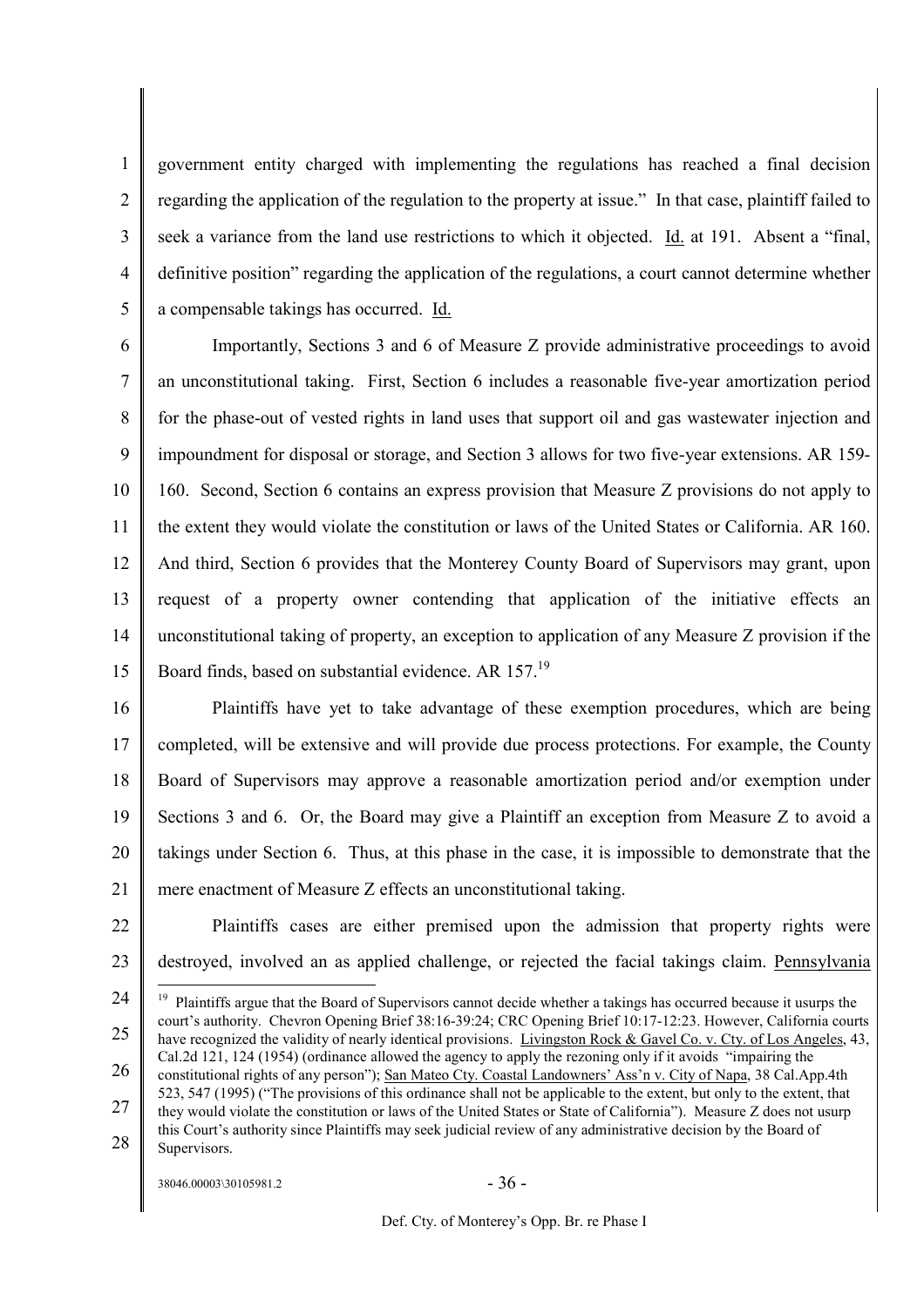government entity charged with implementing the regulations has reached a final decision regarding the application of the regulation to the property at issue." In that case, plaintiff failed to seek a variance from the land use restrictions to which it objected. Id. at 191. Absent a "final, definitive position" regarding the application of the regulations, a court cannot determine whether a compensable takings has occurred. Id.

Importantly, Sections 3 and 6 of Measure Z provide administrative proceedings to avoid an unconstitutional taking. First, Section 6 includes a reasonable five-year amortization period for the phase-out of vested rights in land uses that support oil and gas wastewater injection and impoundment for disposal or storage, and Section 3 allows for two five-year extensions. AR 159-160. Second, Section 6 contains an express provision that Measure Z provisions do not apply to the extent they would violate the constitution or laws of the United States or California. AR 160. And third, Section 6 provides that the Monterey County Board of Supervisors may grant, upon request of a property owner contending that application of the initiative effects an unconstitutional taking of property, an exception to application of any Measure Z provision if the Board finds, based on substantial evidence. AR 157.[19]

Plaintiffs have yet to take advantage of these exemption procedures, which are being completed, will be extensive and will provide due process protections. For example, the County Board of Supervisors may approve a reasonable amortization period and/or exemption under Sections 3 and 6. Or, the Board may give a Plaintiff an exception from Measure Z to avoid a takings under Section 6. Thus, at this phase in the case, it is impossible to demonstrate that the mere enactment of Measure Z effects an unconstitutional taking.

Plaintiffs cases are either premised upon the admission that property rights were destroyed, involved an as applied challenge, or rejected the facial takings claim. Pennsylvania

[19] Plaintiffs argue that the Board of Supervisors cannot decide whether a takings has occurred because it usurps the court's authority. Chevron Opening Brief 38:16-39:24; CRC Opening Brief 10:17-12:23. However, California courts have recognized the validity of nearly identical provisions. Livingston Rock & Gavel Co. v. Cty. of Los Angeles, 43, Cal.2d 121, 124 (1954) (ordinance allowed the agency to apply the rezoning only if it avoids "impairing the constitutional rights of any person"); San Mateo Cty. Coastal Landowners' Ass'n v. City of Napa, 38 Cal.App.4th 523, 547 (1995) ("The provisions of this ordinance shall not be applicable to the extent, but only to the extent, that they would violate the constitution or laws of the United States or State of California"). Measure Z does not usurp this Court's authority since Plaintiffs may seek judicial review of any administrative decision by the Board of Supervisors.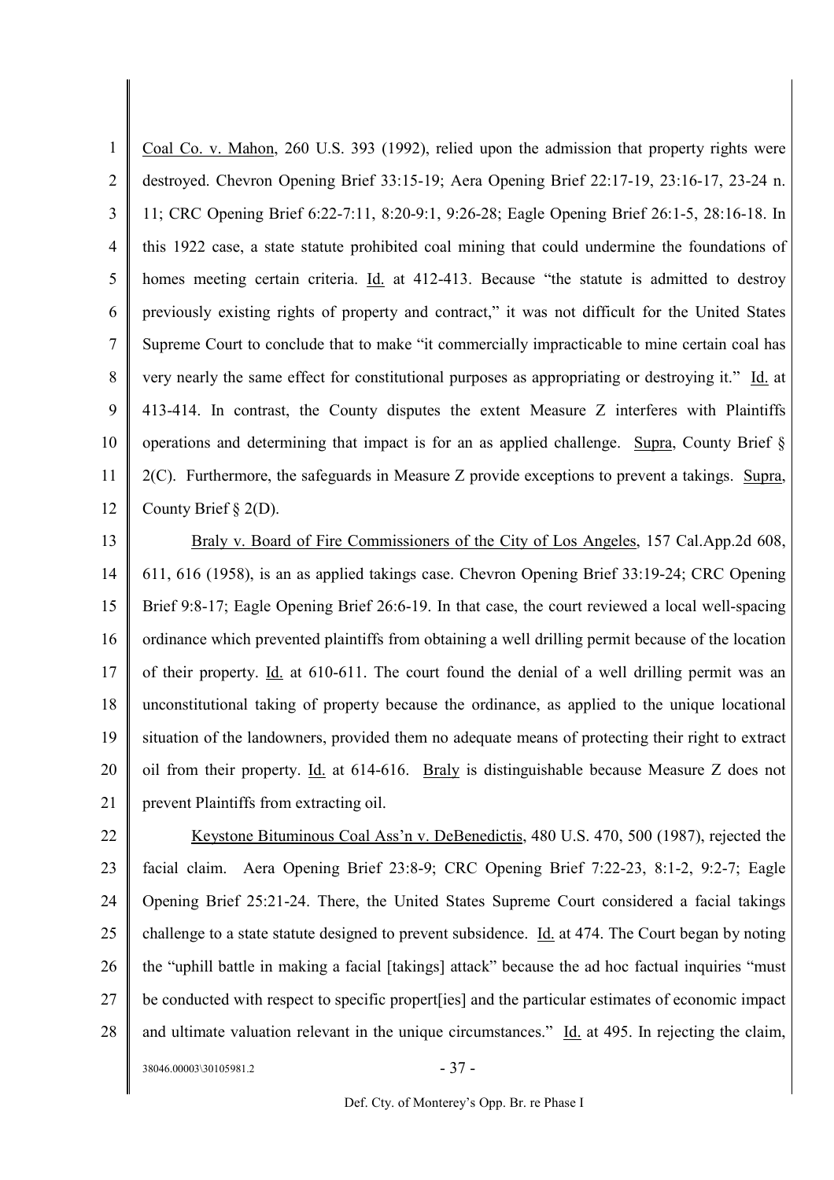Coal Co. v. Mahon, 260 U.S. 393 (1992), relied upon the admission that property rights were destroyed. Chevron Opening Brief 33:15-19; Aera Opening Brief 22:17-19, 23:16-17, 23-24 n. 11; CRC Opening Brief 6:22-7:11, 8:20-9:1, 9:26-28; Eagle Opening Brief 26:1-5, 28:16-18. In this 1922 case, a state statute prohibited coal mining that could undermine the foundations of homes meeting certain criteria. Id. at 412-413. Because "the statute is admitted to destroy previously existing rights of property and contract," it was not difficult for the United States Supreme Court to conclude that to make "it commercially impracticable to mine certain coal has very nearly the same effect for constitutional purposes as appropriating or destroying it." Id. at 413-414. In contrast, the County disputes the extent Measure Z interferes with Plaintiffs operations and determining that impact is for an as applied challenge. Supra, County Brief § 2(C). Furthermore, the safeguards in Measure Z provide exceptions to prevent a takings. Supra, County Brief § 2(D).

Braly v. Board of Fire Commissioners of the City of Los Angeles, 157 Cal.App.2d 608, 611, 616 (1958), is an as applied takings case. Chevron Opening Brief 33:19-24; CRC Opening Brief 9:8-17; Eagle Opening Brief 26:6-19. In that case, the court reviewed a local well-spacing ordinance which prevented plaintiffs from obtaining a well drilling permit because of the location of their property. Id. at 610-611. The court found the denial of a well drilling permit was an unconstitutional taking of property because the ordinance, as applied to the unique locational situation of the landowners, provided them no adequate means of protecting their right to extract oil from their property. Id. at 614-616. Braly is distinguishable because Measure Z does not prevent Plaintiffs from extracting oil.

Keystone Bituminous Coal Ass'n v. DeBenedictis, 480 U.S. 470, 500 (1987), rejected the facial claim. Aera Opening Brief 23:8-9; CRC Opening Brief 7:22-23, 8:1-2, 9:2-7; Eagle Opening Brief 25:21-24. There, the United States Supreme Court considered a facial takings challenge to a state statute designed to prevent subsidence. Id. at 474. The Court began by noting the "uphill battle in making a facial [takings] attack" because the ad hoc factual inquiries "must be conducted with respect to specific propert[ies] and the particular estimates of economic impact and ultimate valuation relevant in the unique circumstances." Id. at 495. In rejecting the claim,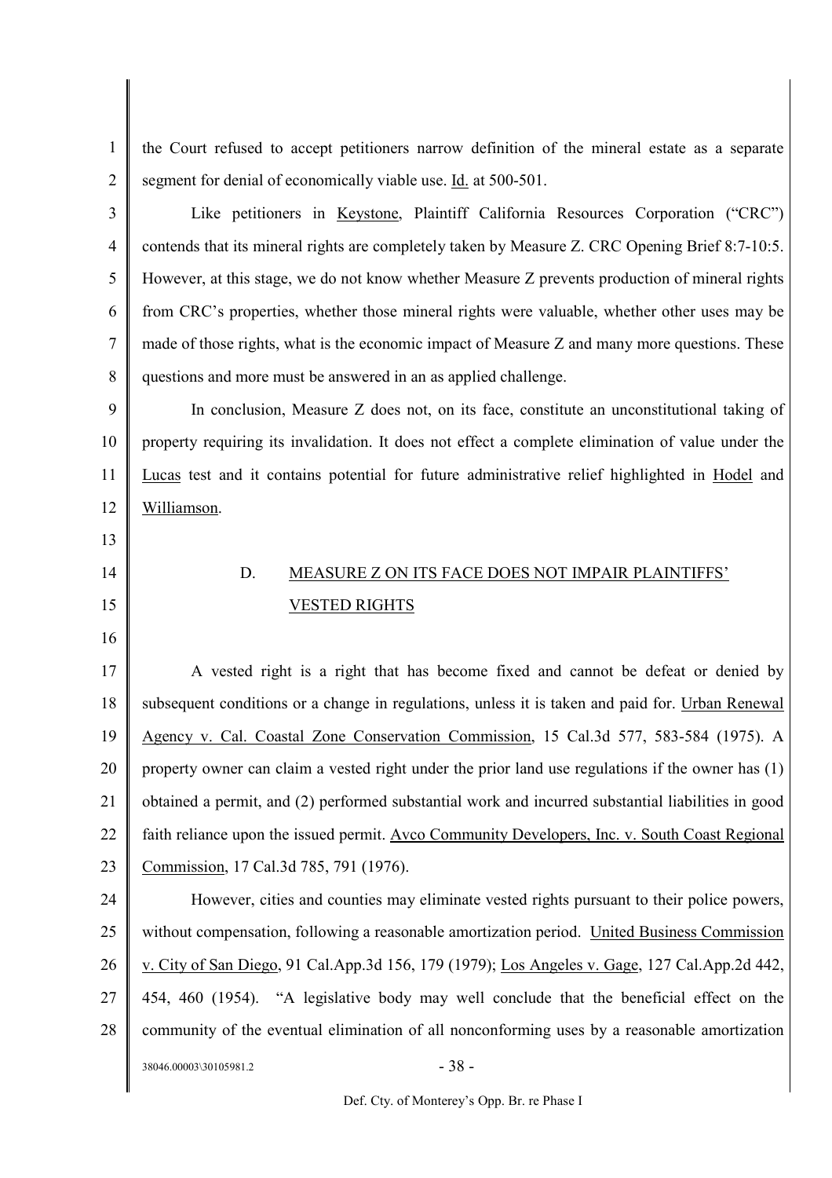the Court refused to accept petitioners narrow definition of the mineral estate as a separate segment for denial of economically viable use. Id. at 500-501.

Like petitioners in Keystone, Plaintiff California Resources Corporation ("CRC") contends that its mineral rights are completely taken by Measure Z. CRC Opening Brief 8:7-10:5. However, at this stage, we do not know whether Measure Z prevents production of mineral rights from CRC's properties, whether those mineral rights were valuable, whether other uses may be made of those rights, what is the economic impact of Measure Z and many more questions. These questions and more must be answered in an as applied challenge.

In conclusion, Measure Z does not, on its face, constitute an unconstitutional taking of property requiring its invalidation. It does not effect a complete elimination of value under the Lucas test and it contains potential for future administrative relief highlighted in Hodel and Williamson.

### D. MEASURE Z ON ITS FACE DOES NOT IMPAIR PLAINTIFFS' VESTED RIGHTS

A vested right is a right that has become fixed and cannot be defeat or denied by subsequent conditions or a change in regulations, unless it is taken and paid for. Urban Renewal Agency v. Cal. Coastal Zone Conservation Commission, 15 Cal.3d 577, 583-584 (1975). A property owner can claim a vested right under the prior land use regulations if the owner has (1) obtained a permit, and (2) performed substantial work and incurred substantial liabilities in good faith reliance upon the issued permit. Avco Community Developers, Inc. v. South Coast Regional Commission, 17 Cal.3d 785, 791 (1976).

However, cities and counties may eliminate vested rights pursuant to their police powers, without compensation, following a reasonable amortization period. United Business Commission v. City of San Diego, 91 Cal.App.3d 156, 179 (1979); Los Angeles v. Gage, 127 Cal.App.2d 442, 454, 460 (1954). "A legislative body may well conclude that the beneficial effect on the community of the eventual elimination of all nonconforming uses by a reasonable amortization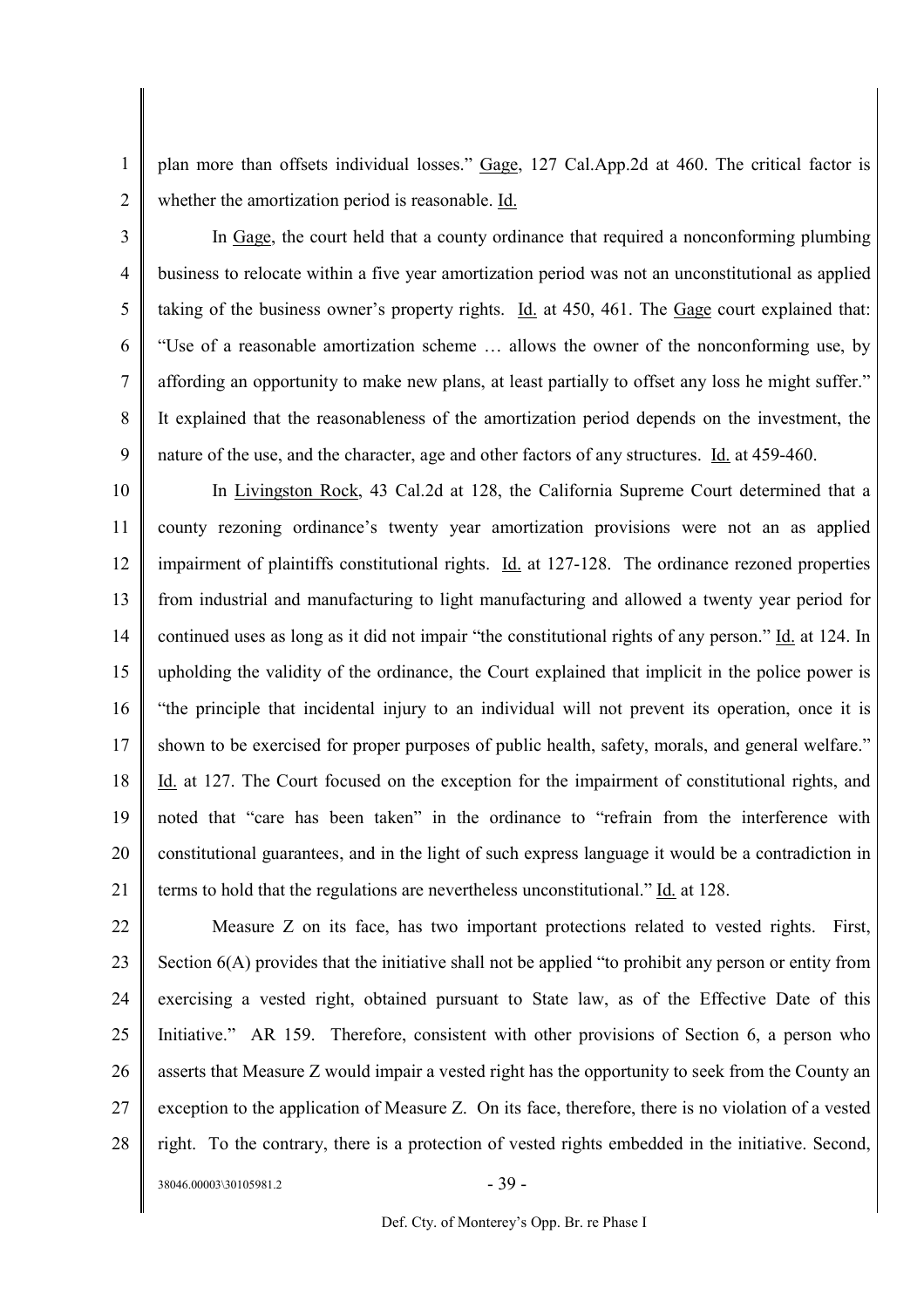plan more than offsets individual losses." Gage, 127 Cal.App.2d at 460. The critical factor is whether the amortization period is reasonable. Id.

In Gage, the court held that a county ordinance that required a nonconforming plumbing business to relocate within a five year amortization period was not an unconstitutional as applied taking of the business owner's property rights. Id. at 450, 461. The Gage court explained that: "Use of a reasonable amortization scheme … allows the owner of the nonconforming use, by affording an opportunity to make new plans, at least partially to offset any loss he might suffer." It explained that the reasonableness of the amortization period depends on the investment, the nature of the use, and the character, age and other factors of any structures. Id. at 459-460.

In Livingston Rock, 43 Cal.2d at 128, the California Supreme Court determined that a county rezoning ordinance's twenty year amortization provisions were not an as applied impairment of plaintiffs constitutional rights. Id. at 127-128. The ordinance rezoned properties from industrial and manufacturing to light manufacturing and allowed a twenty year period for continued uses as long as it did not impair "the constitutional rights of any person." Id. at 124. In upholding the validity of the ordinance, the Court explained that implicit in the police power is "the principle that incidental injury to an individual will not prevent its operation, once it is shown to be exercised for proper purposes of public health, safety, morals, and general welfare." Id. at 127. The Court focused on the exception for the impairment of constitutional rights, and noted that "care has been taken" in the ordinance to "refrain from the interference with constitutional guarantees, and in the light of such express language it would be a contradiction in terms to hold that the regulations are nevertheless unconstitutional." Id. at 128.

Measure Z on its face, has two important protections related to vested rights. First, Section 6(A) provides that the initiative shall not be applied "to prohibit any person or entity from exercising a vested right, obtained pursuant to State law, as of the Effective Date of this Initiative." AR 159. Therefore, consistent with other provisions of Section 6, a person who asserts that Measure Z would impair a vested right has the opportunity to seek from the County an exception to the application of Measure Z. On its face, therefore, there is no violation of a vested right. To the contrary, there is a protection of vested rights embedded in the initiative. Second,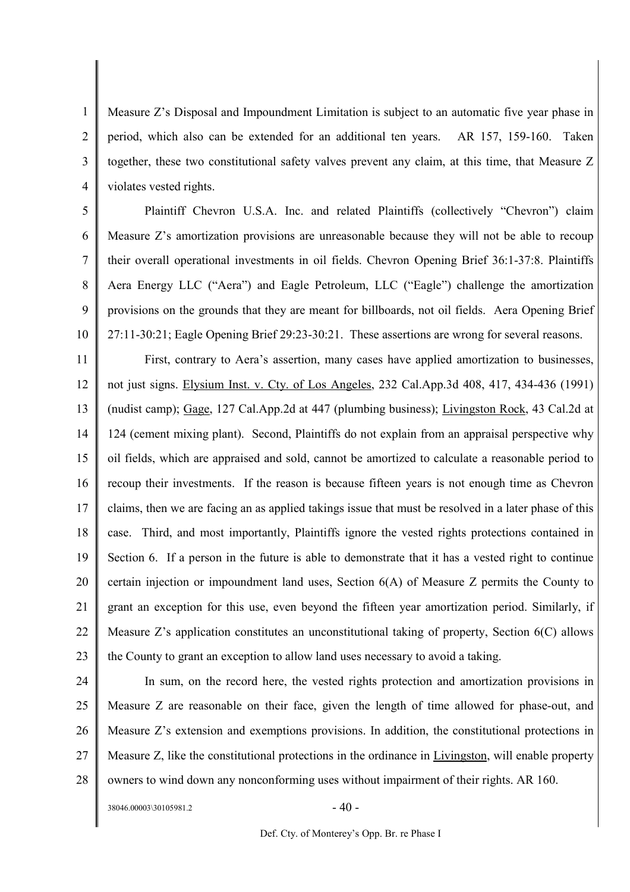Measure Z's Disposal and Impoundment Limitation is subject to an automatic five year phase in period, which also can be extended for an additional ten years. AR 157, 159-160. Taken together, these two constitutional safety valves prevent any claim, at this time, that Measure Z violates vested rights.

Plaintiff Chevron U.S.A. Inc. and related Plaintiffs (collectively "Chevron") claim Measure Z's amortization provisions are unreasonable because they will not be able to recoup their overall operational investments in oil fields. Chevron Opening Brief 36:1-37:8. Plaintiffs Aera Energy LLC ("Aera") and Eagle Petroleum, LLC ("Eagle") challenge the amortization provisions on the grounds that they are meant for billboards, not oil fields. Aera Opening Brief 27:11-30:21; Eagle Opening Brief 29:23-30:21. These assertions are wrong for several reasons.

First, contrary to Aera's assertion, many cases have applied amortization to businesses, not just signs. Elysium Inst. v. Cty. of Los Angeles, 232 Cal.App.3d 408, 417, 434-436 (1991) (nudist camp); Gage, 127 Cal.App.2d at 447 (plumbing business); Livingston Rock, 43 Cal.2d at 124 (cement mixing plant). Second, Plaintiffs do not explain from an appraisal perspective why oil fields, which are appraised and sold, cannot be amortized to calculate a reasonable period to recoup their investments. If the reason is because fifteen years is not enough time as Chevron claims, then we are facing an as applied takings issue that must be resolved in a later phase of this case. Third, and most importantly, Plaintiffs ignore the vested rights protections contained in Section 6. If a person in the future is able to demonstrate that it has a vested right to continue certain injection or impoundment land uses, Section 6(A) of Measure Z permits the County to grant an exception for this use, even beyond the fifteen year amortization period. Similarly, if Measure Z's application constitutes an unconstitutional taking of property, Section 6(C) allows the County to grant an exception to allow land uses necessary to avoid a taking.

In sum, on the record here, the vested rights protection and amortization provisions in Measure Z are reasonable on their face, given the length of time allowed for phase-out, and Measure Z's extension and exemptions provisions. In addition, the constitutional protections in Measure Z, like the constitutional protections in the ordinance in Livingston, will enable property owners to wind down any nonconforming uses without impairment of their rights. AR 160.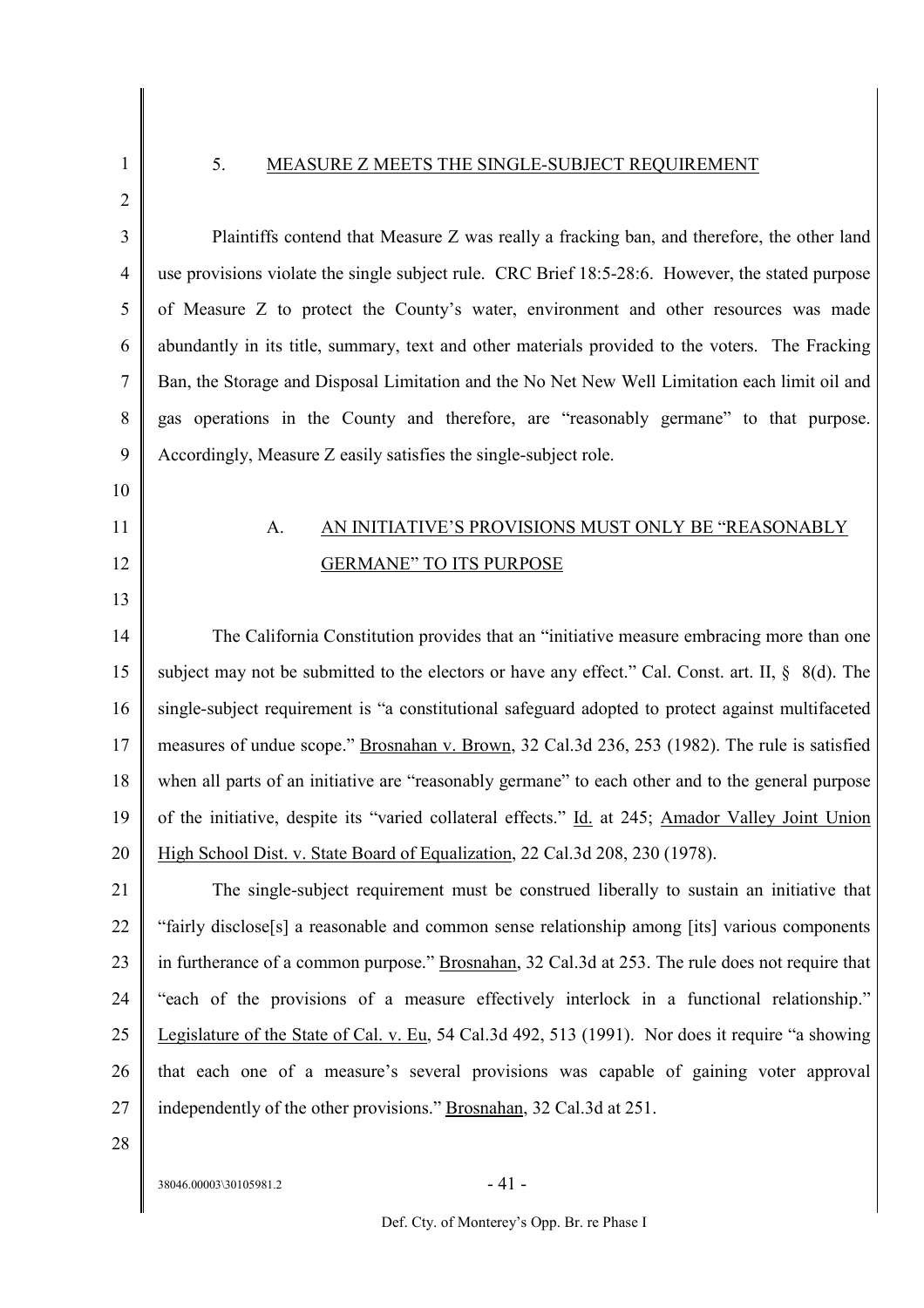## 5. MEASURE Z MEETS THE SINGLE-SUBJECT REQUIREMENT

Plaintiffs contend that Measure Z was really a fracking ban, and therefore, the other land use provisions violate the single subject rule. CRC Brief 18:5-28:6. However, the stated purpose of Measure Z to protect the County's water, environment and other resources was made abundantly in its title, summary, text and other materials provided to the voters. The Fracking Ban, the Storage and Disposal Limitation and the No Net New Well Limitation each limit oil and gas operations in the County and therefore, are "reasonably germane" to that purpose. Accordingly, Measure Z easily satisfies the single-subject role.

### A. AN INITIATIVE'S PROVISIONS MUST ONLY BE "REASONABLY GERMANE" TO ITS PURPOSE

The California Constitution provides that an "initiative measure embracing more than one subject may not be submitted to the electors or have any effect." Cal. Const. art. II, § 8(d). The single-subject requirement is "a constitutional safeguard adopted to protect against multifaceted measures of undue scope." Brosnahan v. Brown, 32 Cal.3d 236, 253 (1982). The rule is satisfied when all parts of an initiative are "reasonably germane" to each other and to the general purpose of the initiative, despite its "varied collateral effects." Id. at 245; Amador Valley Joint Union High School Dist. v. State Board of Equalization, 22 Cal.3d 208, 230 (1978).

The single-subject requirement must be construed liberally to sustain an initiative that "fairly disclose[s] a reasonable and common sense relationship among [its] various components in furtherance of a common purpose." Brosnahan, 32 Cal.3d at 253. The rule does not require that "each of the provisions of a measure effectively interlock in a functional relationship." Legislature of the State of Cal. v. Eu, 54 Cal.3d 492, 513 (1991). Nor does it require "a showing that each one of a measure's several provisions was capable of gaining voter approval independently of the other provisions." Brosnahan, 32 Cal.3d at 251.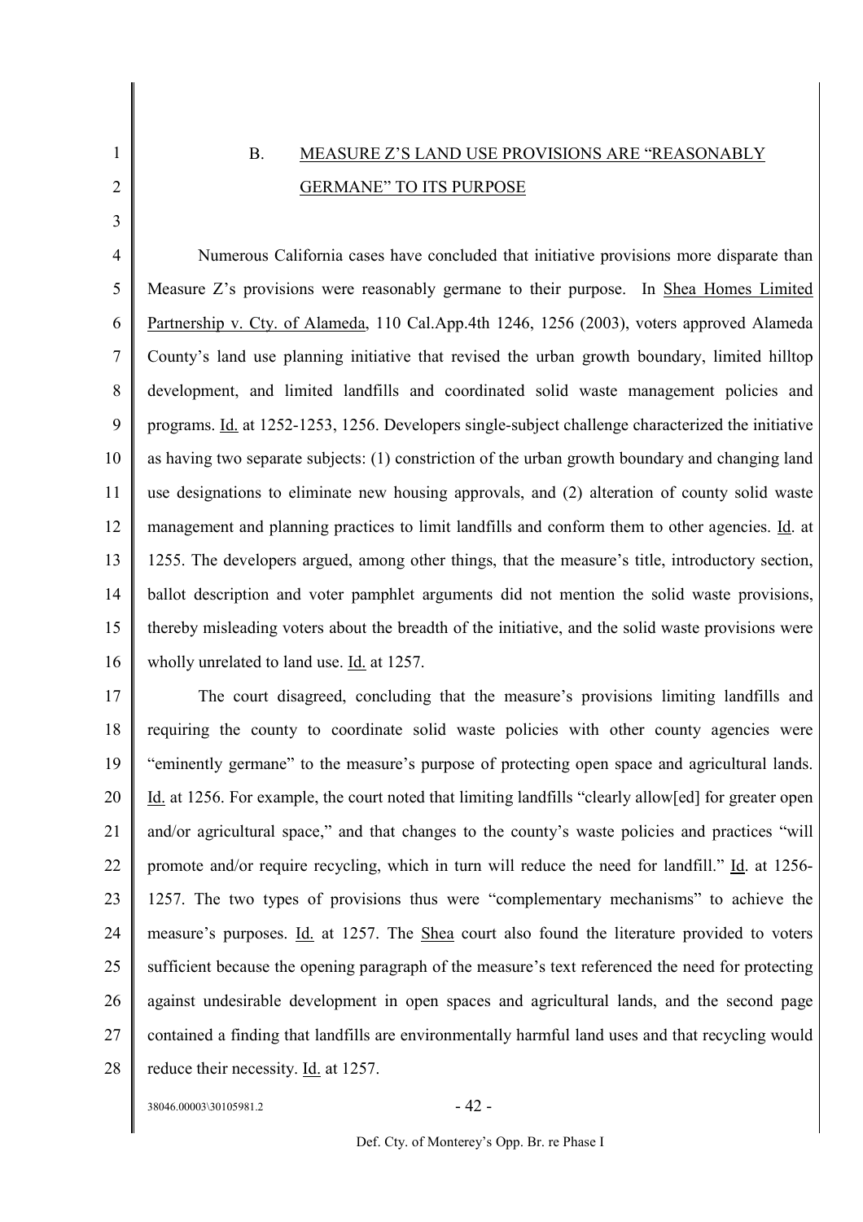## B. MEASURE Z'S LAND USE PROVISIONS ARE "REASONABLY GERMANE" TO ITS PURPOSE

Numerous California cases have concluded that initiative provisions more disparate than Measure Z's provisions were reasonably germane to their purpose. In Shea Homes Limited Partnership v. Cty. of Alameda, 110 Cal.App.4th 1246, 1256 (2003), voters approved Alameda County's land use planning initiative that revised the urban growth boundary, limited hilltop development, and limited landfills and coordinated solid waste management policies and programs. Id. at 1252-1253, 1256. Developers single-subject challenge characterized the initiative as having two separate subjects: (1) constriction of the urban growth boundary and changing land use designations to eliminate new housing approvals, and (2) alteration of county solid waste management and planning practices to limit landfills and conform them to other agencies. Id. at 1255. The developers argued, among other things, that the measure's title, introductory section, ballot description and voter pamphlet arguments did not mention the solid waste provisions, thereby misleading voters about the breadth of the initiative, and the solid waste provisions were wholly unrelated to land use. Id. at 1257.

The court disagreed, concluding that the measure's provisions limiting landfills and requiring the county to coordinate solid waste policies with other county agencies were "eminently germane" to the measure's purpose of protecting open space and agricultural lands. Id. at 1256. For example, the court noted that limiting landfills "clearly allow[ed] for greater open and/or agricultural space," and that changes to the county's waste policies and practices "will promote and/or require recycling, which in turn will reduce the need for landfill." Id. at 1256-1257. The two types of provisions thus were "complementary mechanisms" to achieve the measure's purposes. Id. at 1257. The Shea court also found the literature provided to voters sufficient because the opening paragraph of the measure's text referenced the need for protecting against undesirable development in open spaces and agricultural lands, and the second page contained a finding that landfills are environmentally harmful land uses and that recycling would reduce their necessity. Id. at 1257.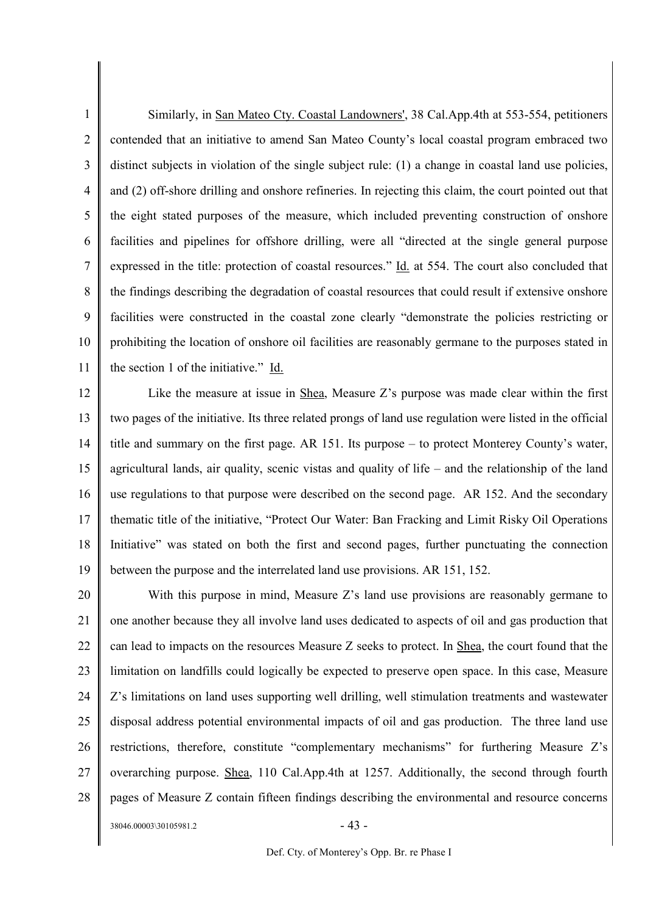Similarly, in San Mateo Cty. Coastal Landowners', 38 Cal.App.4th at 553-554, petitioners contended that an initiative to amend San Mateo County's local coastal program embraced two distinct subjects in violation of the single subject rule: (1) a change in coastal land use policies, and (2) off-shore drilling and onshore refineries. In rejecting this claim, the court pointed out that the eight stated purposes of the measure, which included preventing construction of onshore facilities and pipelines for offshore drilling, were all "directed at the single general purpose expressed in the title: protection of coastal resources." Id. at 554. The court also concluded that the findings describing the degradation of coastal resources that could result if extensive onshore facilities were constructed in the coastal zone clearly "demonstrate the policies restricting or prohibiting the location of onshore oil facilities are reasonably germane to the purposes stated in the section 1 of the initiative." Id.

Like the measure at issue in Shea, Measure Z's purpose was made clear within the first two pages of the initiative. Its three related prongs of land use regulation were listed in the official title and summary on the first page. AR 151. Its purpose – to protect Monterey County's water, agricultural lands, air quality, scenic vistas and quality of life – and the relationship of the land use regulations to that purpose were described on the second page. AR 152. And the secondary thematic title of the initiative, "Protect Our Water: Ban Fracking and Limit Risky Oil Operations Initiative" was stated on both the first and second pages, further punctuating the connection between the purpose and the interrelated land use provisions. AR 151, 152.

With this purpose in mind, Measure Z's land use provisions are reasonably germane to one another because they all involve land uses dedicated to aspects of oil and gas production that can lead to impacts on the resources Measure Z seeks to protect. In Shea, the court found that the limitation on landfills could logically be expected to preserve open space. In this case, Measure Z's limitations on land uses supporting well drilling, well stimulation treatments and wastewater disposal address potential environmental impacts of oil and gas production. The three land use restrictions, therefore, constitute "complementary mechanisms" for furthering Measure Z's overarching purpose. Shea, 110 Cal.App.4th at 1257. Additionally, the second through fourth pages of Measure Z contain fifteen findings describing the environmental and resource concerns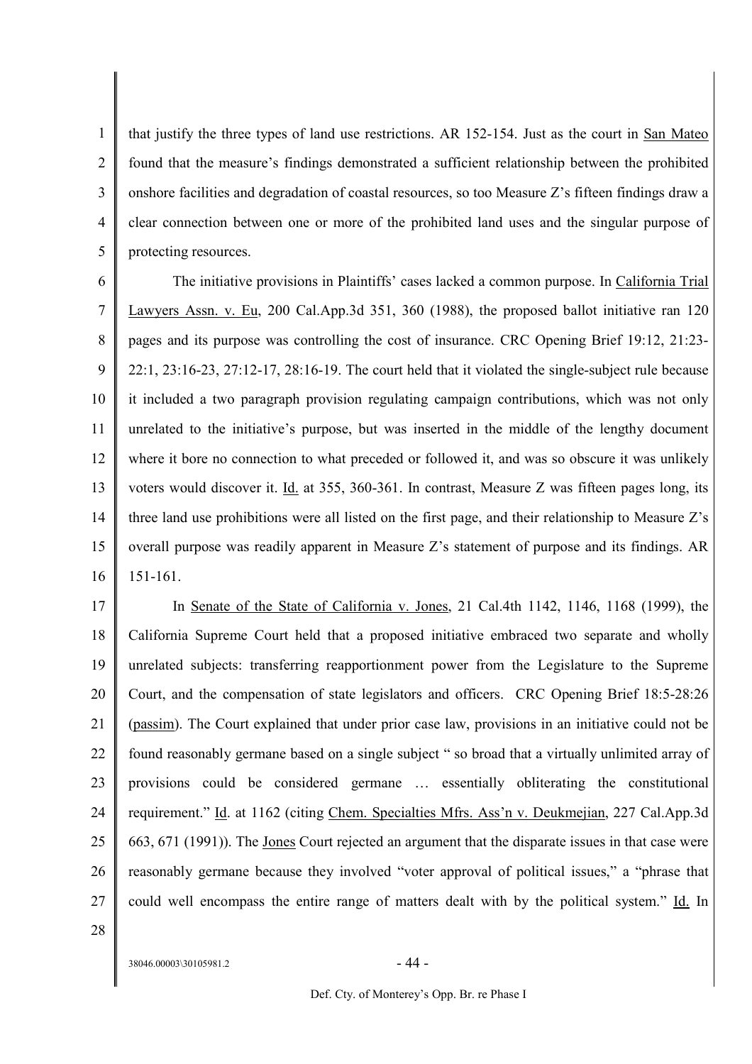that justify the three types of land use restrictions. AR 152-154. Just as the court in San Mateo found that the measure's findings demonstrated a sufficient relationship between the prohibited onshore facilities and degradation of coastal resources, so too Measure Z's fifteen findings draw a clear connection between one or more of the prohibited land uses and the singular purpose of protecting resources.

The initiative provisions in Plaintiffs' cases lacked a common purpose. In California Trial Lawyers Assn. v. Eu, 200 Cal.App.3d 351, 360 (1988), the proposed ballot initiative ran 120 pages and its purpose was controlling the cost of insurance. CRC Opening Brief 19:12, 21:23-22:1, 23:16-23, 27:12-17, 28:16-19. The court held that it violated the single-subject rule because it included a two paragraph provision regulating campaign contributions, which was not only unrelated to the initiative's purpose, but was inserted in the middle of the lengthy document where it bore no connection to what preceded or followed it, and was so obscure it was unlikely voters would discover it. Id. at 355, 360-361. In contrast, Measure Z was fifteen pages long, its three land use prohibitions were all listed on the first page, and their relationship to Measure Z's overall purpose was readily apparent in Measure Z's statement of purpose and its findings. AR 151-161.

In Senate of the State of California v. Jones, 21 Cal.4th 1142, 1146, 1168 (1999), the California Supreme Court held that a proposed initiative embraced two separate and wholly unrelated subjects: transferring reapportionment power from the Legislature to the Supreme Court, and the compensation of state legislators and officers. CRC Opening Brief 18:5-28:26 (passim). The Court explained that under prior case law, provisions in an initiative could not be found reasonably germane based on a single subject " so broad that a virtually unlimited array of provisions could be considered germane … essentially obliterating the constitutional requirement." Id. at 1162 (citing Chem. Specialties Mfrs. Ass'n v. Deukmejian, 227 Cal.App.3d 663, 671 (1991)). The Jones Court rejected an argument that the disparate issues in that case were reasonably germane because they involved "voter approval of political issues," a "phrase that could well encompass the entire range of matters dealt with by the political system." Id. In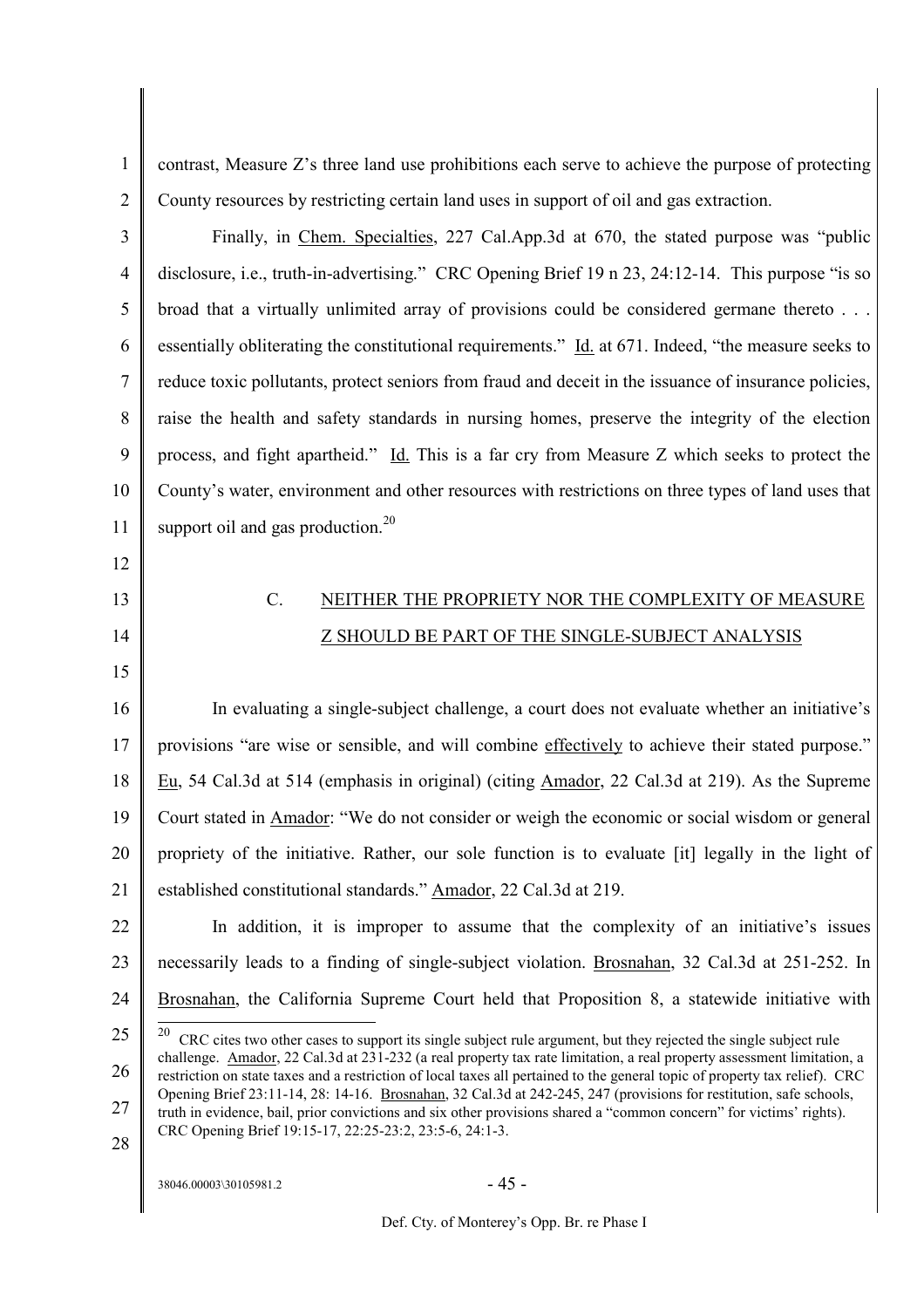contrast, Measure Z's three land use prohibitions each serve to achieve the purpose of protecting County resources by restricting certain land uses in support of oil and gas extraction.

Finally, in Chem. Specialties, 227 Cal.App.3d at 670, the stated purpose was "public disclosure, i.e., truth-in-advertising." CRC Opening Brief 19 n 23, 24:12-14. This purpose "is so broad that a virtually unlimited array of provisions could be considered germane thereto . . . essentially obliterating the constitutional requirements." Id. at 671. Indeed, "the measure seeks to reduce toxic pollutants, protect seniors from fraud and deceit in the issuance of insurance policies, raise the health and safety standards in nursing homes, preserve the integrity of the election process, and fight apartheid." Id. This is a far cry from Measure Z which seeks to protect the County's water, environment and other resources with restrictions on three types of land uses that support oil and gas production.[20]

## C. NEITHER THE PROPRIETY NOR THE COMPLEXITY OF MEASURE Z SHOULD BE PART OF THE SINGLE-SUBJECT ANALYSIS

In evaluating a single-subject challenge, a court does not evaluate whether an initiative's provisions "are wise or sensible, and will combine *effectively* to achieve their stated purpose." Eu, 54 Cal.3d at 514 (emphasis in original) (citing Amador, 22 Cal.3d at 219). As the Supreme Court stated in Amador: "We do not consider or weigh the economic or social wisdom or general propriety of the initiative. Rather, our sole function is to evaluate [it] legally in the light of established constitutional standards." Amador, 22 Cal.3d at 219.

In addition, it is improper to assume that the complexity of an initiative's issues necessarily leads to a finding of single-subject violation. Brosnahan, 32 Cal.3d at 251-252. In Brosnahan, the California Supreme Court held that Proposition 8, a statewide initiative with

---

[20] CRC cites two other cases to support its single subject rule argument, but they rejected the single subject rule challenge. Amador, 22 Cal.3d at 231-232 (a real property tax rate limitation, a real property assessment limitation, a restriction on state taxes and a restriction of local taxes all pertained to the general topic of property tax relief). CRC Opening Brief 23:11-14, 28: 14-16. Brosnahan, 32 Cal.3d at 242-245, 247 (provisions for restitution, safe schools, truth in evidence, bail, prior convictions and six other provisions shared a "common concern" for victims' rights). CRC Opening Brief 19:15-17, 22:25-23:2, 23:5-6, 24:1-3.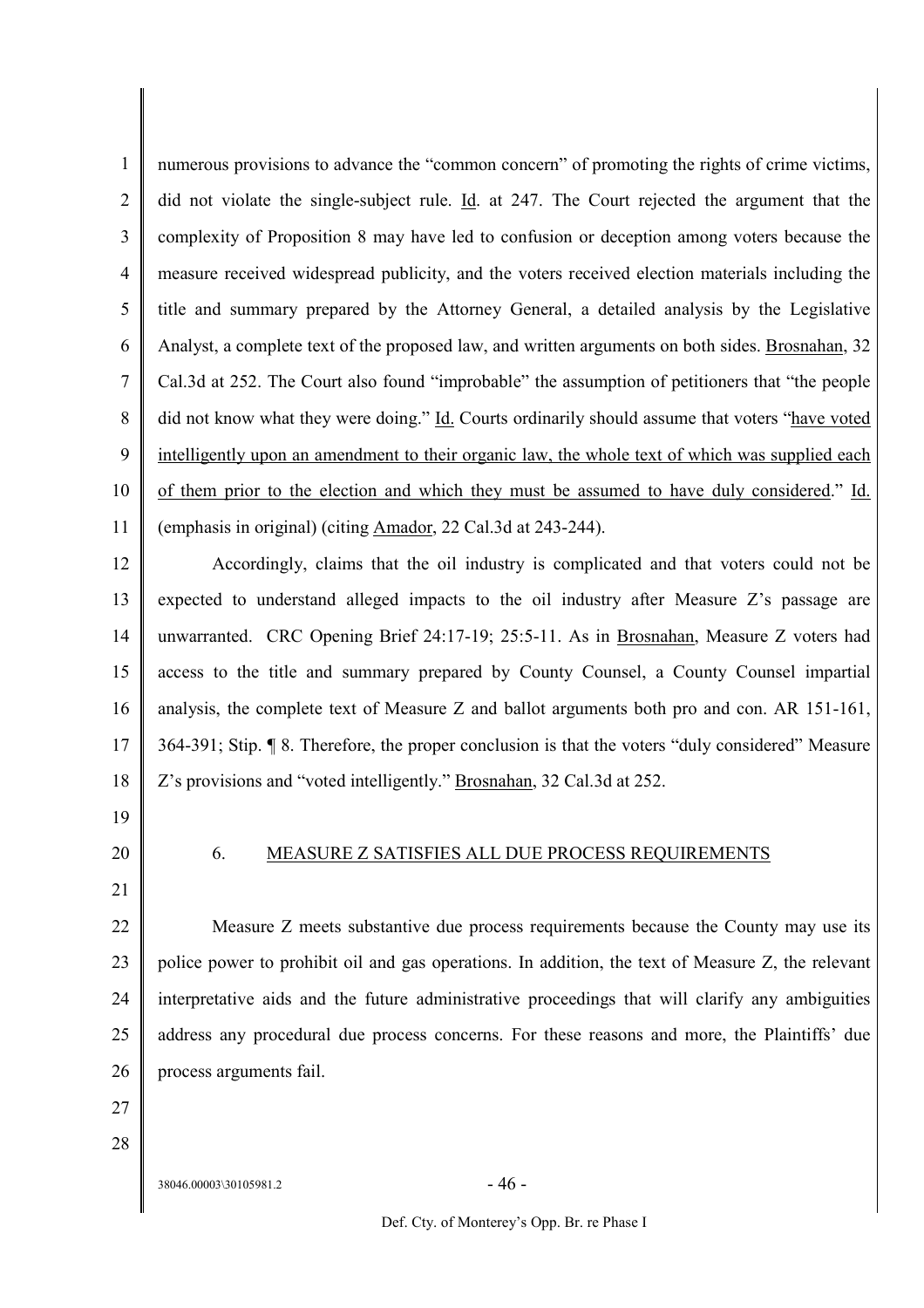numerous provisions to advance the "common concern" of promoting the rights of crime victims, did not violate the single-subject rule. Id. at 247. The Court rejected the argument that the complexity of Proposition 8 may have led to confusion or deception among voters because the measure received widespread publicity, and the voters received election materials including the title and summary prepared by the Attorney General, a detailed analysis by the Legislative Analyst, a complete text of the proposed law, and written arguments on both sides. Brosnahan, 32 Cal.3d at 252. The Court also found "improbable" the assumption of petitioners that "the people did not know what they were doing." Id. Courts ordinarily should assume that voters "have voted intelligently upon an amendment to their organic law, the whole text of which was supplied each of them prior to the election and which they must be assumed to have duly considered." Id. (emphasis in original) (citing Amador, 22 Cal.3d at 243-244).

Accordingly, claims that the oil industry is complicated and that voters could not be expected to understand alleged impacts to the oil industry after Measure Z's passage are unwarranted. CRC Opening Brief 24:17-19; 25:5-11. As in Brosnahan, Measure Z voters had access to the title and summary prepared by County Counsel, a County Counsel impartial analysis, the complete text of Measure Z and ballot arguments both pro and con. AR 151-161, 364-391; Stip. ¶ 8. Therefore, the proper conclusion is that the voters "duly considered" Measure Z's provisions and "voted intelligently." Brosnahan, 32 Cal.3d at 252.

### 6. MEASURE Z SATISFIES ALL DUE PROCESS REQUIREMENTS

Measure Z meets substantive due process requirements because the County may use its police power to prohibit oil and gas operations. In addition, the text of Measure Z, the relevant interpretative aids and the future administrative proceedings that will clarify any ambiguities address any procedural due process concerns. For these reasons and more, the Plaintiffs' due process arguments fail.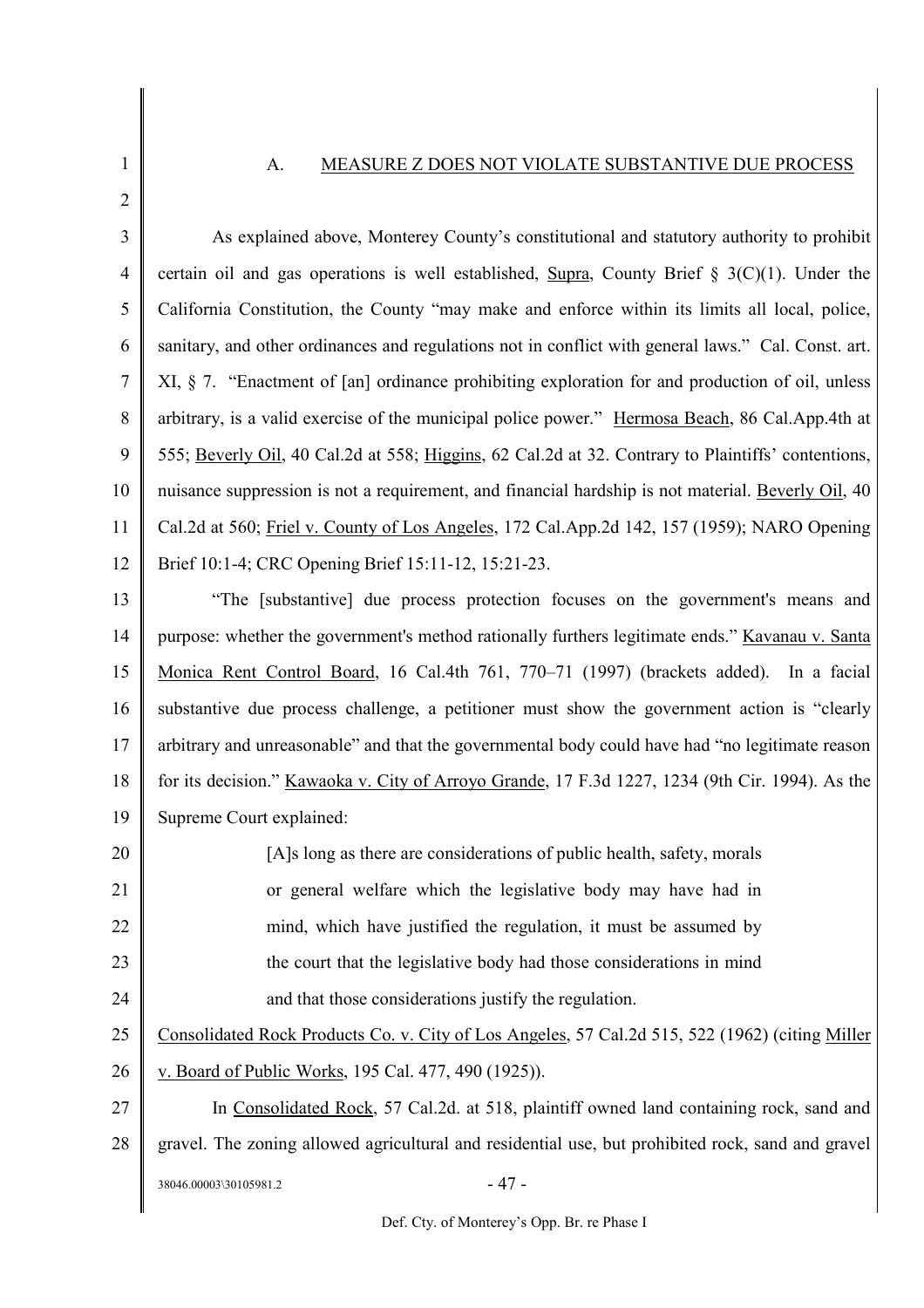## A. MEASURE Z DOES NOT VIOLATE SUBSTANTIVE DUE PROCESS

As explained above, Monterey County's constitutional and statutory authority to prohibit certain oil and gas operations is well established, Supra, County Brief § 3(C)(1). Under the California Constitution, the County "may make and enforce within its limits all local, police, sanitary, and other ordinances and regulations not in conflict with general laws." Cal. Const. art. XI, § 7. "Enactment of [an] ordinance prohibiting exploration for and production of oil, unless arbitrary, is a valid exercise of the municipal police power." Hermosa Beach, 86 Cal.App.4th at 555; Beverly Oil, 40 Cal.2d at 558; Higgins, 62 Cal.2d at 32. Contrary to Plaintiffs' contentions, nuisance suppression is not a requirement, and financial hardship is not material. Beverly Oil, 40 Cal.2d at 560; Friel v. County of Los Angeles, 172 Cal.App.2d 142, 157 (1959); NARO Opening Brief 10:1-4; CRC Opening Brief 15:11-12, 15:21-23.

"The [substantive] due process protection focuses on the government's means and purpose: whether the government's method rationally furthers legitimate ends." Kavanau v. Santa Monica Rent Control Board, 16 Cal.4th 761, 770–71 (1997) (brackets added). In a facial substantive due process challenge, a petitioner must show the government action is "clearly arbitrary and unreasonable" and that the governmental body could have had "no legitimate reason for its decision." Kawaoka v. City of Arroyo Grande, 17 F.3d 1227, 1234 (9th Cir. 1994). As the Supreme Court explained:

> [A]s long as there are considerations of public health, safety, morals or general welfare which the legislative body may have had in mind, which have justified the regulation, it must be assumed by the court that the legislative body had those considerations in mind and that those considerations justify the regulation.

Consolidated Rock Products Co. v. City of Los Angeles, 57 Cal.2d 515, 522 (1962) (citing Miller v. Board of Public Works, 195 Cal. 477, 490 (1925)).

In Consolidated Rock, 57 Cal.2d. at 518, plaintiff owned land containing rock, sand and gravel. The zoning allowed agricultural and residential use, but prohibited rock, sand and gravel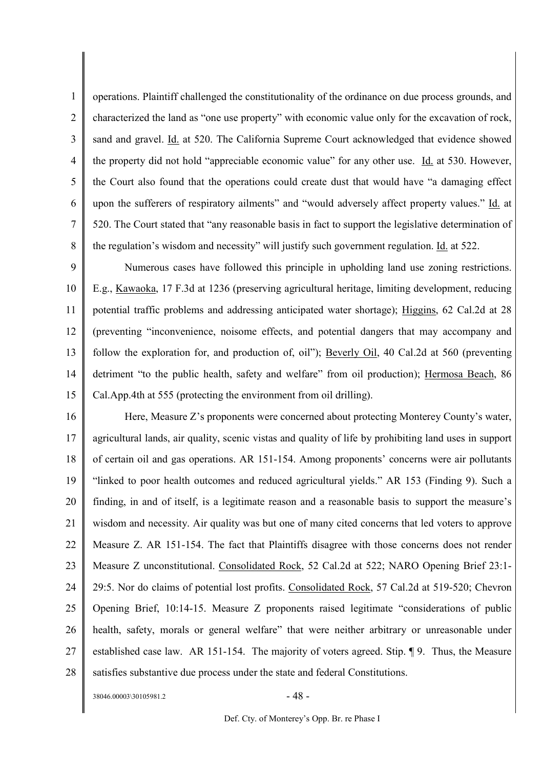operations. Plaintiff challenged the constitutionality of the ordinance on due process grounds, and characterized the land as "one use property" with economic value only for the excavation of rock, sand and gravel. Id. at 520. The California Supreme Court acknowledged that evidence showed the property did not hold "appreciable economic value" for any other use. Id. at 530. However, the Court also found that the operations could create dust that would have "a damaging effect upon the sufferers of respiratory ailments" and "would adversely affect property values." Id. at 520. The Court stated that "any reasonable basis in fact to support the legislative determination of the regulation's wisdom and necessity" will justify such government regulation. Id. at 522.

Numerous cases have followed this principle in upholding land use zoning restrictions. E.g., Kawaoka, 17 F.3d at 1236 (preserving agricultural heritage, limiting development, reducing potential traffic problems and addressing anticipated water shortage); Higgins, 62 Cal.2d at 28 (preventing "inconvenience, noisome effects, and potential dangers that may accompany and follow the exploration for, and production of, oil"); Beverly Oil, 40 Cal.2d at 560 (preventing detriment "to the public health, safety and welfare" from oil production); Hermosa Beach, 86 Cal.App.4th at 555 (protecting the environment from oil drilling).

Here, Measure Z's proponents were concerned about protecting Monterey County's water, agricultural lands, air quality, scenic vistas and quality of life by prohibiting land uses in support of certain oil and gas operations. AR 151-154. Among proponents' concerns were air pollutants "linked to poor health outcomes and reduced agricultural yields." AR 153 (Finding 9). Such a finding, in and of itself, is a legitimate reason and a reasonable basis to support the measure's wisdom and necessity. Air quality was but one of many cited concerns that led voters to approve Measure Z. AR 151-154. The fact that Plaintiffs disagree with those concerns does not render Measure Z unconstitutional. Consolidated Rock, 52 Cal.2d at 522; NARO Opening Brief 23:1-29:5. Nor do claims of potential lost profits. Consolidated Rock, 57 Cal.2d at 519-520; Chevron Opening Brief, 10:14-15. Measure Z proponents raised legitimate "considerations of public health, safety, morals or general welfare" that were neither arbitrary or unreasonable under established case law. AR 151-154. The majority of voters agreed. Stip. ¶ 9. Thus, the Measure satisfies substantive due process under the state and federal Constitutions.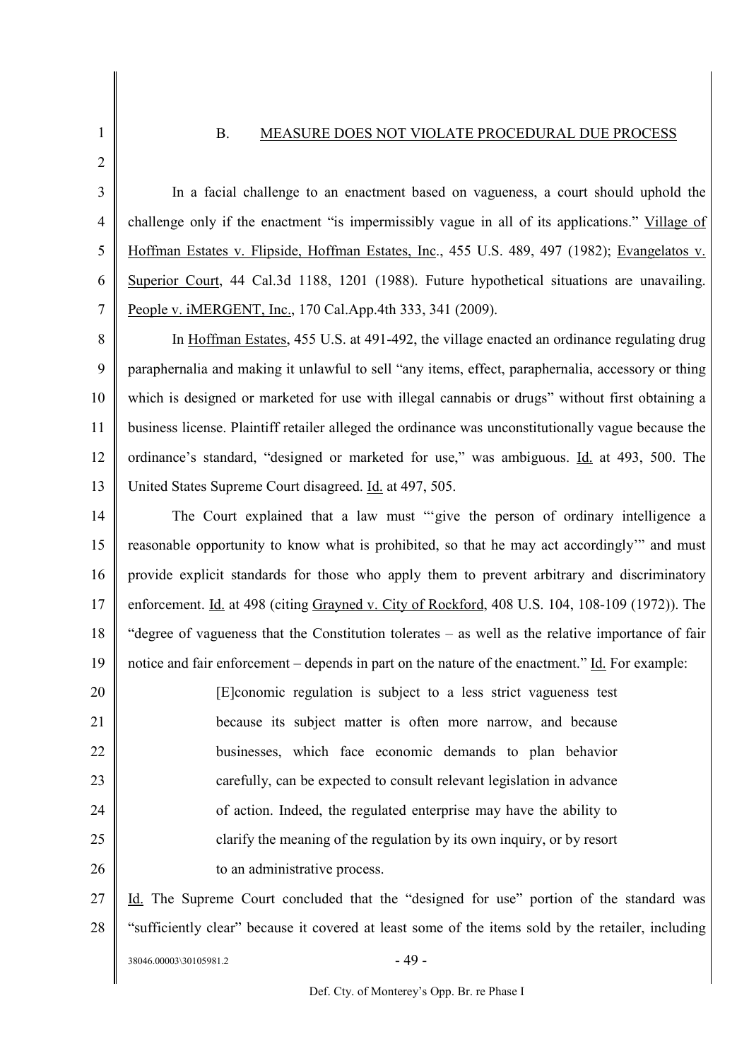## B. MEASURE DOES NOT VIOLATE PROCEDURAL DUE PROCESS

In a facial challenge to an enactment based on vagueness, a court should uphold the challenge only if the enactment "is impermissibly vague in all of its applications." Village of Hoffman Estates v. Flipside, Hoffman Estates, Inc., 455 U.S. 489, 497 (1982); Evangelatos v. Superior Court, 44 Cal.3d 1188, 1201 (1988). Future hypothetical situations are unavailing. People v. iMERGENT, Inc., 170 Cal.App.4th 333, 341 (2009).

In Hoffman Estates, 455 U.S. at 491-492, the village enacted an ordinance regulating drug paraphernalia and making it unlawful to sell "any items, effect, paraphernalia, accessory or thing which is designed or marketed for use with illegal cannabis or drugs" without first obtaining a business license. Plaintiff retailer alleged the ordinance was unconstitutionally vague because the ordinance's standard, "designed or marketed for use," was ambiguous. Id. at 493, 500. The United States Supreme Court disagreed. Id. at 497, 505.

The Court explained that a law must "'give the person of ordinary intelligence a reasonable opportunity to know what is prohibited, so that he may act accordingly'" and must provide explicit standards for those who apply them to prevent arbitrary and discriminatory enforcement. Id. at 498 (citing Grayned v. City of Rockford, 408 U.S. 104, 108-109 (1972)). The "degree of vagueness that the Constitution tolerates – as well as the relative importance of fair notice and fair enforcement – depends in part on the nature of the enactment." Id. For example:

> [E]conomic regulation is subject to a less strict vagueness test because its subject matter is often more narrow, and because businesses, which face economic demands to plan behavior carefully, can be expected to consult relevant legislation in advance of action. Indeed, the regulated enterprise may have the ability to clarify the meaning of the regulation by its own inquiry, or by resort to an administrative process.

Id. The Supreme Court concluded that the "designed for use" portion of the standard was "sufficiently clear" because it covered at least some of the items sold by the retailer, including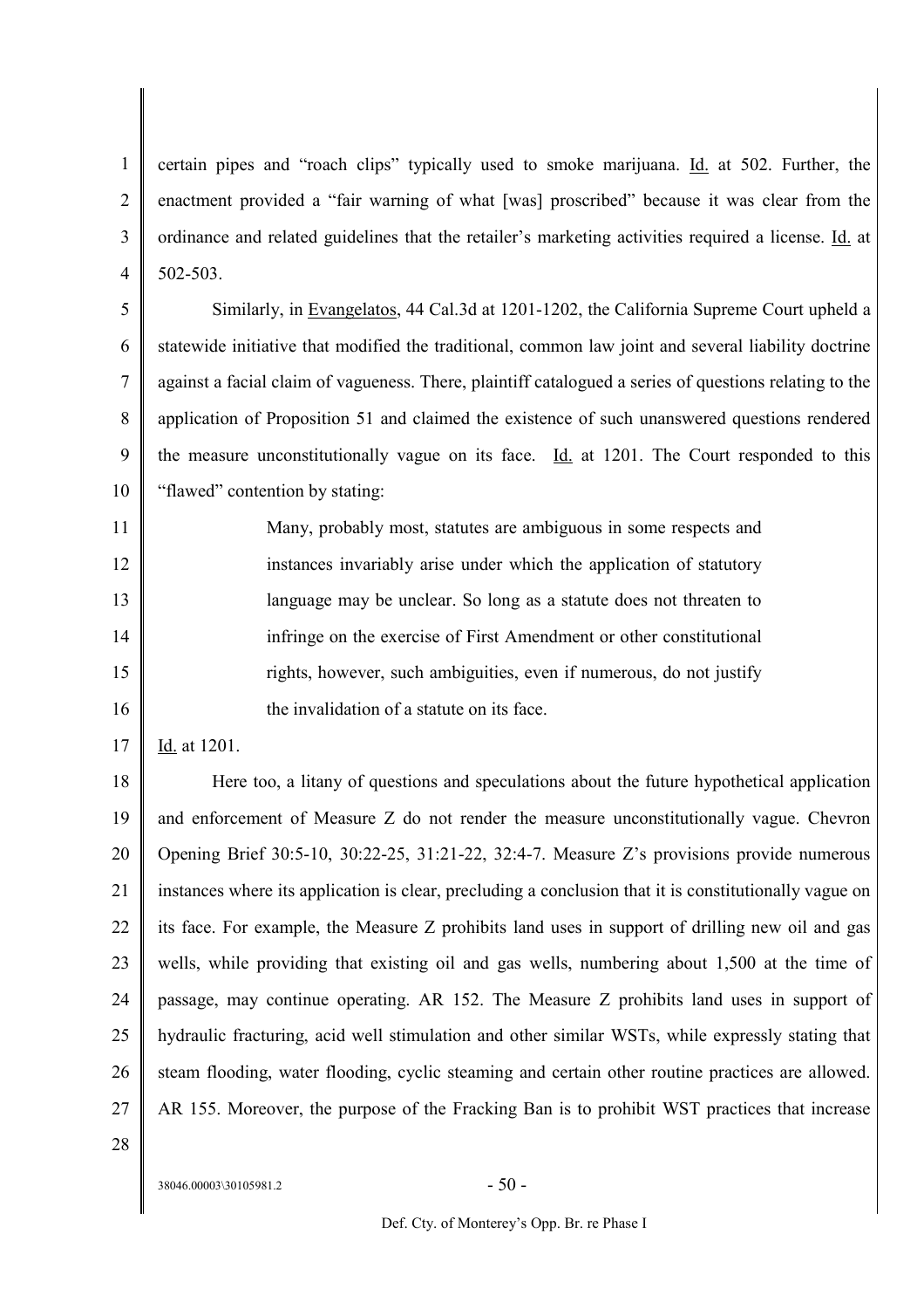certain pipes and "roach clips" typically used to smoke marijuana. Id. at 502. Further, the enactment provided a "fair warning of what [was] proscribed" because it was clear from the ordinance and related guidelines that the retailer's marketing activities required a license. Id. at 502-503.

Similarly, in Evangelatos, 44 Cal.3d at 1201-1202, the California Supreme Court upheld a statewide initiative that modified the traditional, common law joint and several liability doctrine against a facial claim of vagueness. There, plaintiff catalogued a series of questions relating to the application of Proposition 51 and claimed the existence of such unanswered questions rendered the measure unconstitutionally vague on its face. Id. at 1201. The Court responded to this "flawed" contention by stating:

> Many, probably most, statutes are ambiguous in some respects and instances invariably arise under which the application of statutory language may be unclear. So long as a statute does not threaten to infringe on the exercise of First Amendment or other constitutional rights, however, such ambiguities, even if numerous, do not justify the invalidation of a statute on its face.

Id. at 1201.

Here too, a litany of questions and speculations about the future hypothetical application and enforcement of Measure Z do not render the measure unconstitutionally vague. Chevron Opening Brief 30:5-10, 30:22-25, 31:21-22, 32:4-7. Measure Z's provisions provide numerous instances where its application is clear, precluding a conclusion that it is constitutionally vague on its face. For example, the Measure Z prohibits land uses in support of drilling new oil and gas wells, while providing that existing oil and gas wells, numbering about 1,500 at the time of passage, may continue operating. AR 152. The Measure Z prohibits land uses in support of hydraulic fracturing, acid well stimulation and other similar WSTs, while expressly stating that steam flooding, water flooding, cyclic steaming and certain other routine practices are allowed. AR 155. Moreover, the purpose of the Fracking Ban is to prohibit WST practices that increase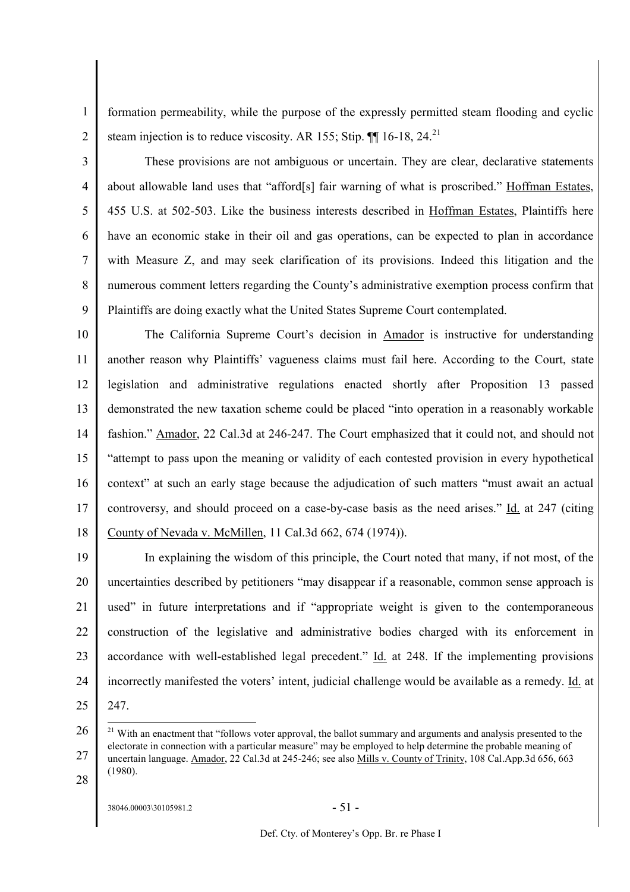formation permeability, while the purpose of the expressly permitted steam flooding and cyclic steam injection is to reduce viscosity. AR 155; Stip. ¶¶ 16-18, 24.[21]

These provisions are not ambiguous or uncertain. They are clear, declarative statements about allowable land uses that "afford[s] fair warning of what is proscribed." Hoffman Estates, 455 U.S. at 502-503. Like the business interests described in Hoffman Estates, Plaintiffs here have an economic stake in their oil and gas operations, can be expected to plan in accordance with Measure Z, and may seek clarification of its provisions. Indeed this litigation and the numerous comment letters regarding the County's administrative exemption process confirm that Plaintiffs are doing exactly what the United States Supreme Court contemplated.

The California Supreme Court's decision in Amador is instructive for understanding another reason why Plaintiffs' vagueness claims must fail here. According to the Court, state legislation and administrative regulations enacted shortly after Proposition 13 passed demonstrated the new taxation scheme could be placed "into operation in a reasonably workable fashion." Amador, 22 Cal.3d at 246-247. The Court emphasized that it could not, and should not "attempt to pass upon the meaning or validity of each contested provision in every hypothetical context" at such an early stage because the adjudication of such matters "must await an actual controversy, and should proceed on a case-by-case basis as the need arises." Id. at 247 (citing County of Nevada v. McMillen, 11 Cal.3d 662, 674 (1974)).

In explaining the wisdom of this principle, the Court noted that many, if not most, of the uncertainties described by petitioners "may disappear if a reasonable, common sense approach is used" in future interpretations and if "appropriate weight is given to the contemporaneous construction of the legislative and administrative bodies charged with its enforcement in accordance with well-established legal precedent." Id. at 248. If the implementing provisions incorrectly manifested the voters' intent, judicial challenge would be available as a remedy. Id. at 247.

[21] With an enactment that "follows voter approval, the ballot summary and arguments and analysis presented to the electorate in connection with a particular measure" may be employed to help determine the probable meaning of uncertain language. Amador, 22 Cal.3d at 245-246; see also Mills v. County of Trinity, 108 Cal.App.3d 656, 663 (1980).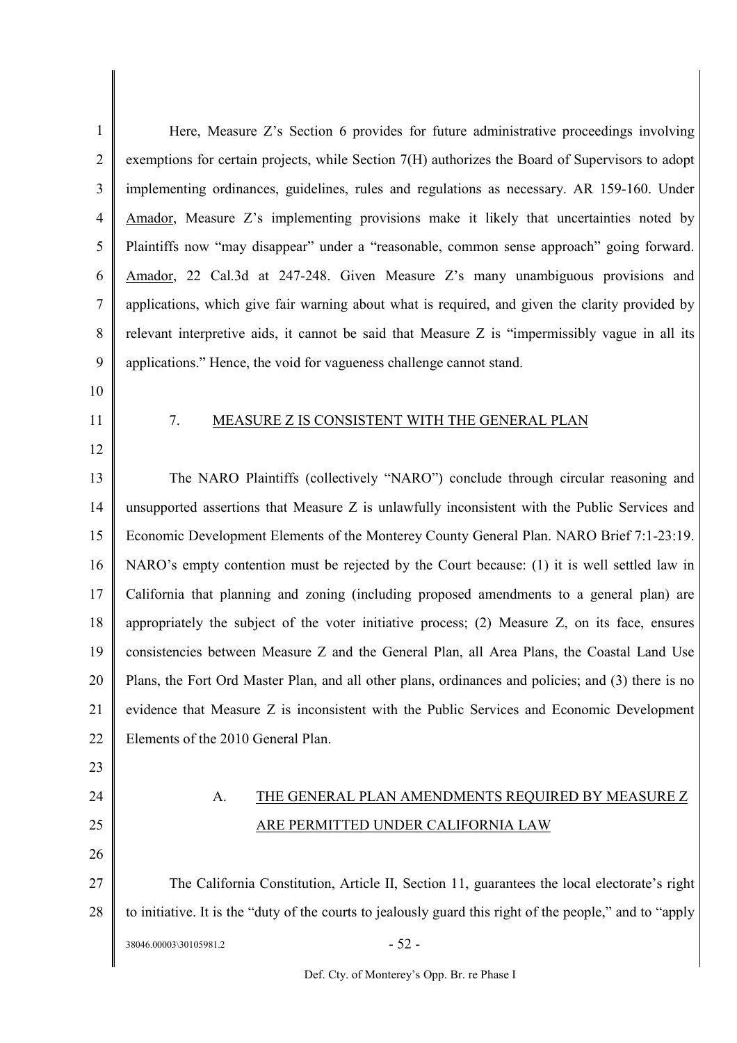Here, Measure Z's Section 6 provides for future administrative proceedings involving exemptions for certain projects, while Section 7(H) authorizes the Board of Supervisors to adopt implementing ordinances, guidelines, rules and regulations as necessary. AR 159-160. Under Amador, Measure Z's implementing provisions make it likely that uncertainties noted by Plaintiffs now "may disappear" under a "reasonable, common sense approach" going forward. Amador, 22 Cal.3d at 247-248. Given Measure Z's many unambiguous provisions and applications, which give fair warning about what is required, and given the clarity provided by relevant interpretive aids, it cannot be said that Measure Z is "impermissibly vague in all its applications." Hence, the void for vagueness challenge cannot stand.

## 7. MEASURE Z IS CONSISTENT WITH THE GENERAL PLAN

The NARO Plaintiffs (collectively "NARO") conclude through circular reasoning and unsupported assertions that Measure Z is unlawfully inconsistent with the Public Services and Economic Development Elements of the Monterey County General Plan. NARO Brief 7:1-23:19. NARO's empty contention must be rejected by the Court because: (1) it is well settled law in California that planning and zoning (including proposed amendments to a general plan) are appropriately the subject of the voter initiative process; (2) Measure Z, on its face, ensures consistencies between Measure Z and the General Plan, all Area Plans, the Coastal Land Use Plans, the Fort Ord Master Plan, and all other plans, ordinances and policies; and (3) there is no evidence that Measure Z is inconsistent with the Public Services and Economic Development Elements of the 2010 General Plan.

### A. THE GENERAL PLAN AMENDMENTS REQUIRED BY MEASURE Z ARE PERMITTED UNDER CALIFORNIA LAW

The California Constitution, Article II, Section 11, guarantees the local electorate's right to initiative. It is the "duty of the courts to jealously guard this right of the people," and to "apply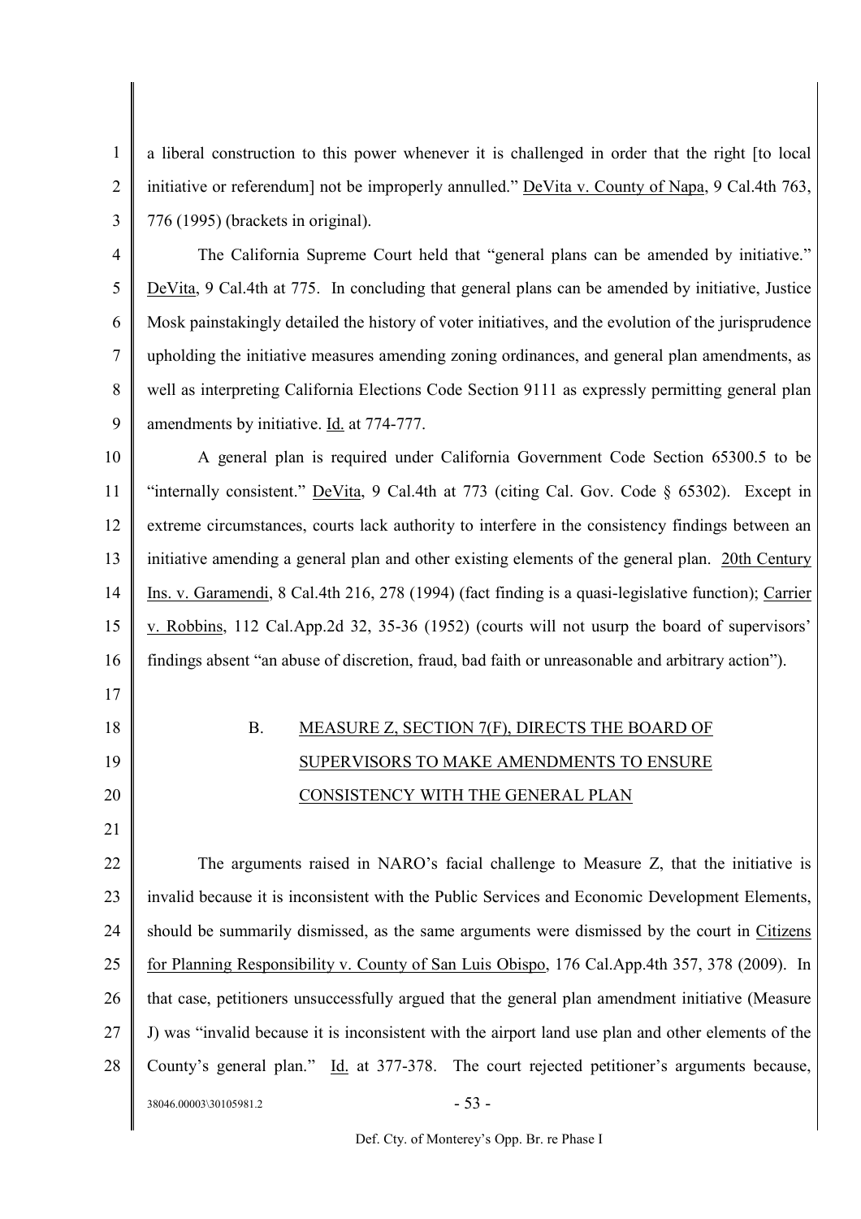a liberal construction to this power whenever it is challenged in order that the right [to local initiative or referendum] not be improperly annulled." DeVita v. County of Napa, 9 Cal.4th 763, 776 (1995) (brackets in original).

The California Supreme Court held that "general plans can be amended by initiative." DeVita, 9 Cal.4th at 775. In concluding that general plans can be amended by initiative, Justice Mosk painstakingly detailed the history of voter initiatives, and the evolution of the jurisprudence upholding the initiative measures amending zoning ordinances, and general plan amendments, as well as interpreting California Elections Code Section 9111 as expressly permitting general plan amendments by initiative. Id. at 774-777.

A general plan is required under California Government Code Section 65300.5 to be "internally consistent." DeVita, 9 Cal.4th at 773 (citing Cal. Gov. Code § 65302). Except in extreme circumstances, courts lack authority to interfere in the consistency findings between an initiative amending a general plan and other existing elements of the general plan. 20th Century Ins. v. Garamendi, 8 Cal.4th 216, 278 (1994) (fact finding is a quasi-legislative function); Carrier v. Robbins, 112 Cal.App.2d 32, 35-36 (1952) (courts will not usurp the board of supervisors' findings absent "an abuse of discretion, fraud, bad faith or unreasonable and arbitrary action").

## B. MEASURE Z, SECTION 7(F), DIRECTS THE BOARD OF SUPERVISORS TO MAKE AMENDMENTS TO ENSURE CONSISTENCY WITH THE GENERAL PLAN

The arguments raised in NARO's facial challenge to Measure Z, that the initiative is invalid because it is inconsistent with the Public Services and Economic Development Elements, should be summarily dismissed, as the same arguments were dismissed by the court in Citizens for Planning Responsibility v. County of San Luis Obispo, 176 Cal.App.4th 357, 378 (2009). In that case, petitioners unsuccessfully argued that the general plan amendment initiative (Measure J) was "invalid because it is inconsistent with the airport land use plan and other elements of the County's general plan." Id. at 377-378. The court rejected petitioner's arguments because,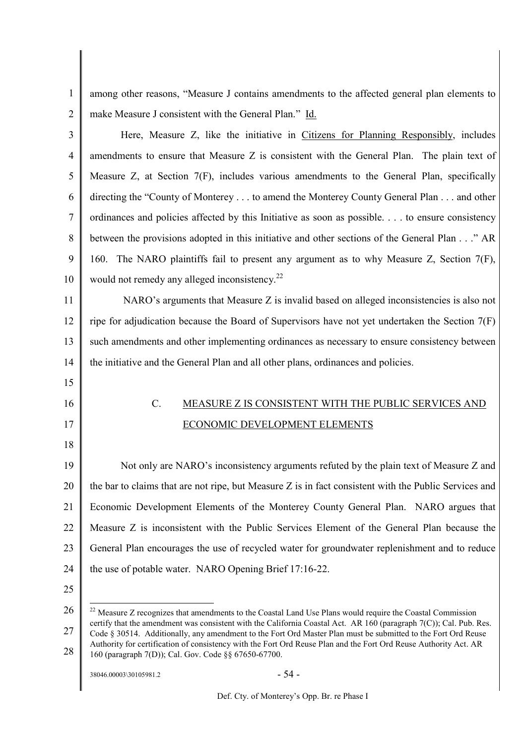among other reasons, "Measure J contains amendments to the affected general plan elements to make Measure J consistent with the General Plan." Id.

Here, Measure Z, like the initiative in Citizens for Planning Responsibly, includes amendments to ensure that Measure Z is consistent with the General Plan. The plain text of Measure Z, at Section 7(F), includes various amendments to the General Plan, specifically directing the "County of Monterey . . . to amend the Monterey County General Plan . . . and other ordinances and policies affected by this Initiative as soon as possible. . . . to ensure consistency between the provisions adopted in this initiative and other sections of the General Plan . . ." AR 160. The NARO plaintiffs fail to present any argument as to why Measure Z, Section 7(F), would not remedy any alleged inconsistency.[22]

NARO's arguments that Measure Z is invalid based on alleged inconsistencies is also not ripe for adjudication because the Board of Supervisors have not yet undertaken the Section 7(F) such amendments and other implementing ordinances as necessary to ensure consistency between the initiative and the General Plan and all other plans, ordinances and policies.

### C. MEASURE Z IS CONSISTENT WITH THE PUBLIC SERVICES AND ECONOMIC DEVELOPMENT ELEMENTS

Not only are NARO's inconsistency arguments refuted by the plain text of Measure Z and the bar to claims that are not ripe, but Measure Z is in fact consistent with the Public Services and Economic Development Elements of the Monterey County General Plan. NARO argues that Measure Z is inconsistent with the Public Services Element of the General Plan because the General Plan encourages the use of recycled water for groundwater replenishment and to reduce the use of potable water. NARO Opening Brief 17:16-22.

---

[22] Measure Z recognizes that amendments to the Coastal Land Use Plans would require the Coastal Commission certify that the amendment was consistent with the California Coastal Act. AR 160 (paragraph 7(C)); Cal. Pub. Res. Code § 30514. Additionally, any amendment to the Fort Ord Master Plan must be submitted to the Fort Ord Reuse Authority for certification of consistency with the Fort Ord Reuse Plan and the Fort Ord Reuse Authority Act. AR 160 (paragraph 7(D)); Cal. Gov. Code §§ 67650-67700.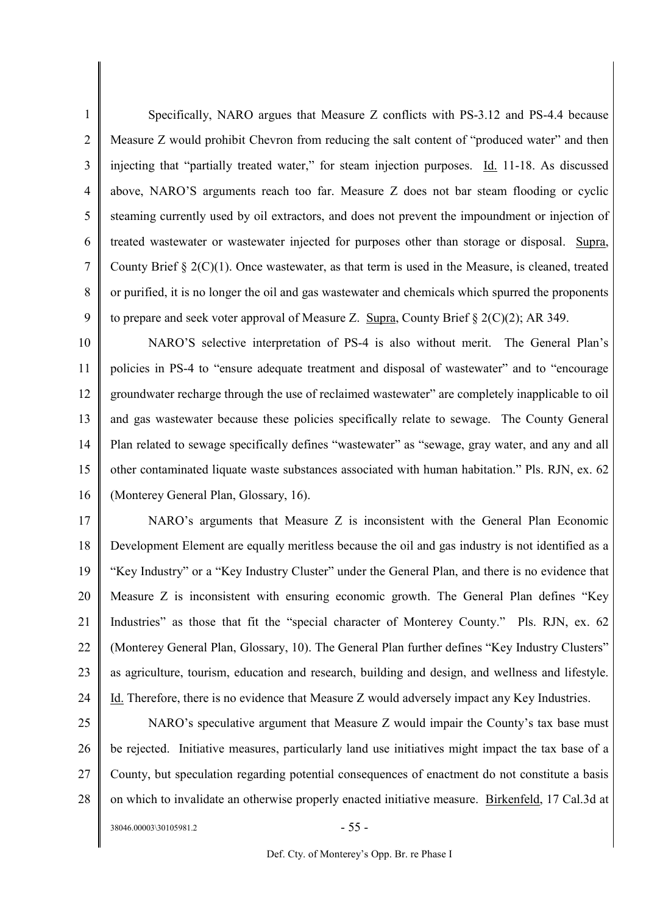Specifically, NARO argues that Measure Z conflicts with PS-3.12 and PS-4.4 because Measure Z would prohibit Chevron from reducing the salt content of "produced water" and then injecting that "partially treated water," for steam injection purposes. Id. 11-18. As discussed above, NARO'S arguments reach too far. Measure Z does not bar steam flooding or cyclic steaming currently used by oil extractors, and does not prevent the impoundment or injection of treated wastewater or wastewater injected for purposes other than storage or disposal. Supra, County Brief § 2(C)(1). Once wastewater, as that term is used in the Measure, is cleaned, treated or purified, it is no longer the oil and gas wastewater and chemicals which spurred the proponents to prepare and seek voter approval of Measure Z. Supra, County Brief § 2(C)(2); AR 349.

NARO'S selective interpretation of PS-4 is also without merit. The General Plan's policies in PS-4 to "ensure adequate treatment and disposal of wastewater" and to "encourage groundwater recharge through the use of reclaimed wastewater" are completely inapplicable to oil and gas wastewater because these policies specifically relate to sewage. The County General Plan related to sewage specifically defines "wastewater" as "sewage, gray water, and any and all other contaminated liquate waste substances associated with human habitation." Pls. RJN, ex. 62 (Monterey General Plan, Glossary, 16).

NARO's arguments that Measure Z is inconsistent with the General Plan Economic Development Element are equally meritless because the oil and gas industry is not identified as a "Key Industry" or a "Key Industry Cluster" under the General Plan, and there is no evidence that Measure Z is inconsistent with ensuring economic growth. The General Plan defines "Key Industries" as those that fit the "special character of Monterey County." Pls. RJN, ex. 62 (Monterey General Plan, Glossary, 10). The General Plan further defines "Key Industry Clusters" as agriculture, tourism, education and research, building and design, and wellness and lifestyle. Id. Therefore, there is no evidence that Measure Z would adversely impact any Key Industries.

NARO's speculative argument that Measure Z would impair the County's tax base must be rejected. Initiative measures, particularly land use initiatives might impact the tax base of a County, but speculation regarding potential consequences of enactment do not constitute a basis on which to invalidate an otherwise properly enacted initiative measure. Birkenfeld, 17 Cal.3d at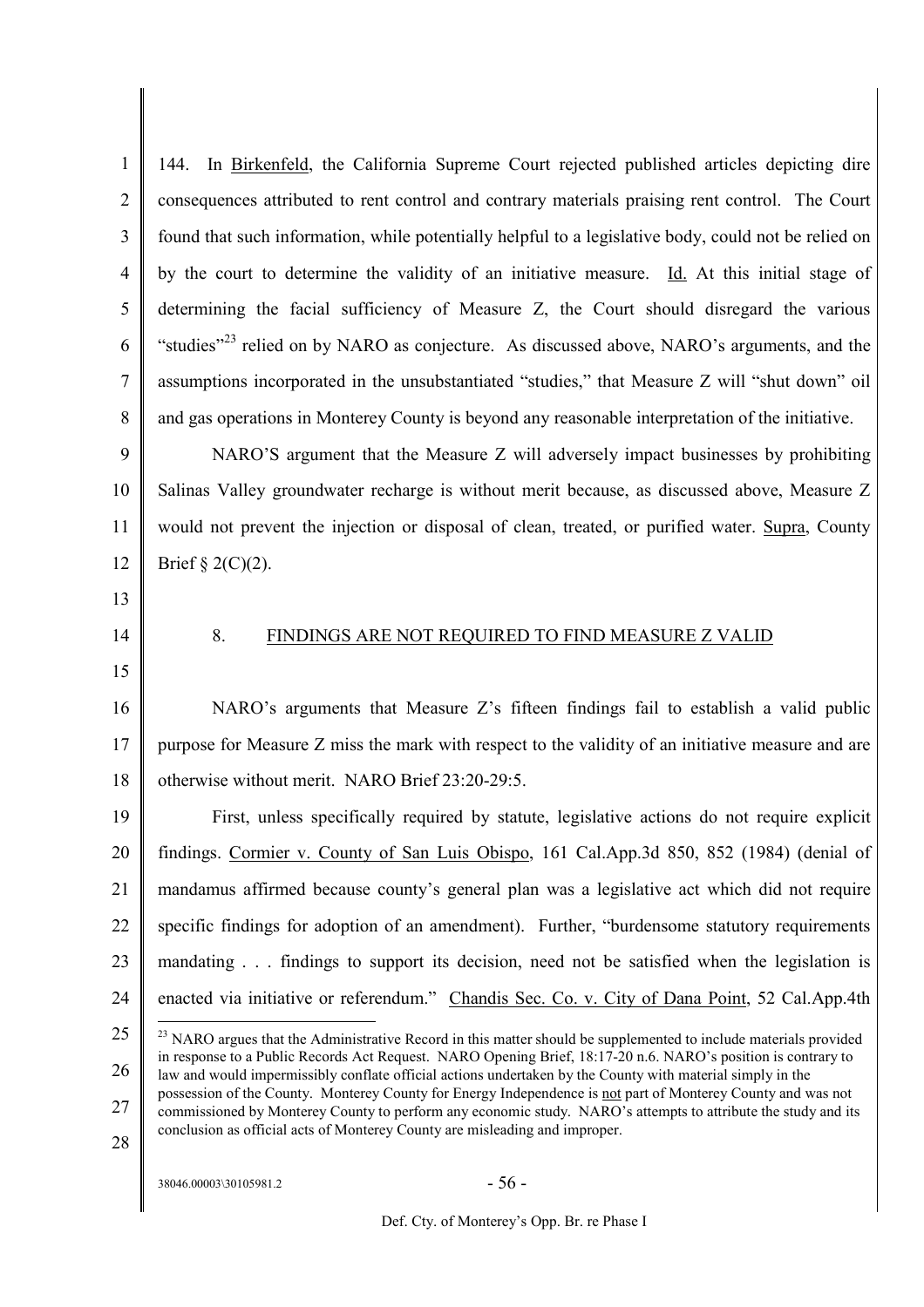144. In Birkenfeld, the California Supreme Court rejected published articles depicting dire consequences attributed to rent control and contrary materials praising rent control. The Court found that such information, while potentially helpful to a legislative body, could not be relied on by the court to determine the validity of an initiative measure. Id. At this initial stage of determining the facial sufficiency of Measure Z, the Court should disregard the various "studies"[23] relied on by NARO as conjecture. As discussed above, NARO's arguments, and the assumptions incorporated in the unsubstantiated "studies," that Measure Z will "shut down" oil and gas operations in Monterey County is beyond any reasonable interpretation of the initiative.

NARO'S argument that the Measure Z will adversely impact businesses by prohibiting Salinas Valley groundwater recharge is without merit because, as discussed above, Measure Z would not prevent the injection or disposal of clean, treated, or purified water. Supra, County Brief § 2(C)(2).

## 8. FINDINGS ARE NOT REQUIRED TO FIND MEASURE Z VALID

NARO's arguments that Measure Z's fifteen findings fail to establish a valid public purpose for Measure Z miss the mark with respect to the validity of an initiative measure and are otherwise without merit. NARO Brief 23:20-29:5.

First, unless specifically required by statute, legislative actions do not require explicit findings. Cormier v. County of San Luis Obispo, 161 Cal.App.3d 850, 852 (1984) (denial of mandamus affirmed because county's general plan was a legislative act which did not require specific findings for adoption of an amendment). Further, "burdensome statutory requirements mandating . . . findings to support its decision, need not be satisfied when the legislation is enacted via initiative or referendum." Chandis Sec. Co. v. City of Dana Point, 52 Cal.App.4th

[23] NARO argues that the Administrative Record in this matter should be supplemented to include materials provided in response to a Public Records Act Request. NARO Opening Brief, 18:17-20 n.6. NARO's position is contrary to law and would impermissibly conflate official actions undertaken by the County with material simply in the possession of the County. Monterey County for Energy Independence is not part of Monterey County and was not commissioned by Monterey County to perform any economic study. NARO's attempts to attribute the study and its conclusion as official acts of Monterey County are misleading and improper.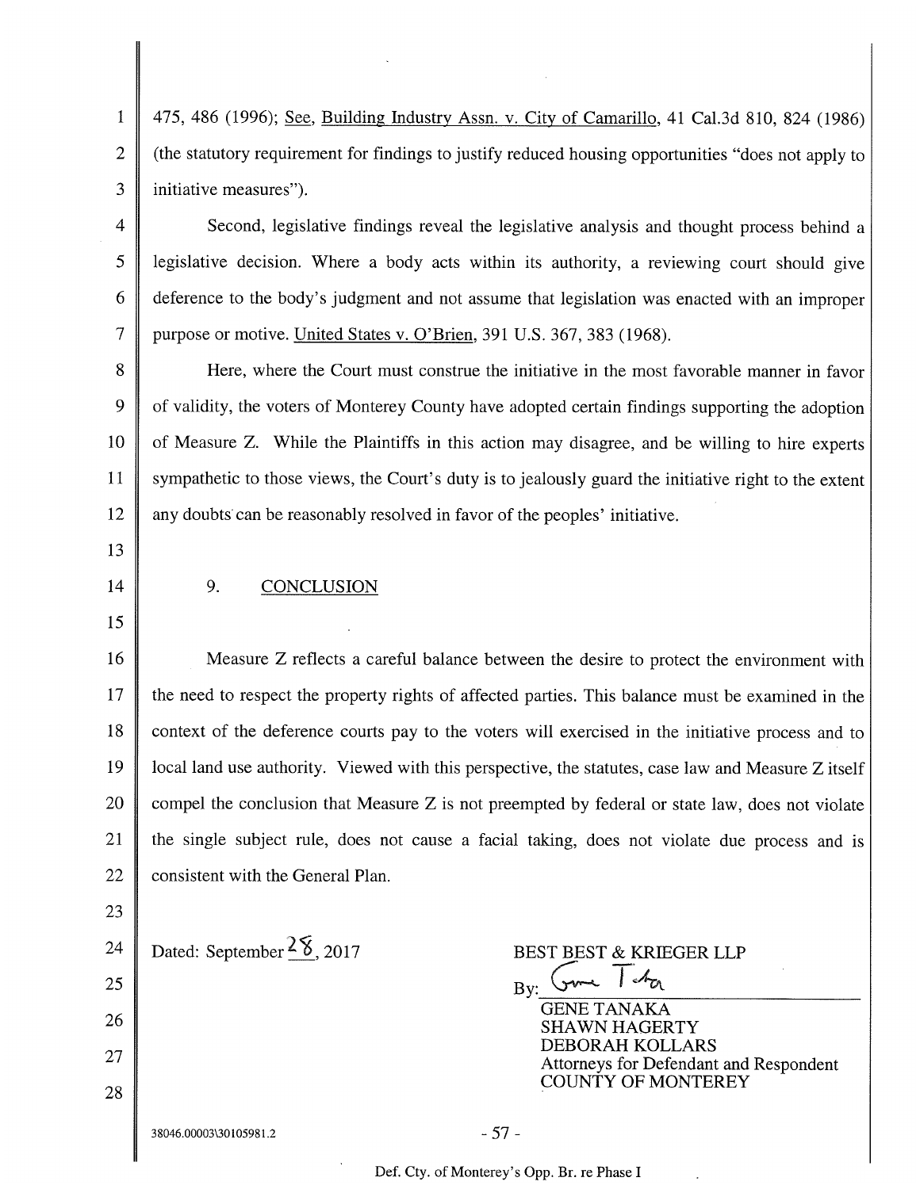475, 486 (1996); See, Building Industry Assn. v. City of Camarillo, 41 Cal.3d 810, 824 (1986) (the statutory requirement for findings to justify reduced housing opportunities "does not apply to initiative measures").

Second, legislative findings reveal the legislative analysis and thought process behind a legislative decision. Where a body acts within its authority, a reviewing court should give deference to the body's judgment and not assume that legislation was enacted with an improper purpose or motive. United States v. O'Brien, 391 U.S. 367, 383 (1968).

Here, where the Court must construe the initiative in the most favorable manner in favor of validity, the voters of Monterey County have adopted certain findings supporting the adoption of Measure Z. While the Plaintiffs in this action may disagree, and be willing to hire experts sympathetic to those views, the Court's duty is to jealously guard the initiative right to the extent any doubts can be reasonably resolved in favor of the peoples' initiative.

## 9. CONCLUSION

Measure Z reflects a careful balance between the desire to protect the environment with the need to respect the property rights of affected parties. This balance must be examined in the context of the deference courts pay to the voters will exercised in the initiative process and to local land use authority. Viewed with this perspective, the statutes, case law and Measure Z itself compel the conclusion that Measure Z is not preempted by federal or state law, does not violate the single subject rule, does not cause a facial taking, does not violate due process and is consistent with the General Plan.

Dated: September 28, 2017

BEST BEST & KRIEGER LLP

By: [signature]

GENE TANAKA
SHAWN HAGERTY
DEBORAH KOLLARS
Attorneys for Defendant and Respondent
COUNTY OF MONTEREY

38046.00003\30105981.2